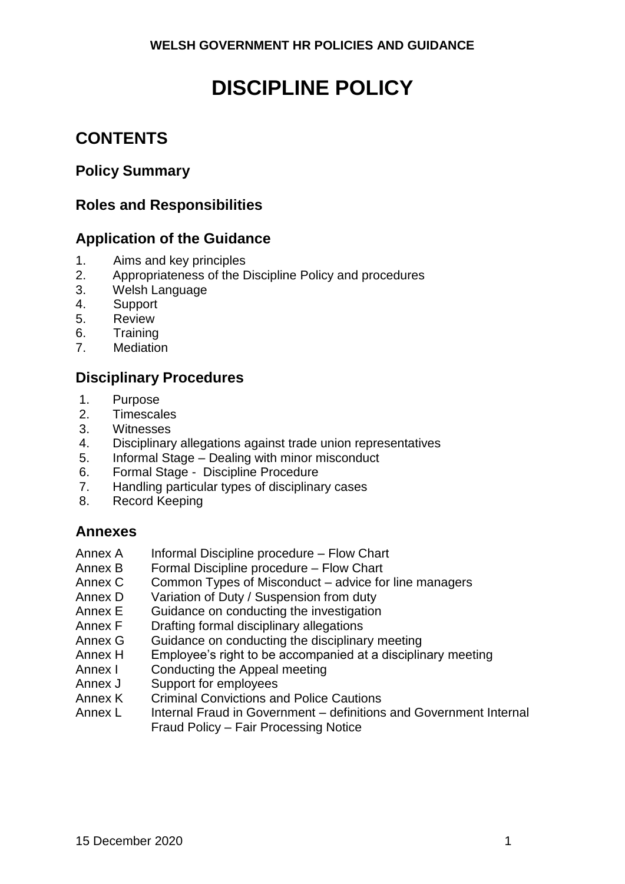**WELSH GOVERNMENT HR POLICIES AND GUIDANCE**

# DISCIPLINE POLICY

## CONTENTS

### Policy Summary

### Roles and Responsibilities

### Application of the Guidance

1. Aims and key principles
2. Appropriateness of the Discipline Policy and procedures
3. Welsh Language
4. Support
5. Review
6. Training
7. Mediation

### Disciplinary Procedures

1. Purpose
2. Timescales
3. Witnesses
4. Disciplinary allegations against trade union representatives
5. Informal Stage – Dealing with minor misconduct
6. Formal Stage - Discipline Procedure
7. Handling particular types of disciplinary cases
8. Record Keeping

### Annexes

- Annex A Informal Discipline procedure – Flow Chart
- Annex B Formal Discipline procedure – Flow Chart
- Annex C Common Types of Misconduct – advice for line managers
- Annex D Variation of Duty / Suspension from duty
- Annex E Guidance on conducting the investigation
- Annex F Drafting formal disciplinary allegations
- Annex G Guidance on conducting the disciplinary meeting
- Annex H Employee's right to be accompanied at a disciplinary meeting
- Annex I Conducting the Appeal meeting
- Annex J Support for employees
- Annex K Criminal Convictions and Police Cautions
- Annex L Internal Fraud in Government – definitions and Government Internal Fraud Policy – Fair Processing Notice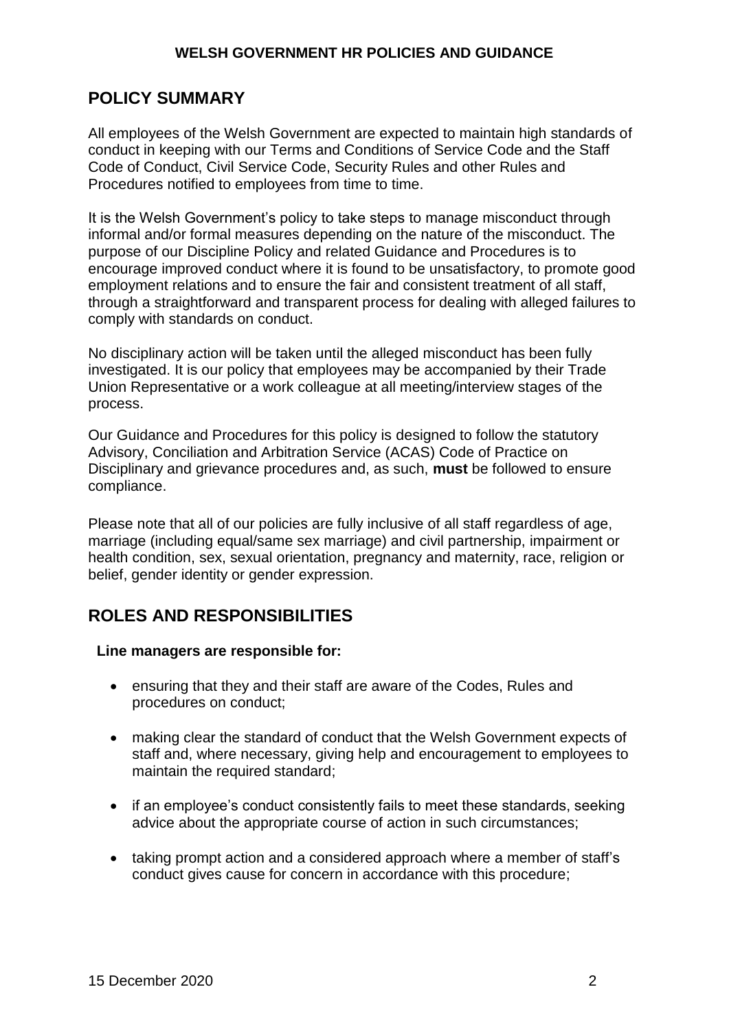## POLICY SUMMARY

All employees of the Welsh Government are expected to maintain high standards of conduct in keeping with our Terms and Conditions of Service Code and the Staff Code of Conduct, Civil Service Code, Security Rules and other Rules and Procedures notified to employees from time to time.

It is the Welsh Government's policy to take steps to manage misconduct through informal and/or formal measures depending on the nature of the misconduct. The purpose of our Discipline Policy and related Guidance and Procedures is to encourage improved conduct where it is found to be unsatisfactory, to promote good employment relations and to ensure the fair and consistent treatment of all staff, through a straightforward and transparent process for dealing with alleged failures to comply with standards on conduct.

No disciplinary action will be taken until the alleged misconduct has been fully investigated. It is our policy that employees may be accompanied by their Trade Union Representative or a work colleague at all meeting/interview stages of the process.

Our Guidance and Procedures for this policy is designed to follow the statutory Advisory, Conciliation and Arbitration Service (ACAS) Code of Practice on Disciplinary and grievance procedures and, as such, **must** be followed to ensure compliance.

Please note that all of our policies are fully inclusive of all staff regardless of age, marriage (including equal/same sex marriage) and civil partnership, impairment or health condition, sex, sexual orientation, pregnancy and maternity, race, religion or belief, gender identity or gender expression.

## ROLES AND RESPONSIBILITIES

**Line managers are responsible for:**

- ensuring that they and their staff are aware of the Codes, Rules and procedures on conduct;
- making clear the standard of conduct that the Welsh Government expects of staff and, where necessary, giving help and encouragement to employees to maintain the required standard;
- if an employee's conduct consistently fails to meet these standards, seeking advice about the appropriate course of action in such circumstances;
- taking prompt action and a considered approach where a member of staff's conduct gives cause for concern in accordance with this procedure;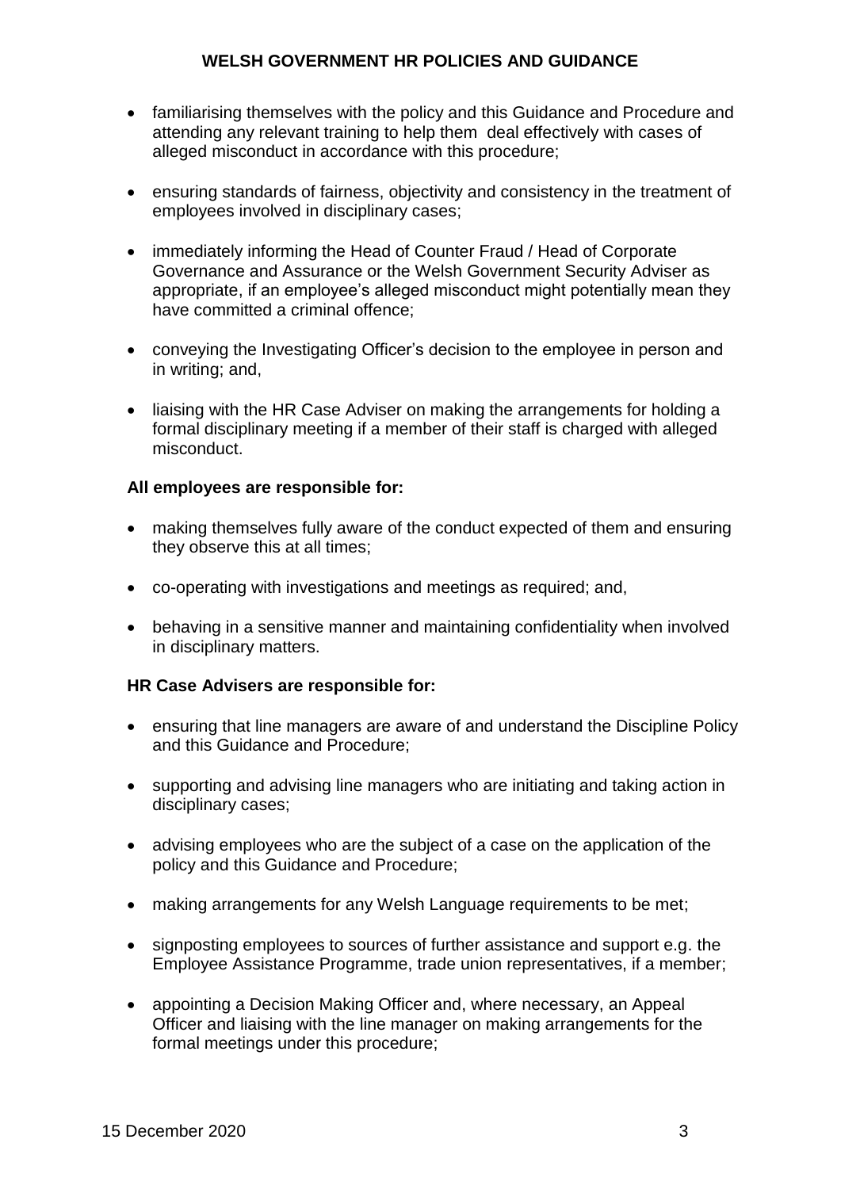- familiarising themselves with the policy and this Guidance and Procedure and attending any relevant training to help them deal effectively with cases of alleged misconduct in accordance with this procedure;
- ensuring standards of fairness, objectivity and consistency in the treatment of employees involved in disciplinary cases;
- immediately informing the Head of Counter Fraud / Head of Corporate Governance and Assurance or the Welsh Government Security Adviser as appropriate, if an employee's alleged misconduct might potentially mean they have committed a criminal offence;
- conveying the Investigating Officer's decision to the employee in person and in writing; and,
- liaising with the HR Case Adviser on making the arrangements for holding a formal disciplinary meeting if a member of their staff is charged with alleged misconduct.

**All employees are responsible for:**

- making themselves fully aware of the conduct expected of them and ensuring they observe this at all times;
- co-operating with investigations and meetings as required; and,
- behaving in a sensitive manner and maintaining confidentiality when involved in disciplinary matters.

**HR Case Advisers are responsible for:**

- ensuring that line managers are aware of and understand the Discipline Policy and this Guidance and Procedure;
- supporting and advising line managers who are initiating and taking action in disciplinary cases;
- advising employees who are the subject of a case on the application of the policy and this Guidance and Procedure;
- making arrangements for any Welsh Language requirements to be met;
- signposting employees to sources of further assistance and support e.g. the Employee Assistance Programme, trade union representatives, if a member;
- appointing a Decision Making Officer and, where necessary, an Appeal Officer and liaising with the line manager on making arrangements for the formal meetings under this procedure;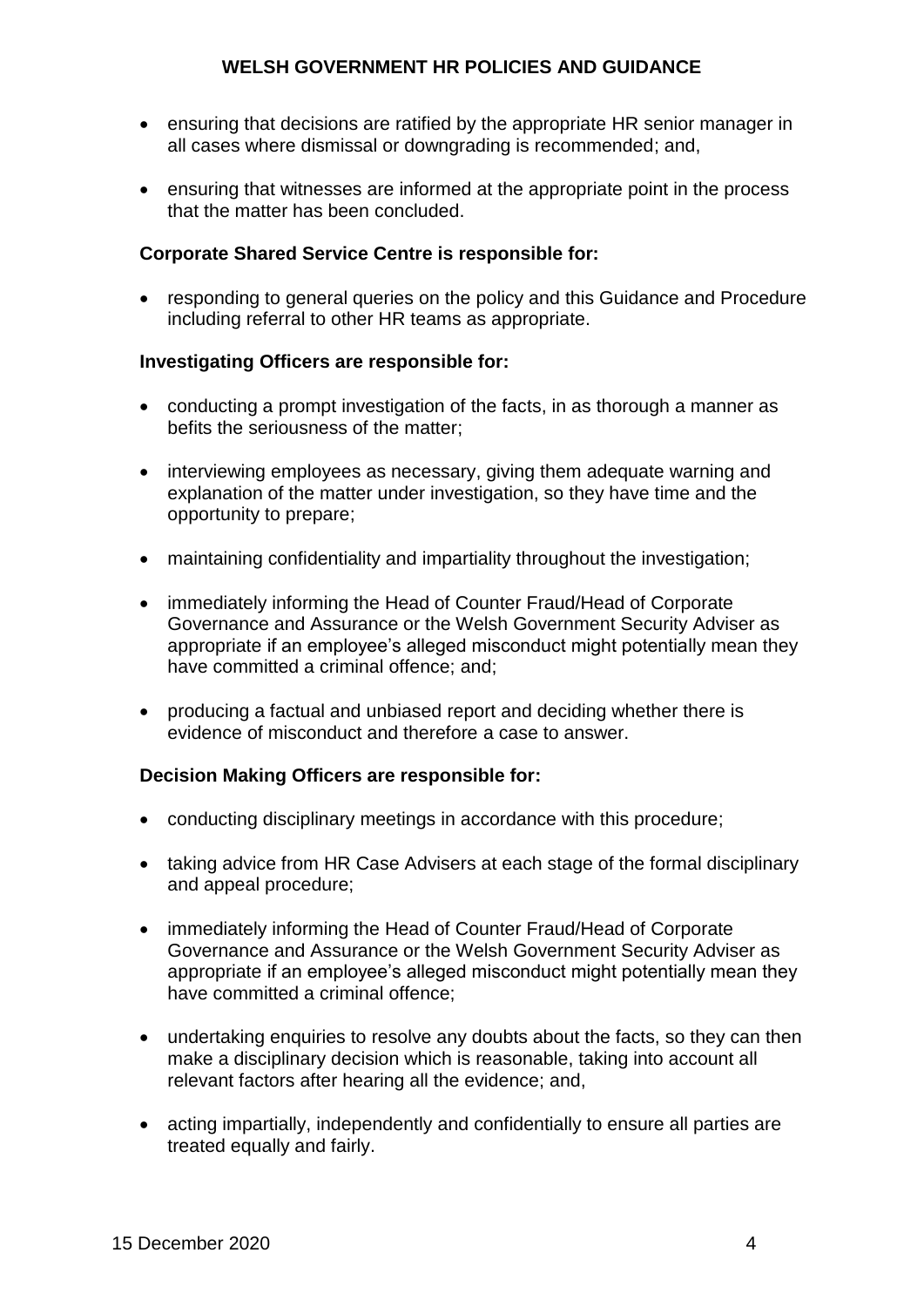- ensuring that decisions are ratified by the appropriate HR senior manager in all cases where dismissal or downgrading is recommended; and,

- ensuring that witnesses are informed at the appropriate point in the process that the matter has been concluded.

**Corporate Shared Service Centre is responsible for:**

- responding to general queries on the policy and this Guidance and Procedure including referral to other HR teams as appropriate.

**Investigating Officers are responsible for:**

- conducting a prompt investigation of the facts, in as thorough a manner as befits the seriousness of the matter;

- interviewing employees as necessary, giving them adequate warning and explanation of the matter under investigation, so they have time and the opportunity to prepare;

- maintaining confidentiality and impartiality throughout the investigation;

- immediately informing the Head of Counter Fraud/Head of Corporate Governance and Assurance or the Welsh Government Security Adviser as appropriate if an employee's alleged misconduct might potentially mean they have committed a criminal offence; and;

- producing a factual and unbiased report and deciding whether there is evidence of misconduct and therefore a case to answer.

**Decision Making Officers are responsible for:**

- conducting disciplinary meetings in accordance with this procedure;

- taking advice from HR Case Advisers at each stage of the formal disciplinary and appeal procedure;

- immediately informing the Head of Counter Fraud/Head of Corporate Governance and Assurance or the Welsh Government Security Adviser as appropriate if an employee's alleged misconduct might potentially mean they have committed a criminal offence;

- undertaking enquiries to resolve any doubts about the facts, so they can then make a disciplinary decision which is reasonable, taking into account all relevant factors after hearing all the evidence; and,

- acting impartially, independently and confidentially to ensure all parties are treated equally and fairly.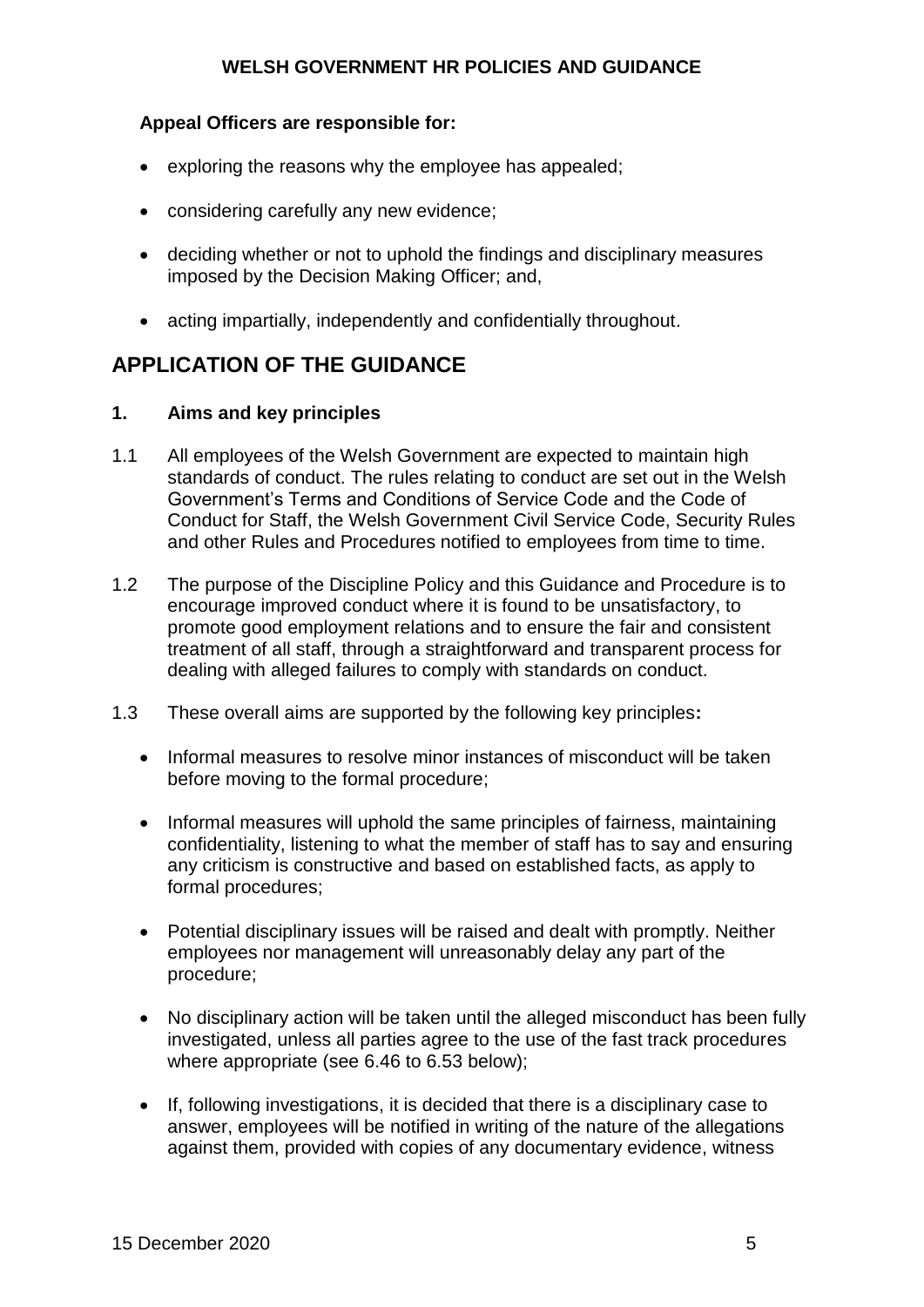**Appeal Officers are responsible for:**

- exploring the reasons why the employee has appealed;
- considering carefully any new evidence;
- deciding whether or not to uphold the findings and disciplinary measures imposed by the Decision Making Officer; and,
- acting impartially, independently and confidentially throughout.

## APPLICATION OF THE GUIDANCE

### 1. Aims and key principles

1.1 All employees of the Welsh Government are expected to maintain high standards of conduct. The rules relating to conduct are set out in the Welsh Government's Terms and Conditions of Service Code and the Code of Conduct for Staff, the Welsh Government Civil Service Code, Security Rules and other Rules and Procedures notified to employees from time to time.

1.2 The purpose of the Discipline Policy and this Guidance and Procedure is to encourage improved conduct where it is found to be unsatisfactory, to promote good employment relations and to ensure the fair and consistent treatment of all staff, through a straightforward and transparent process for dealing with alleged failures to comply with standards on conduct.

1.3 These overall aims are supported by the following key principles**:**

- Informal measures to resolve minor instances of misconduct will be taken before moving to the formal procedure;
- Informal measures will uphold the same principles of fairness, maintaining confidentiality, listening to what the member of staff has to say and ensuring any criticism is constructive and based on established facts, as apply to formal procedures;
- Potential disciplinary issues will be raised and dealt with promptly. Neither employees nor management will unreasonably delay any part of the procedure;
- No disciplinary action will be taken until the alleged misconduct has been fully investigated, unless all parties agree to the use of the fast track procedures where appropriate (see 6.46 to 6.53 below);
- If, following investigations, it is decided that there is a disciplinary case to answer, employees will be notified in writing of the nature of the allegations against them, provided with copies of any documentary evidence, witness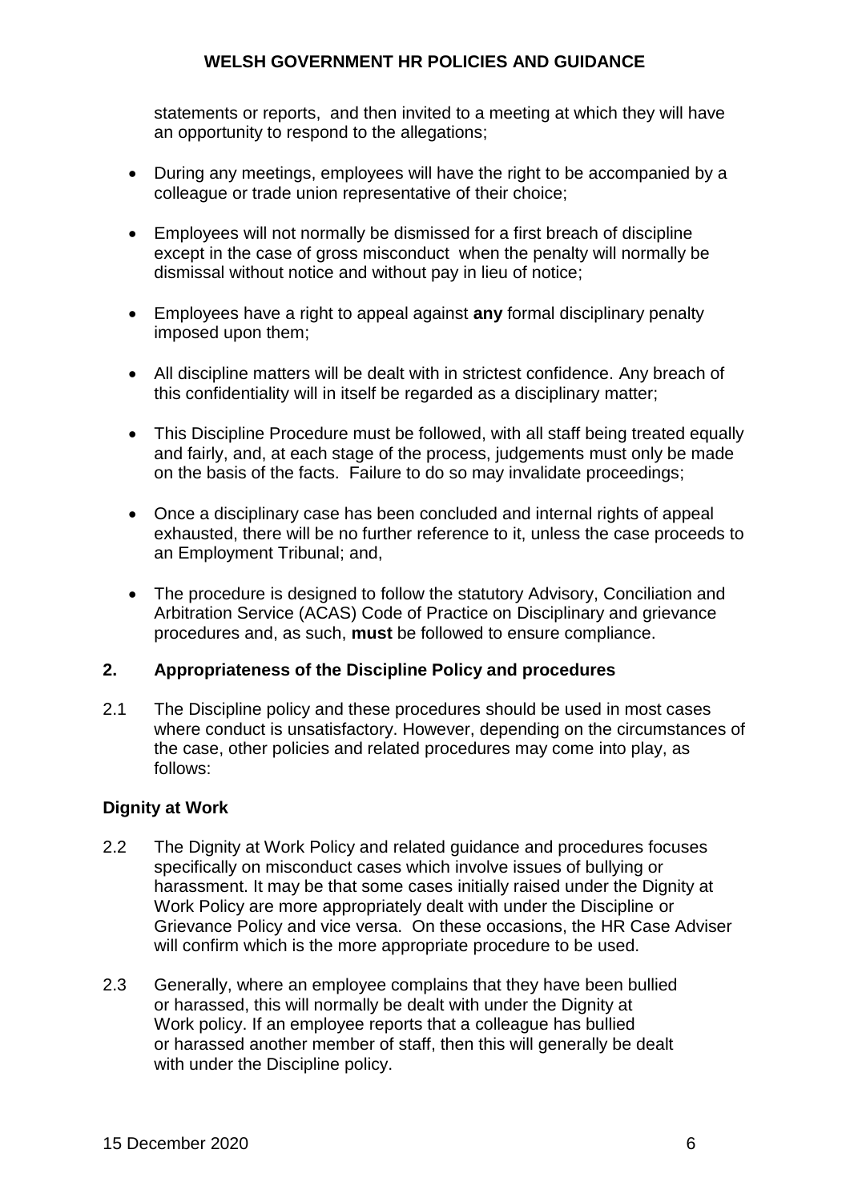statements or reports, and then invited to a meeting at which they will have an opportunity to respond to the allegations;

- During any meetings, employees will have the right to be accompanied by a colleague or trade union representative of their choice;
- Employees will not normally be dismissed for a first breach of discipline except in the case of gross misconduct when the penalty will normally be dismissal without notice and without pay in lieu of notice;
- Employees have a right to appeal against **any** formal disciplinary penalty imposed upon them;
- All discipline matters will be dealt with in strictest confidence. Any breach of this confidentiality will in itself be regarded as a disciplinary matter;
- This Discipline Procedure must be followed, with all staff being treated equally and fairly, and, at each stage of the process, judgements must only be made on the basis of the facts. Failure to do so may invalidate proceedings;
- Once a disciplinary case has been concluded and internal rights of appeal exhausted, there will be no further reference to it, unless the case proceeds to an Employment Tribunal; and,
- The procedure is designed to follow the statutory Advisory, Conciliation and Arbitration Service (ACAS) Code of Practice on Disciplinary and grievance procedures and, as such, **must** be followed to ensure compliance.

## 2. Appropriateness of the Discipline Policy and procedures

2.1 The Discipline policy and these procedures should be used in most cases where conduct is unsatisfactory. However, depending on the circumstances of the case, other policies and related procedures may come into play, as follows:

### Dignity at Work

2.2 The Dignity at Work Policy and related guidance and procedures focuses specifically on misconduct cases which involve issues of bullying or harassment. It may be that some cases initially raised under the Dignity at Work Policy are more appropriately dealt with under the Discipline or Grievance Policy and vice versa. On these occasions, the HR Case Adviser will confirm which is the more appropriate procedure to be used.

2.3 Generally, where an employee complains that they have been bullied or harassed, this will normally be dealt with under the Dignity at Work policy. If an employee reports that a colleague has bullied or harassed another member of staff, then this will generally be dealt with under the Discipline policy.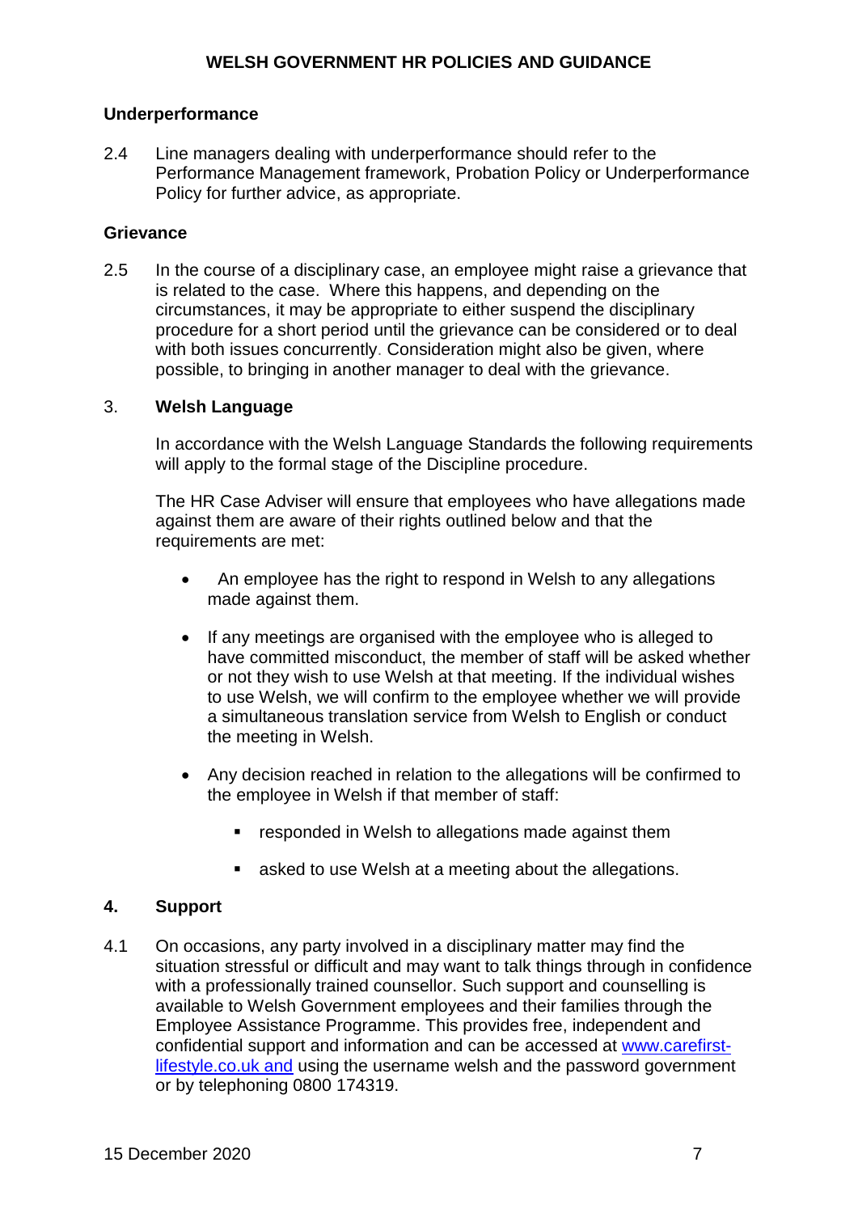### Underperformance

2.4 Line managers dealing with underperformance should refer to the Performance Management framework, Probation Policy or Underperformance Policy for further advice, as appropriate.

### Grievance

2.5 In the course of a disciplinary case, an employee might raise a grievance that is related to the case. Where this happens, and depending on the circumstances, it may be appropriate to either suspend the disciplinary procedure for a short period until the grievance can be considered or to deal with both issues concurrently. Consideration might also be given, where possible, to bringing in another manager to deal with the grievance.

## 3. Welsh Language

In accordance with the Welsh Language Standards the following requirements will apply to the formal stage of the Discipline procedure.

The HR Case Adviser will ensure that employees who have allegations made against them are aware of their rights outlined below and that the requirements are met:

- An employee has the right to respond in Welsh to any allegations made against them.
- If any meetings are organised with the employee who is alleged to have committed misconduct, the member of staff will be asked whether or not they wish to use Welsh at that meeting. If the individual wishes to use Welsh, we will confirm to the employee whether we will provide a simultaneous translation service from Welsh to English or conduct the meeting in Welsh.
- Any decision reached in relation to the allegations will be confirmed to the employee in Welsh if that member of staff:
  - responded in Welsh to allegations made against them
  - asked to use Welsh at a meeting about the allegations.

## 4. Support

4.1 On occasions, any party involved in a disciplinary matter may find the situation stressful or difficult and may want to talk things through in confidence with a professionally trained counsellor. Such support and counselling is available to Welsh Government employees and their families through the Employee Assistance Programme. This provides free, independent and confidential support and information and can be accessed at www.carefirst-lifestyle.co.uk and using the username welsh and the password government or by telephoning 0800 174319.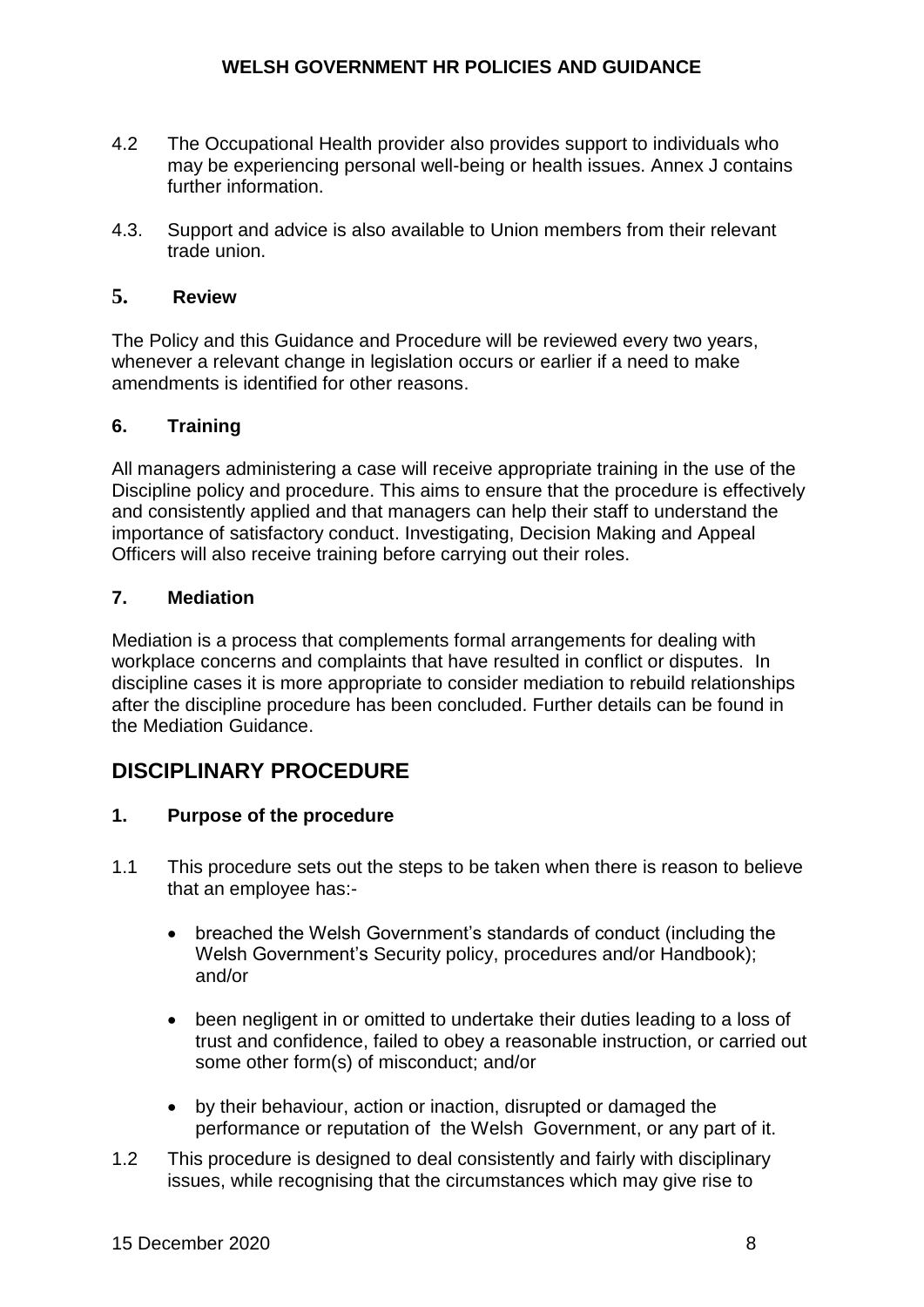4.2 The Occupational Health provider also provides support to individuals who may be experiencing personal well-being or health issues. Annex J contains further information.

4.3. Support and advice is also available to Union members from their relevant trade union.

## 5. Review

The Policy and this Guidance and Procedure will be reviewed every two years, whenever a relevant change in legislation occurs or earlier if a need to make amendments is identified for other reasons.

## 6. Training

All managers administering a case will receive appropriate training in the use of the Discipline policy and procedure. This aims to ensure that the procedure is effectively and consistently applied and that managers can help their staff to understand the importance of satisfactory conduct. Investigating, Decision Making and Appeal Officers will also receive training before carrying out their roles.

## 7. Mediation

Mediation is a process that complements formal arrangements for dealing with workplace concerns and complaints that have resulted in conflict or disputes. In discipline cases it is more appropriate to consider mediation to rebuild relationships after the discipline procedure has been concluded. Further details can be found in the Mediation Guidance.

# DISCIPLINARY PROCEDURE

## 1. Purpose of the procedure

1.1 This procedure sets out the steps to be taken when there is reason to believe that an employee has:-

- breached the Welsh Government's standards of conduct (including the Welsh Government's Security policy, procedures and/or Handbook); and/or
- been negligent in or omitted to undertake their duties leading to a loss of trust and confidence, failed to obey a reasonable instruction, or carried out some other form(s) of misconduct; and/or
- by their behaviour, action or inaction, disrupted or damaged the performance or reputation of the Welsh Government, or any part of it.

1.2 This procedure is designed to deal consistently and fairly with disciplinary issues, while recognising that the circumstances which may give rise to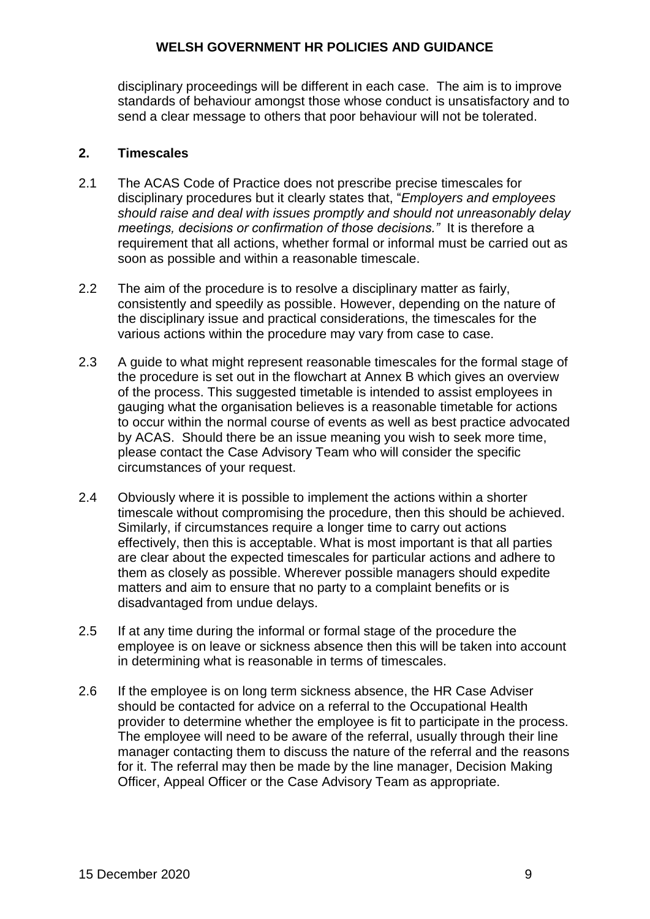disciplinary proceedings will be different in each case. The aim is to improve standards of behaviour amongst those whose conduct is unsatisfactory and to send a clear message to others that poor behaviour will not be tolerated.

## 2. Timescales

2.1 The ACAS Code of Practice does not prescribe precise timescales for disciplinary procedures but it clearly states that, "*Employers and employees should raise and deal with issues promptly and should not unreasonably delay meetings, decisions or confirmation of those decisions."* It is therefore a requirement that all actions, whether formal or informal must be carried out as soon as possible and within a reasonable timescale.

2.2 The aim of the procedure is to resolve a disciplinary matter as fairly, consistently and speedily as possible. However, depending on the nature of the disciplinary issue and practical considerations, the timescales for the various actions within the procedure may vary from case to case.

2.3 A guide to what might represent reasonable timescales for the formal stage of the procedure is set out in the flowchart at Annex B which gives an overview of the process. This suggested timetable is intended to assist employees in gauging what the organisation believes is a reasonable timetable for actions to occur within the normal course of events as well as best practice advocated by ACAS. Should there be an issue meaning you wish to seek more time, please contact the Case Advisory Team who will consider the specific circumstances of your request.

2.4 Obviously where it is possible to implement the actions within a shorter timescale without compromising the procedure, then this should be achieved. Similarly, if circumstances require a longer time to carry out actions effectively, then this is acceptable. What is most important is that all parties are clear about the expected timescales for particular actions and adhere to them as closely as possible. Wherever possible managers should expedite matters and aim to ensure that no party to a complaint benefits or is disadvantaged from undue delays.

2.5 If at any time during the informal or formal stage of the procedure the employee is on leave or sickness absence then this will be taken into account in determining what is reasonable in terms of timescales.

2.6 If the employee is on long term sickness absence, the HR Case Adviser should be contacted for advice on a referral to the Occupational Health provider to determine whether the employee is fit to participate in the process. The employee will need to be aware of the referral, usually through their line manager contacting them to discuss the nature of the referral and the reasons for it. The referral may then be made by the line manager, Decision Making Officer, Appeal Officer or the Case Advisory Team as appropriate.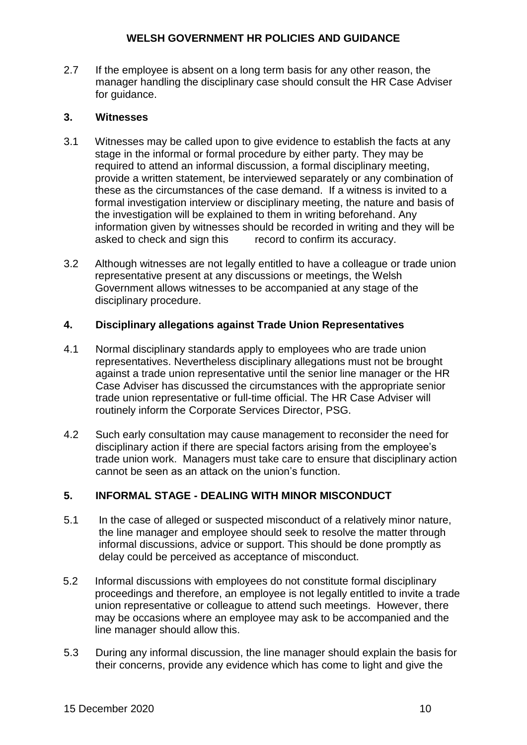2.7 If the employee is absent on a long term basis for any other reason, the manager handling the disciplinary case should consult the HR Case Adviser for guidance.

## 3. Witnesses

3.1 Witnesses may be called upon to give evidence to establish the facts at any stage in the informal or formal procedure by either party. They may be required to attend an informal discussion, a formal disciplinary meeting, provide a written statement, be interviewed separately or any combination of these as the circumstances of the case demand. If a witness is invited to a formal investigation interview or disciplinary meeting, the nature and basis of the investigation will be explained to them in writing beforehand. Any information given by witnesses should be recorded in writing and they will be asked to check and sign this record to confirm its accuracy.

3.2 Although witnesses are not legally entitled to have a colleague or trade union representative present at any discussions or meetings, the Welsh Government allows witnesses to be accompanied at any stage of the disciplinary procedure.

## 4. Disciplinary allegations against Trade Union Representatives

4.1 Normal disciplinary standards apply to employees who are trade union representatives. Nevertheless disciplinary allegations must not be brought against a trade union representative until the senior line manager or the HR Case Adviser has discussed the circumstances with the appropriate senior trade union representative or full-time official. The HR Case Adviser will routinely inform the Corporate Services Director, PSG.

4.2 Such early consultation may cause management to reconsider the need for disciplinary action if there are special factors arising from the employee's trade union work. Managers must take care to ensure that disciplinary action cannot be seen as an attack on the union's function.

## 5. INFORMAL STAGE - DEALING WITH MINOR MISCONDUCT

5.1 In the case of alleged or suspected misconduct of a relatively minor nature, the line manager and employee should seek to resolve the matter through informal discussions, advice or support. This should be done promptly as delay could be perceived as acceptance of misconduct.

5.2 Informal discussions with employees do not constitute formal disciplinary proceedings and therefore, an employee is not legally entitled to invite a trade union representative or colleague to attend such meetings. However, there may be occasions where an employee may ask to be accompanied and the line manager should allow this.

5.3 During any informal discussion, the line manager should explain the basis for their concerns, provide any evidence which has come to light and give the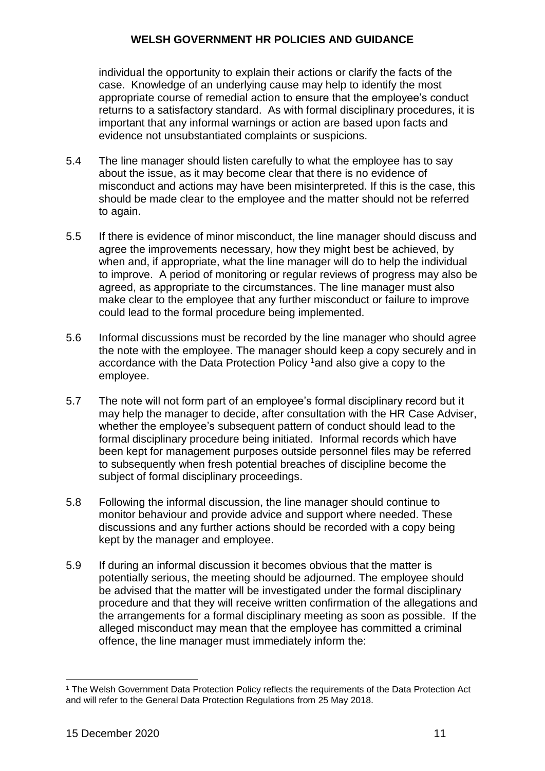individual the opportunity to explain their actions or clarify the facts of the case. Knowledge of an underlying cause may help to identify the most appropriate course of remedial action to ensure that the employee's conduct returns to a satisfactory standard. As with formal disciplinary procedures, it is important that any informal warnings or action are based upon facts and evidence not unsubstantiated complaints or suspicions.

5.4 The line manager should listen carefully to what the employee has to say about the issue, as it may become clear that there is no evidence of misconduct and actions may have been misinterpreted. If this is the case, this should be made clear to the employee and the matter should not be referred to again.

5.5 If there is evidence of minor misconduct, the line manager should discuss and agree the improvements necessary, how they might best be achieved, by when and, if appropriate, what the line manager will do to help the individual to improve. A period of monitoring or regular reviews of progress may also be agreed, as appropriate to the circumstances. The line manager must also make clear to the employee that any further misconduct or failure to improve could lead to the formal procedure being implemented.

5.6 Informal discussions must be recorded by the line manager who should agree the note with the employee. The manager should keep a copy securely and in accordance with the Data Protection Policy [1] and also give a copy to the employee.

5.7 The note will not form part of an employee's formal disciplinary record but it may help the manager to decide, after consultation with the HR Case Adviser, whether the employee's subsequent pattern of conduct should lead to the formal disciplinary procedure being initiated. Informal records which have been kept for management purposes outside personnel files may be referred to subsequently when fresh potential breaches of discipline become the subject of formal disciplinary proceedings.

5.8 Following the informal discussion, the line manager should continue to monitor behaviour and provide advice and support where needed. These discussions and any further actions should be recorded with a copy being kept by the manager and employee.

5.9 If during an informal discussion it becomes obvious that the matter is potentially serious, the meeting should be adjourned. The employee should be advised that the matter will be investigated under the formal disciplinary procedure and that they will receive written confirmation of the allegations and the arrangements for a formal disciplinary meeting as soon as possible. If the alleged misconduct may mean that the employee has committed a criminal offence, the line manager must immediately inform the:

---

[1] The Welsh Government Data Protection Policy reflects the requirements of the Data Protection Act and will refer to the General Data Protection Regulations from 25 May 2018.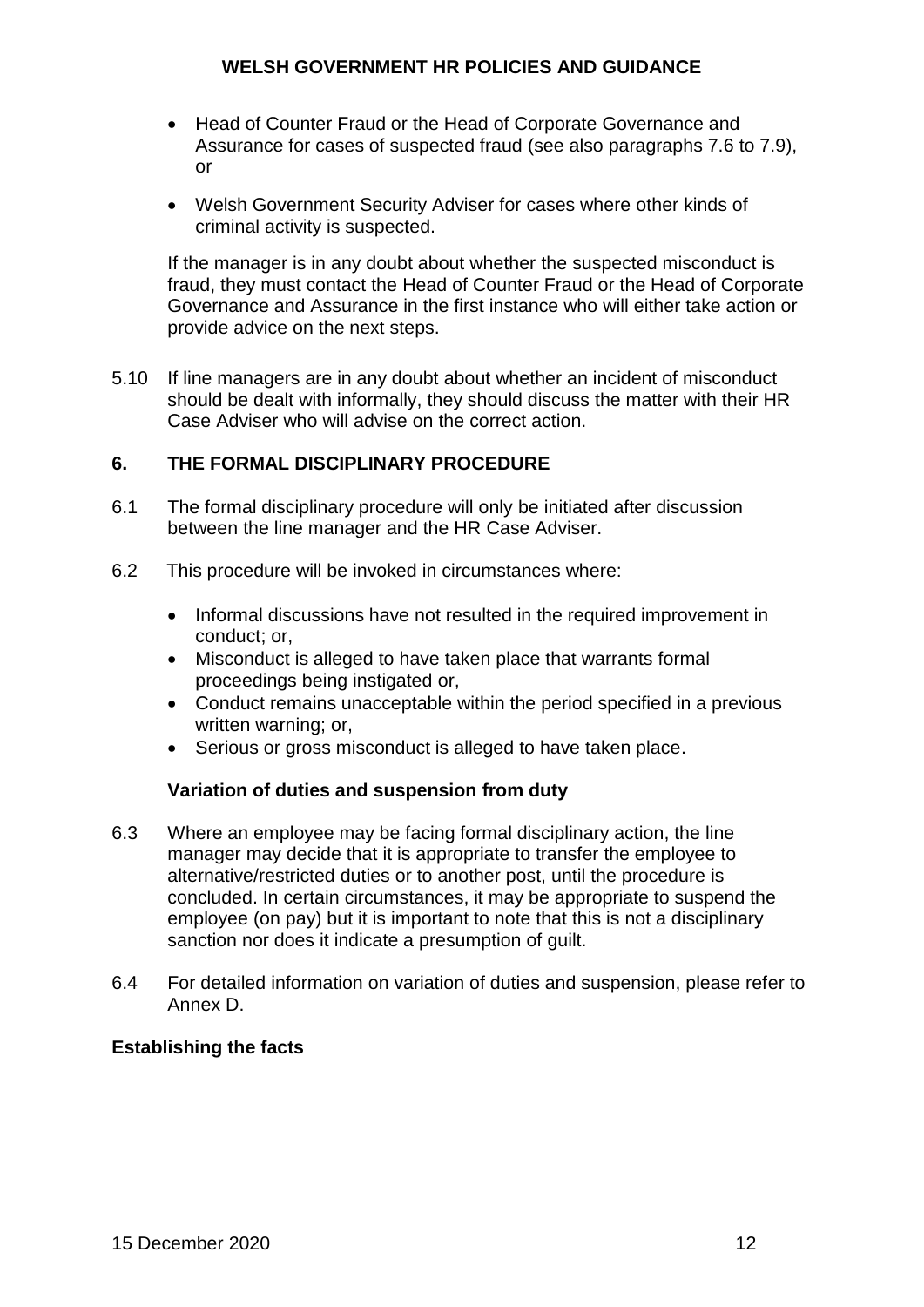- Head of Counter Fraud or the Head of Corporate Governance and Assurance for cases of suspected fraud (see also paragraphs 7.6 to 7.9), or

- Welsh Government Security Adviser for cases where other kinds of criminal activity is suspected.

If the manager is in any doubt about whether the suspected misconduct is fraud, they must contact the Head of Counter Fraud or the Head of Corporate Governance and Assurance in the first instance who will either take action or provide advice on the next steps.

5.10 If line managers are in any doubt about whether an incident of misconduct should be dealt with informally, they should discuss the matter with their HR Case Adviser who will advise on the correct action.

## 6. THE FORMAL DISCIPLINARY PROCEDURE

6.1 The formal disciplinary procedure will only be initiated after discussion between the line manager and the HR Case Adviser.

6.2 This procedure will be invoked in circumstances where:

- Informal discussions have not resulted in the required improvement in conduct; or,
- Misconduct is alleged to have taken place that warrants formal proceedings being instigated or,
- Conduct remains unacceptable within the period specified in a previous written warning; or,
- Serious or gross misconduct is alleged to have taken place.

### Variation of duties and suspension from duty

6.3 Where an employee may be facing formal disciplinary action, the line manager may decide that it is appropriate to transfer the employee to alternative/restricted duties or to another post, until the procedure is concluded. In certain circumstances, it may be appropriate to suspend the employee (on pay) but it is important to note that this is not a disciplinary sanction nor does it indicate a presumption of guilt.

6.4 For detailed information on variation of duties and suspension, please refer to Annex D.

### Establishing the facts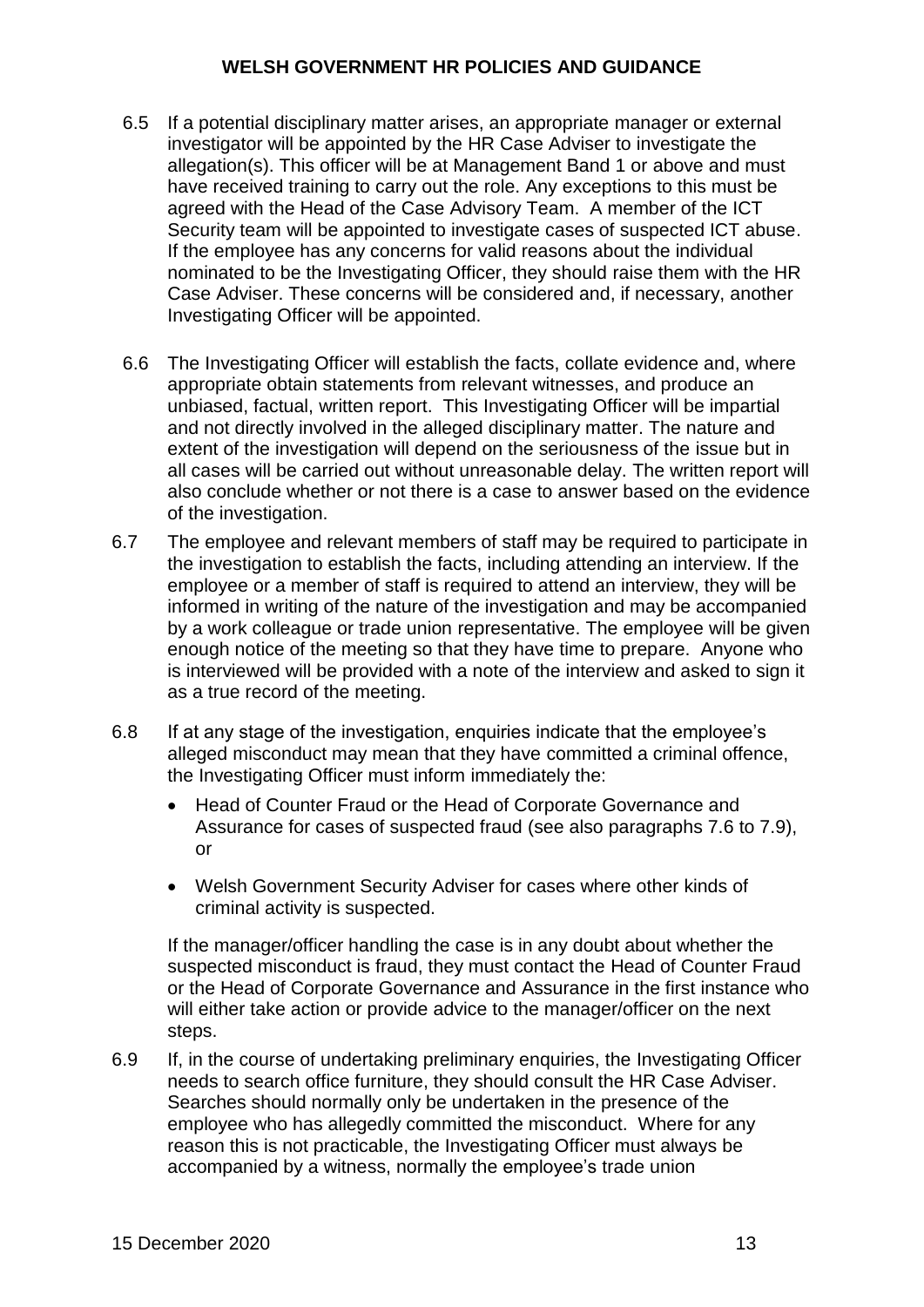6.5 If a potential disciplinary matter arises, an appropriate manager or external investigator will be appointed by the HR Case Adviser to investigate the allegation(s). This officer will be at Management Band 1 or above and must have received training to carry out the role. Any exceptions to this must be agreed with the Head of the Case Advisory Team. A member of the ICT Security team will be appointed to investigate cases of suspected ICT abuse. If the employee has any concerns for valid reasons about the individual nominated to be the Investigating Officer, they should raise them with the HR Case Adviser. These concerns will be considered and, if necessary, another Investigating Officer will be appointed.

6.6 The Investigating Officer will establish the facts, collate evidence and, where appropriate obtain statements from relevant witnesses, and produce an unbiased, factual, written report. This Investigating Officer will be impartial and not directly involved in the alleged disciplinary matter. The nature and extent of the investigation will depend on the seriousness of the issue but in all cases will be carried out without unreasonable delay. The written report will also conclude whether or not there is a case to answer based on the evidence of the investigation.

6.7 The employee and relevant members of staff may be required to participate in the investigation to establish the facts, including attending an interview. If the employee or a member of staff is required to attend an interview, they will be informed in writing of the nature of the investigation and may be accompanied by a work colleague or trade union representative. The employee will be given enough notice of the meeting so that they have time to prepare. Anyone who is interviewed will be provided with a note of the interview and asked to sign it as a true record of the meeting.

6.8 If at any stage of the investigation, enquiries indicate that the employee's alleged misconduct may mean that they have committed a criminal offence, the Investigating Officer must inform immediately the:

- Head of Counter Fraud or the Head of Corporate Governance and Assurance for cases of suspected fraud (see also paragraphs 7.6 to 7.9), or
- Welsh Government Security Adviser for cases where other kinds of criminal activity is suspected.

If the manager/officer handling the case is in any doubt about whether the suspected misconduct is fraud, they must contact the Head of Counter Fraud or the Head of Corporate Governance and Assurance in the first instance who will either take action or provide advice to the manager/officer on the next steps.

6.9 If, in the course of undertaking preliminary enquiries, the Investigating Officer needs to search office furniture, they should consult the HR Case Adviser. Searches should normally only be undertaken in the presence of the employee who has allegedly committed the misconduct. Where for any reason this is not practicable, the Investigating Officer must always be accompanied by a witness, normally the employee's trade union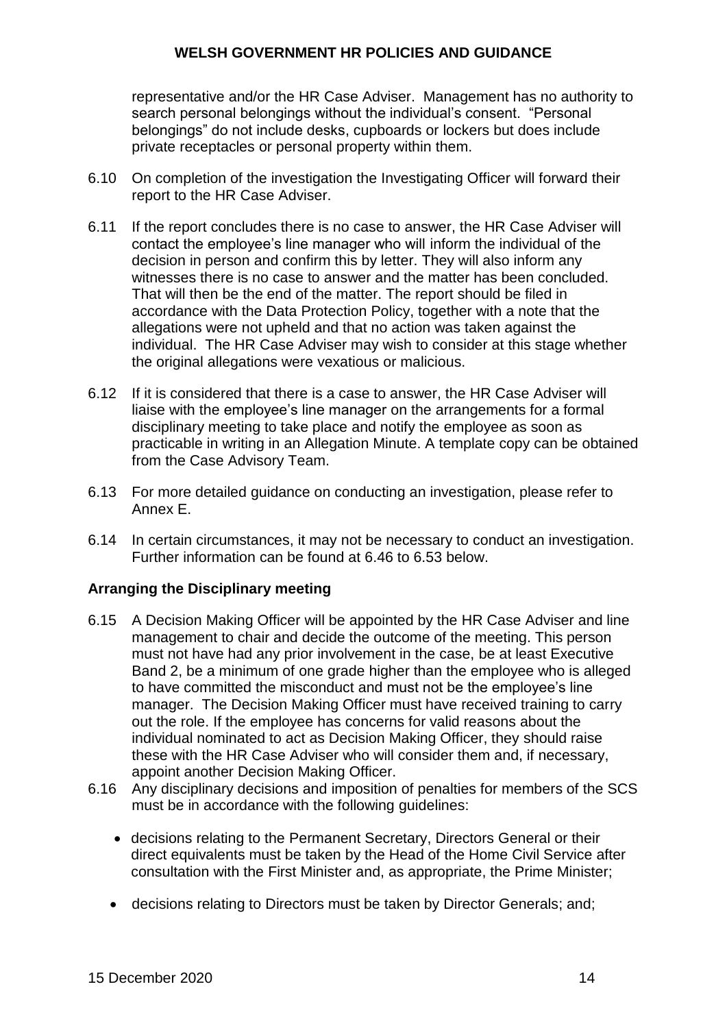representative and/or the HR Case Adviser. Management has no authority to search personal belongings without the individual's consent. "Personal belongings" do not include desks, cupboards or lockers but does include private receptacles or personal property within them.

6.10 On completion of the investigation the Investigating Officer will forward their report to the HR Case Adviser.

6.11 If the report concludes there is no case to answer, the HR Case Adviser will contact the employee's line manager who will inform the individual of the decision in person and confirm this by letter. They will also inform any witnesses there is no case to answer and the matter has been concluded. That will then be the end of the matter. The report should be filed in accordance with the Data Protection Policy, together with a note that the allegations were not upheld and that no action was taken against the individual. The HR Case Adviser may wish to consider at this stage whether the original allegations were vexatious or malicious.

6.12 If it is considered that there is a case to answer, the HR Case Adviser will liaise with the employee's line manager on the arrangements for a formal disciplinary meeting to take place and notify the employee as soon as practicable in writing in an Allegation Minute. A template copy can be obtained from the Case Advisory Team.

6.13 For more detailed guidance on conducting an investigation, please refer to Annex E.

6.14 In certain circumstances, it may not be necessary to conduct an investigation. Further information can be found at 6.46 to 6.53 below.

**Arranging the Disciplinary meeting**

6.15 A Decision Making Officer will be appointed by the HR Case Adviser and line management to chair and decide the outcome of the meeting. This person must not have had any prior involvement in the case, be at least Executive Band 2, be a minimum of one grade higher than the employee who is alleged to have committed the misconduct and must not be the employee's line manager. The Decision Making Officer must have received training to carry out the role. If the employee has concerns for valid reasons about the individual nominated to act as Decision Making Officer, they should raise these with the HR Case Adviser who will consider them and, if necessary, appoint another Decision Making Officer.

6.16 Any disciplinary decisions and imposition of penalties for members of the SCS must be in accordance with the following guidelines:

- decisions relating to the Permanent Secretary, Directors General or their direct equivalents must be taken by the Head of the Home Civil Service after consultation with the First Minister and, as appropriate, the Prime Minister;
- decisions relating to Directors must be taken by Director Generals; and;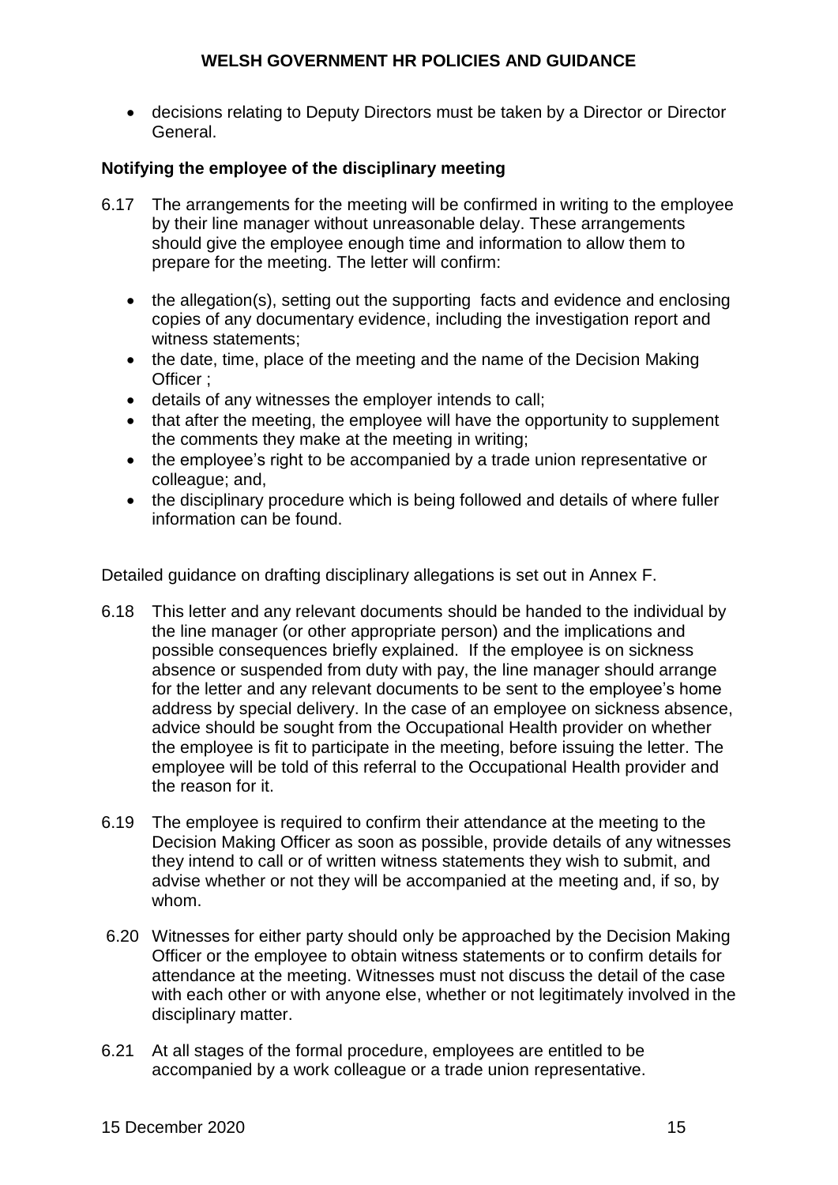- decisions relating to Deputy Directors must be taken by a Director or Director General.

**Notifying the employee of the disciplinary meeting**

6.17 The arrangements for the meeting will be confirmed in writing to the employee by their line manager without unreasonable delay. These arrangements should give the employee enough time and information to allow them to prepare for the meeting. The letter will confirm:

- the allegation(s), setting out the supporting facts and evidence and enclosing copies of any documentary evidence, including the investigation report and witness statements;
- the date, time, place of the meeting and the name of the Decision Making Officer ;
- details of any witnesses the employer intends to call;
- that after the meeting, the employee will have the opportunity to supplement the comments they make at the meeting in writing;
- the employee's right to be accompanied by a trade union representative or colleague; and,
- the disciplinary procedure which is being followed and details of where fuller information can be found.

Detailed guidance on drafting disciplinary allegations is set out in Annex F.

6.18 This letter and any relevant documents should be handed to the individual by the line manager (or other appropriate person) and the implications and possible consequences briefly explained. If the employee is on sickness absence or suspended from duty with pay, the line manager should arrange for the letter and any relevant documents to be sent to the employee's home address by special delivery. In the case of an employee on sickness absence, advice should be sought from the Occupational Health provider on whether the employee is fit to participate in the meeting, before issuing the letter. The employee will be told of this referral to the Occupational Health provider and the reason for it.

6.19 The employee is required to confirm their attendance at the meeting to the Decision Making Officer as soon as possible, provide details of any witnesses they intend to call or of written witness statements they wish to submit, and advise whether or not they will be accompanied at the meeting and, if so, by whom.

6.20 Witnesses for either party should only be approached by the Decision Making Officer or the employee to obtain witness statements or to confirm details for attendance at the meeting. Witnesses must not discuss the detail of the case with each other or with anyone else, whether or not legitimately involved in the disciplinary matter.

6.21 At all stages of the formal procedure, employees are entitled to be accompanied by a work colleague or a trade union representative.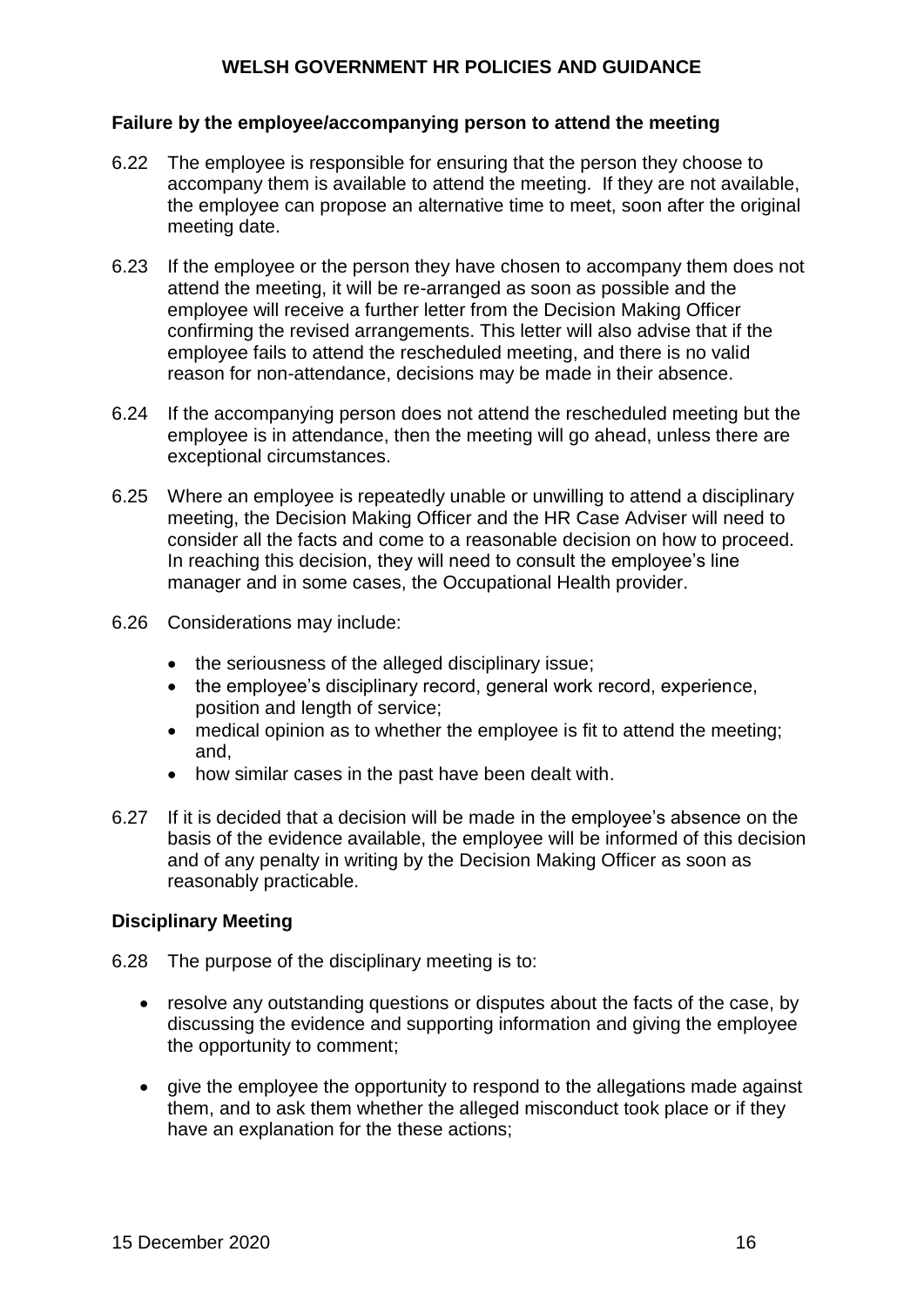### Failure by the employee/accompanying person to attend the meeting

6.22 The employee is responsible for ensuring that the person they choose to accompany them is available to attend the meeting. If they are not available, the employee can propose an alternative time to meet, soon after the original meeting date.

6.23 If the employee or the person they have chosen to accompany them does not attend the meeting, it will be re-arranged as soon as possible and the employee will receive a further letter from the Decision Making Officer confirming the revised arrangements. This letter will also advise that if the employee fails to attend the rescheduled meeting, and there is no valid reason for non-attendance, decisions may be made in their absence.

6.24 If the accompanying person does not attend the rescheduled meeting but the employee is in attendance, then the meeting will go ahead, unless there are exceptional circumstances.

6.25 Where an employee is repeatedly unable or unwilling to attend a disciplinary meeting, the Decision Making Officer and the HR Case Adviser will need to consider all the facts and come to a reasonable decision on how to proceed. In reaching this decision, they will need to consult the employee's line manager and in some cases, the Occupational Health provider.

6.26 Considerations may include:

- the seriousness of the alleged disciplinary issue;
- the employee's disciplinary record, general work record, experience, position and length of service;
- medical opinion as to whether the employee is fit to attend the meeting; and,
- how similar cases in the past have been dealt with.

6.27 If it is decided that a decision will be made in the employee's absence on the basis of the evidence available, the employee will be informed of this decision and of any penalty in writing by the Decision Making Officer as soon as reasonably practicable.

### Disciplinary Meeting

6.28 The purpose of the disciplinary meeting is to:

- resolve any outstanding questions or disputes about the facts of the case, by discussing the evidence and supporting information and giving the employee the opportunity to comment;

- give the employee the opportunity to respond to the allegations made against them, and to ask them whether the alleged misconduct took place or if they have an explanation for the these actions;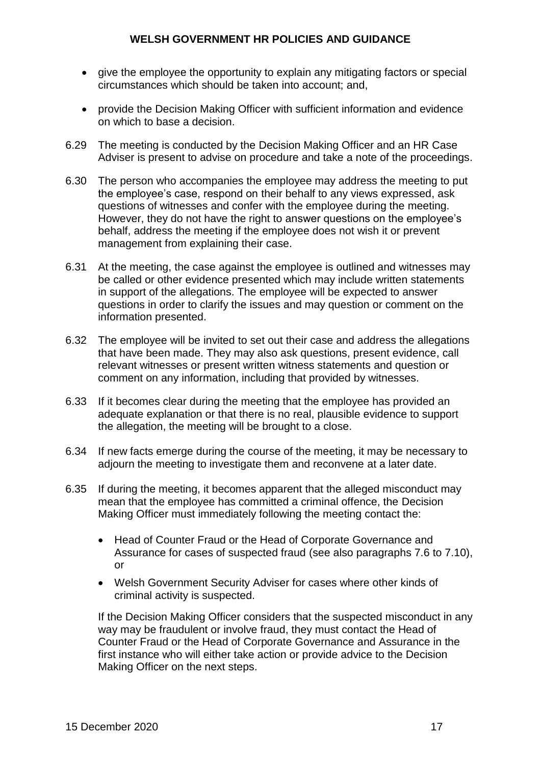- give the employee the opportunity to explain any mitigating factors or special circumstances which should be taken into account; and,
- provide the Decision Making Officer with sufficient information and evidence on which to base a decision.

6.29 The meeting is conducted by the Decision Making Officer and an HR Case Adviser is present to advise on procedure and take a note of the proceedings.

6.30 The person who accompanies the employee may address the meeting to put the employee's case, respond on their behalf to any views expressed, ask questions of witnesses and confer with the employee during the meeting. However, they do not have the right to answer questions on the employee's behalf, address the meeting if the employee does not wish it or prevent management from explaining their case.

6.31 At the meeting, the case against the employee is outlined and witnesses may be called or other evidence presented which may include written statements in support of the allegations. The employee will be expected to answer questions in order to clarify the issues and may question or comment on the information presented.

6.32 The employee will be invited to set out their case and address the allegations that have been made. They may also ask questions, present evidence, call relevant witnesses or present written witness statements and question or comment on any information, including that provided by witnesses.

6.33 If it becomes clear during the meeting that the employee has provided an adequate explanation or that there is no real, plausible evidence to support the allegation, the meeting will be brought to a close.

6.34 If new facts emerge during the course of the meeting, it may be necessary to adjourn the meeting to investigate them and reconvene at a later date.

6.35 If during the meeting, it becomes apparent that the alleged misconduct may mean that the employee has committed a criminal offence, the Decision Making Officer must immediately following the meeting contact the:

- Head of Counter Fraud or the Head of Corporate Governance and Assurance for cases of suspected fraud (see also paragraphs 7.6 to 7.10), or
- Welsh Government Security Adviser for cases where other kinds of criminal activity is suspected.

If the Decision Making Officer considers that the suspected misconduct in any way may be fraudulent or involve fraud, they must contact the Head of Counter Fraud or the Head of Corporate Governance and Assurance in the first instance who will either take action or provide advice to the Decision Making Officer on the next steps.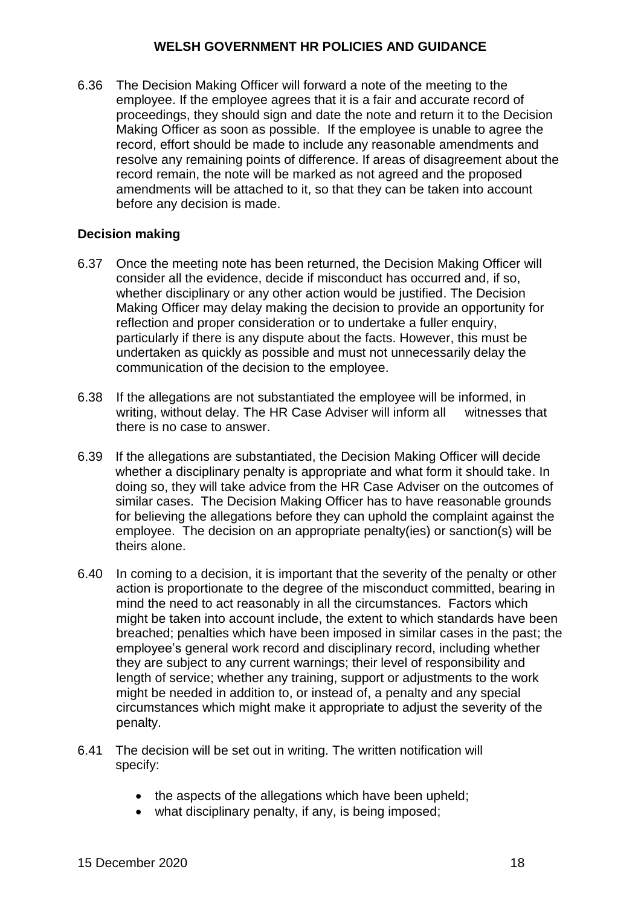6.36 The Decision Making Officer will forward a note of the meeting to the employee. If the employee agrees that it is a fair and accurate record of proceedings, they should sign and date the note and return it to the Decision Making Officer as soon as possible. If the employee is unable to agree the record, effort should be made to include any reasonable amendments and resolve any remaining points of difference. If areas of disagreement about the record remain, the note will be marked as not agreed and the proposed amendments will be attached to it, so that they can be taken into account before any decision is made.

**Decision making**

6.37 Once the meeting note has been returned, the Decision Making Officer will consider all the evidence, decide if misconduct has occurred and, if so, whether disciplinary or any other action would be justified. The Decision Making Officer may delay making the decision to provide an opportunity for reflection and proper consideration or to undertake a fuller enquiry, particularly if there is any dispute about the facts. However, this must be undertaken as quickly as possible and must not unnecessarily delay the communication of the decision to the employee.

6.38 If the allegations are not substantiated the employee will be informed, in writing, without delay. The HR Case Adviser will inform all witnesses that there is no case to answer.

6.39 If the allegations are substantiated, the Decision Making Officer will decide whether a disciplinary penalty is appropriate and what form it should take. In doing so, they will take advice from the HR Case Adviser on the outcomes of similar cases. The Decision Making Officer has to have reasonable grounds for believing the allegations before they can uphold the complaint against the employee. The decision on an appropriate penalty(ies) or sanction(s) will be theirs alone.

6.40 In coming to a decision, it is important that the severity of the penalty or other action is proportionate to the degree of the misconduct committed, bearing in mind the need to act reasonably in all the circumstances. Factors which might be taken into account include, the extent to which standards have been breached; penalties which have been imposed in similar cases in the past; the employee's general work record and disciplinary record, including whether they are subject to any current warnings; their level of responsibility and length of service; whether any training, support or adjustments to the work might be needed in addition to, or instead of, a penalty and any special circumstances which might make it appropriate to adjust the severity of the penalty.

6.41 The decision will be set out in writing. The written notification will specify:

- the aspects of the allegations which have been upheld;
- what disciplinary penalty, if any, is being imposed;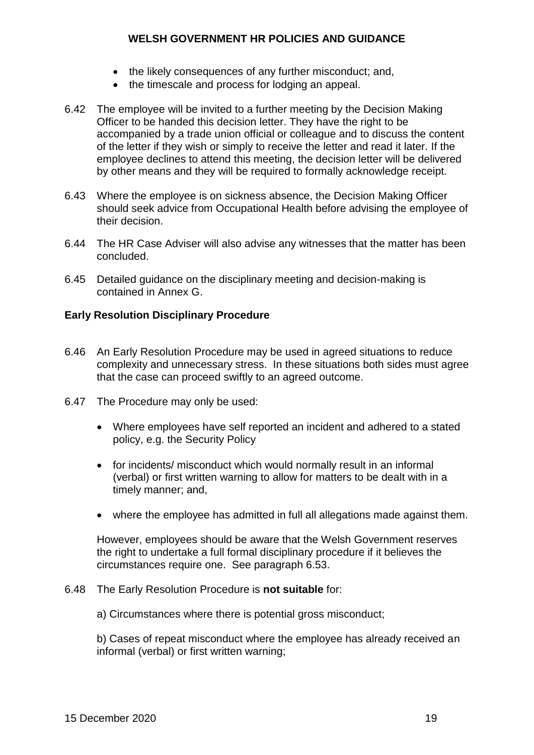- the likely consequences of any further misconduct; and,
- the timescale and process for lodging an appeal.

6.42 The employee will be invited to a further meeting by the Decision Making Officer to be handed this decision letter. They have the right to be accompanied by a trade union official or colleague and to discuss the content of the letter if they wish or simply to receive the letter and read it later. If the employee declines to attend this meeting, the decision letter will be delivered by other means and they will be required to formally acknowledge receipt.

6.43 Where the employee is on sickness absence, the Decision Making Officer should seek advice from Occupational Health before advising the employee of their decision.

6.44 The HR Case Adviser will also advise any witnesses that the matter has been concluded.

6.45 Detailed guidance on the disciplinary meeting and decision-making is contained in Annex G.

**Early Resolution Disciplinary Procedure**

6.46 An Early Resolution Procedure may be used in agreed situations to reduce complexity and unnecessary stress. In these situations both sides must agree that the case can proceed swiftly to an agreed outcome.

6.47 The Procedure may only be used:

- Where employees have self reported an incident and adhered to a stated policy, e.g. the Security Policy
- for incidents/ misconduct which would normally result in an informal (verbal) or first written warning to allow for matters to be dealt with in a timely manner; and,
- where the employee has admitted in full all allegations made against them.

However, employees should be aware that the Welsh Government reserves the right to undertake a full formal disciplinary procedure if it believes the circumstances require one. See paragraph 6.53.

6.48 The Early Resolution Procedure is **not suitable** for:

a) Circumstances where there is potential gross misconduct;

b) Cases of repeat misconduct where the employee has already received an informal (verbal) or first written warning;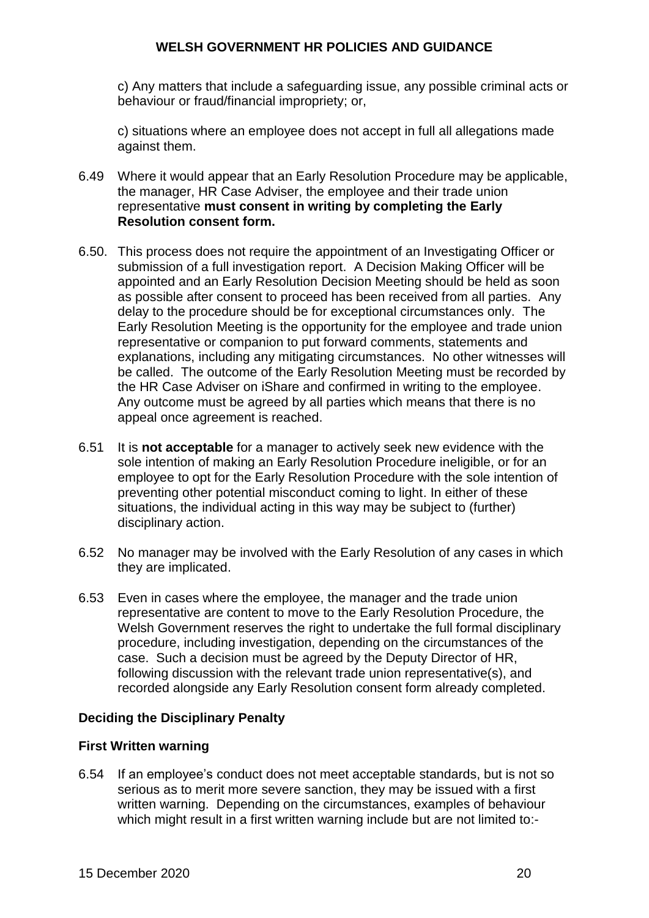c) Any matters that include a safeguarding issue, any possible criminal acts or behaviour or fraud/financial impropriety; or,

c) situations where an employee does not accept in full all allegations made against them.

6.49 Where it would appear that an Early Resolution Procedure may be applicable, the manager, HR Case Adviser, the employee and their trade union representative **must consent in writing by completing the Early Resolution consent form.**

6.50. This process does not require the appointment of an Investigating Officer or submission of a full investigation report. A Decision Making Officer will be appointed and an Early Resolution Decision Meeting should be held as soon as possible after consent to proceed has been received from all parties. Any delay to the procedure should be for exceptional circumstances only. The Early Resolution Meeting is the opportunity for the employee and trade union representative or companion to put forward comments, statements and explanations, including any mitigating circumstances. No other witnesses will be called. The outcome of the Early Resolution Meeting must be recorded by the HR Case Adviser on iShare and confirmed in writing to the employee. Any outcome must be agreed by all parties which means that there is no appeal once agreement is reached.

6.51 It is **not acceptable** for a manager to actively seek new evidence with the sole intention of making an Early Resolution Procedure ineligible, or for an employee to opt for the Early Resolution Procedure with the sole intention of preventing other potential misconduct coming to light. In either of these situations, the individual acting in this way may be subject to (further) disciplinary action.

6.52 No manager may be involved with the Early Resolution of any cases in which they are implicated.

6.53 Even in cases where the employee, the manager and the trade union representative are content to move to the Early Resolution Procedure, the Welsh Government reserves the right to undertake the full formal disciplinary procedure, including investigation, depending on the circumstances of the case. Such a decision must be agreed by the Deputy Director of HR, following discussion with the relevant trade union representative(s), and recorded alongside any Early Resolution consent form already completed.

**Deciding the Disciplinary Penalty**

**First Written warning**

6.54 If an employee's conduct does not meet acceptable standards, but is not so serious as to merit more severe sanction, they may be issued with a first written warning. Depending on the circumstances, examples of behaviour which might result in a first written warning include but are not limited to:-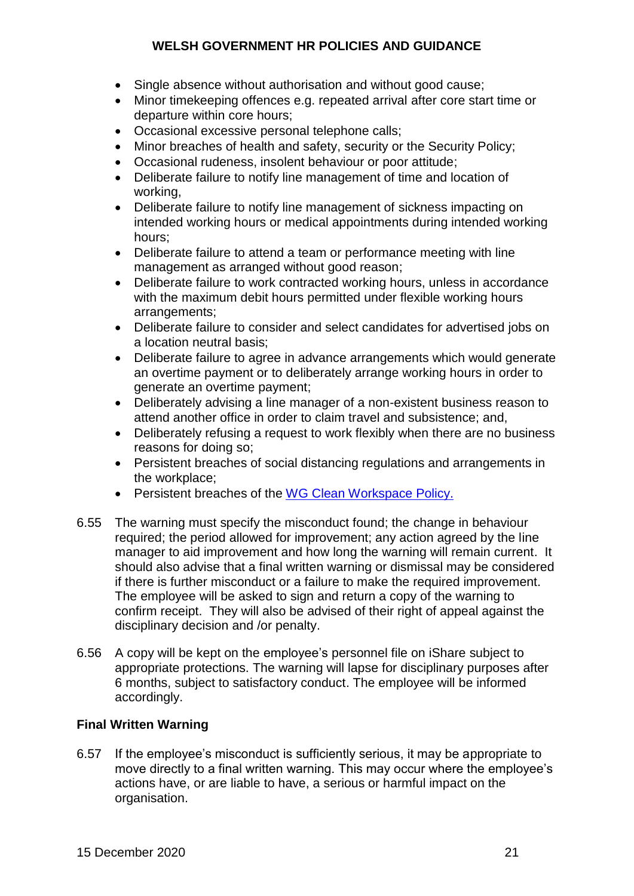- Single absence without authorisation and without good cause;
- Minor timekeeping offences e.g. repeated arrival after core start time or departure within core hours;
- Occasional excessive personal telephone calls;
- Minor breaches of health and safety, security or the Security Policy;
- Occasional rudeness, insolent behaviour or poor attitude;
- Deliberate failure to notify line management of time and location of working,
- Deliberate failure to notify line management of sickness impacting on intended working hours or medical appointments during intended working hours;
- Deliberate failure to attend a team or performance meeting with line management as arranged without good reason;
- Deliberate failure to work contracted working hours, unless in accordance with the maximum debit hours permitted under flexible working hours arrangements;
- Deliberate failure to consider and select candidates for advertised jobs on a location neutral basis;
- Deliberate failure to agree in advance arrangements which would generate an overtime payment or to deliberately arrange working hours in order to generate an overtime payment;
- Deliberately advising a line manager of a non-existent business reason to attend another office in order to claim travel and subsistence; and,
- Deliberately refusing a request to work flexibly when there are no business reasons for doing so;
- Persistent breaches of social distancing regulations and arrangements in the workplace;
- Persistent breaches of the WG Clean Workspace Policy.

6.55 The warning must specify the misconduct found; the change in behaviour required; the period allowed for improvement; any action agreed by the line manager to aid improvement and how long the warning will remain current. It should also advise that a final written warning or dismissal may be considered if there is further misconduct or a failure to make the required improvement. The employee will be asked to sign and return a copy of the warning to confirm receipt. They will also be advised of their right of appeal against the disciplinary decision and /or penalty.

6.56 A copy will be kept on the employee's personnel file on iShare subject to appropriate protections. The warning will lapse for disciplinary purposes after 6 months, subject to satisfactory conduct. The employee will be informed accordingly.

**Final Written Warning**

6.57 If the employee's misconduct is sufficiently serious, it may be appropriate to move directly to a final written warning. This may occur where the employee's actions have, or are liable to have, a serious or harmful impact on the organisation.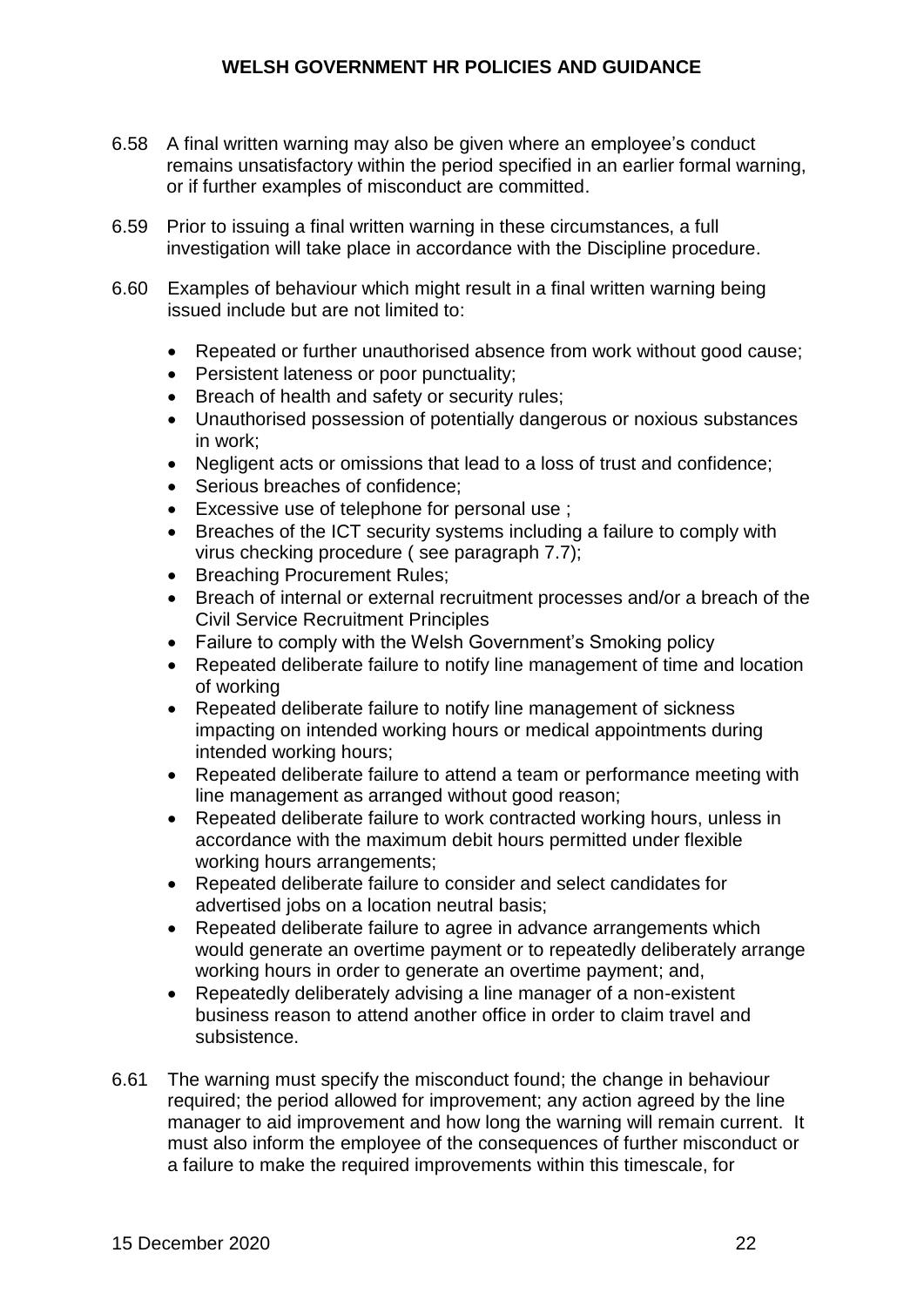6.58 A final written warning may also be given where an employee's conduct remains unsatisfactory within the period specified in an earlier formal warning, or if further examples of misconduct are committed.

6.59 Prior to issuing a final written warning in these circumstances, a full investigation will take place in accordance with the Discipline procedure.

6.60 Examples of behaviour which might result in a final written warning being issued include but are not limited to:

- Repeated or further unauthorised absence from work without good cause;
- Persistent lateness or poor punctuality;
- Breach of health and safety or security rules;
- Unauthorised possession of potentially dangerous or noxious substances in work;
- Negligent acts or omissions that lead to a loss of trust and confidence;
- Serious breaches of confidence;
- Excessive use of telephone for personal use ;
- Breaches of the ICT security systems including a failure to comply with virus checking procedure ( see paragraph 7.7);
- Breaching Procurement Rules;
- Breach of internal or external recruitment processes and/or a breach of the Civil Service Recruitment Principles
- Failure to comply with the Welsh Government's Smoking policy
- Repeated deliberate failure to notify line management of time and location of working
- Repeated deliberate failure to notify line management of sickness impacting on intended working hours or medical appointments during intended working hours;
- Repeated deliberate failure to attend a team or performance meeting with line management as arranged without good reason;
- Repeated deliberate failure to work contracted working hours, unless in accordance with the maximum debit hours permitted under flexible working hours arrangements;
- Repeated deliberate failure to consider and select candidates for advertised jobs on a location neutral basis;
- Repeated deliberate failure to agree in advance arrangements which would generate an overtime payment or to repeatedly deliberately arrange working hours in order to generate an overtime payment; and,
- Repeatedly deliberately advising a line manager of a non-existent business reason to attend another office in order to claim travel and subsistence.

6.61 The warning must specify the misconduct found; the change in behaviour required; the period allowed for improvement; any action agreed by the line manager to aid improvement and how long the warning will remain current. It must also inform the employee of the consequences of further misconduct or a failure to make the required improvements within this timescale, for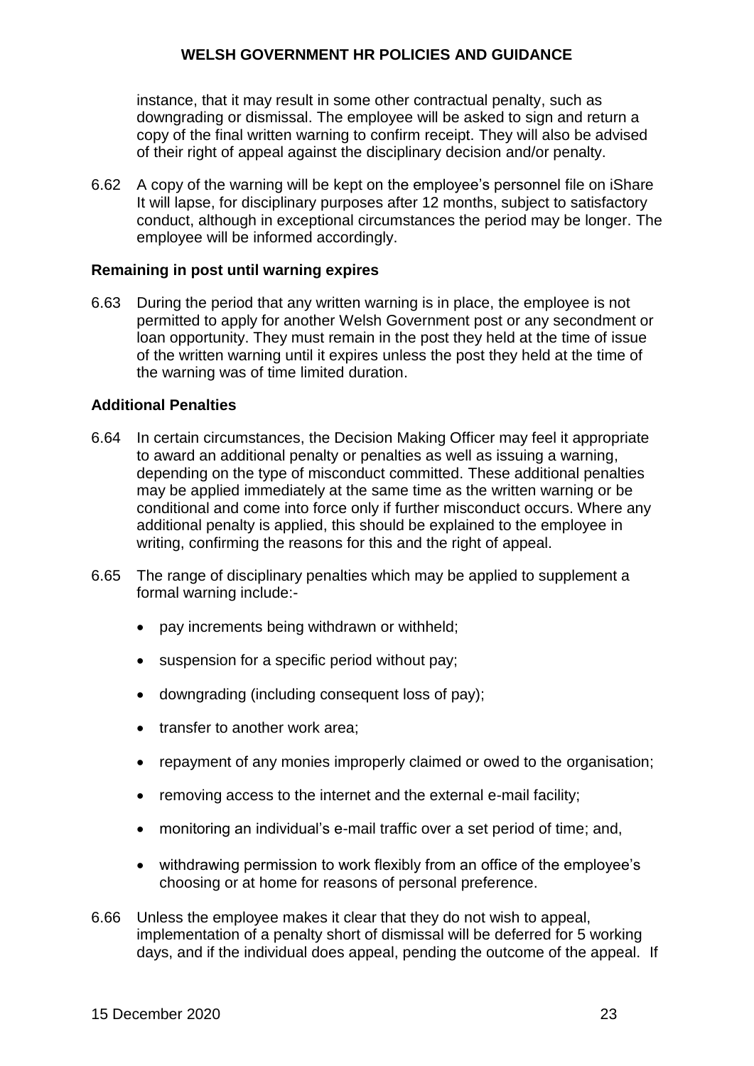instance, that it may result in some other contractual penalty, such as downgrading or dismissal. The employee will be asked to sign and return a copy of the final written warning to confirm receipt. They will also be advised of their right of appeal against the disciplinary decision and/or penalty.

6.62 A copy of the warning will be kept on the employee's personnel file on iShare It will lapse, for disciplinary purposes after 12 months, subject to satisfactory conduct, although in exceptional circumstances the period may be longer. The employee will be informed accordingly.

**Remaining in post until warning expires**

6.63 During the period that any written warning is in place, the employee is not permitted to apply for another Welsh Government post or any secondment or loan opportunity. They must remain in the post they held at the time of issue of the written warning until it expires unless the post they held at the time of the warning was of time limited duration.

**Additional Penalties**

6.64 In certain circumstances, the Decision Making Officer may feel it appropriate to award an additional penalty or penalties as well as issuing a warning, depending on the type of misconduct committed. These additional penalties may be applied immediately at the same time as the written warning or be conditional and come into force only if further misconduct occurs. Where any additional penalty is applied, this should be explained to the employee in writing, confirming the reasons for this and the right of appeal.

6.65 The range of disciplinary penalties which may be applied to supplement a formal warning include:-

- pay increments being withdrawn or withheld;
- suspension for a specific period without pay;
- downgrading (including consequent loss of pay);
- transfer to another work area;
- repayment of any monies improperly claimed or owed to the organisation;
- removing access to the internet and the external e-mail facility;
- monitoring an individual's e-mail traffic over a set period of time; and,
- withdrawing permission to work flexibly from an office of the employee's choosing or at home for reasons of personal preference.

6.66 Unless the employee makes it clear that they do not wish to appeal, implementation of a penalty short of dismissal will be deferred for 5 working days, and if the individual does appeal, pending the outcome of the appeal. If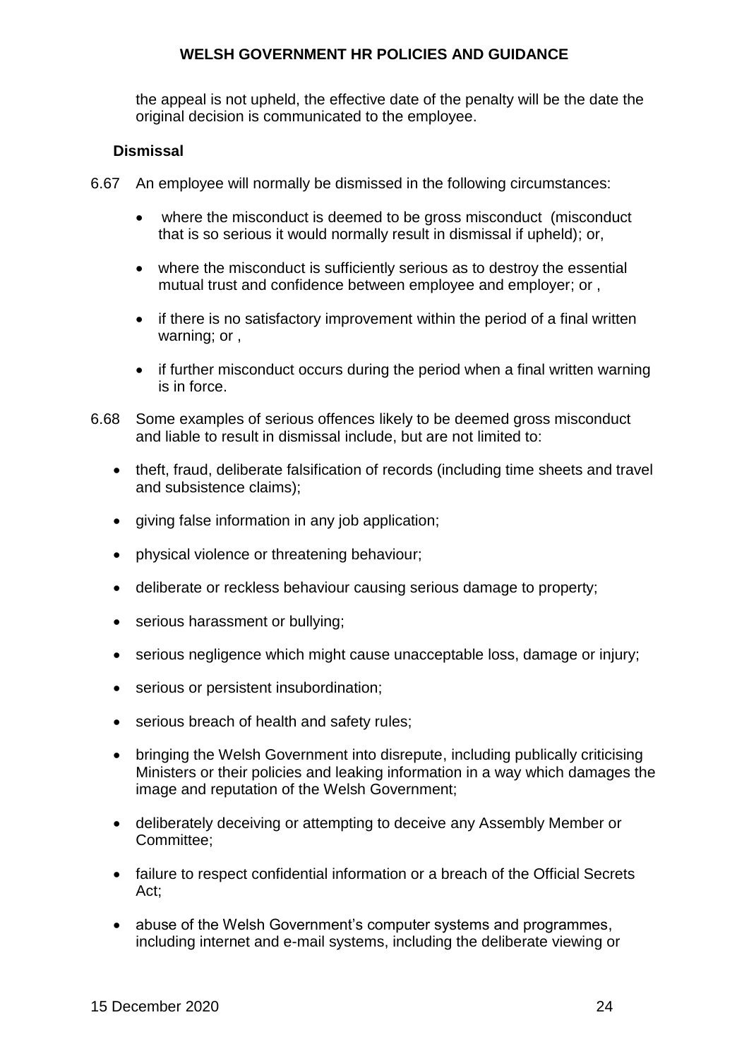the appeal is not upheld, the effective date of the penalty will be the date the original decision is communicated to the employee.

### Dismissal

6.67 An employee will normally be dismissed in the following circumstances:

- where the misconduct is deemed to be gross misconduct (misconduct that is so serious it would normally result in dismissal if upheld); or,
- where the misconduct is sufficiently serious as to destroy the essential mutual trust and confidence between employee and employer; or ,
- if there is no satisfactory improvement within the period of a final written warning; or ,
- if further misconduct occurs during the period when a final written warning is in force.

6.68 Some examples of serious offences likely to be deemed gross misconduct and liable to result in dismissal include, but are not limited to:

- theft, fraud, deliberate falsification of records (including time sheets and travel and subsistence claims);
- giving false information in any job application;
- physical violence or threatening behaviour;
- deliberate or reckless behaviour causing serious damage to property;
- serious harassment or bullying;
- serious negligence which might cause unacceptable loss, damage or injury;
- serious or persistent insubordination;
- serious breach of health and safety rules;
- bringing the Welsh Government into disrepute, including publically criticising Ministers or their policies and leaking information in a way which damages the image and reputation of the Welsh Government;
- deliberately deceiving or attempting to deceive any Assembly Member or Committee;
- failure to respect confidential information or a breach of the Official Secrets Act;
- abuse of the Welsh Government's computer systems and programmes, including internet and e-mail systems, including the deliberate viewing or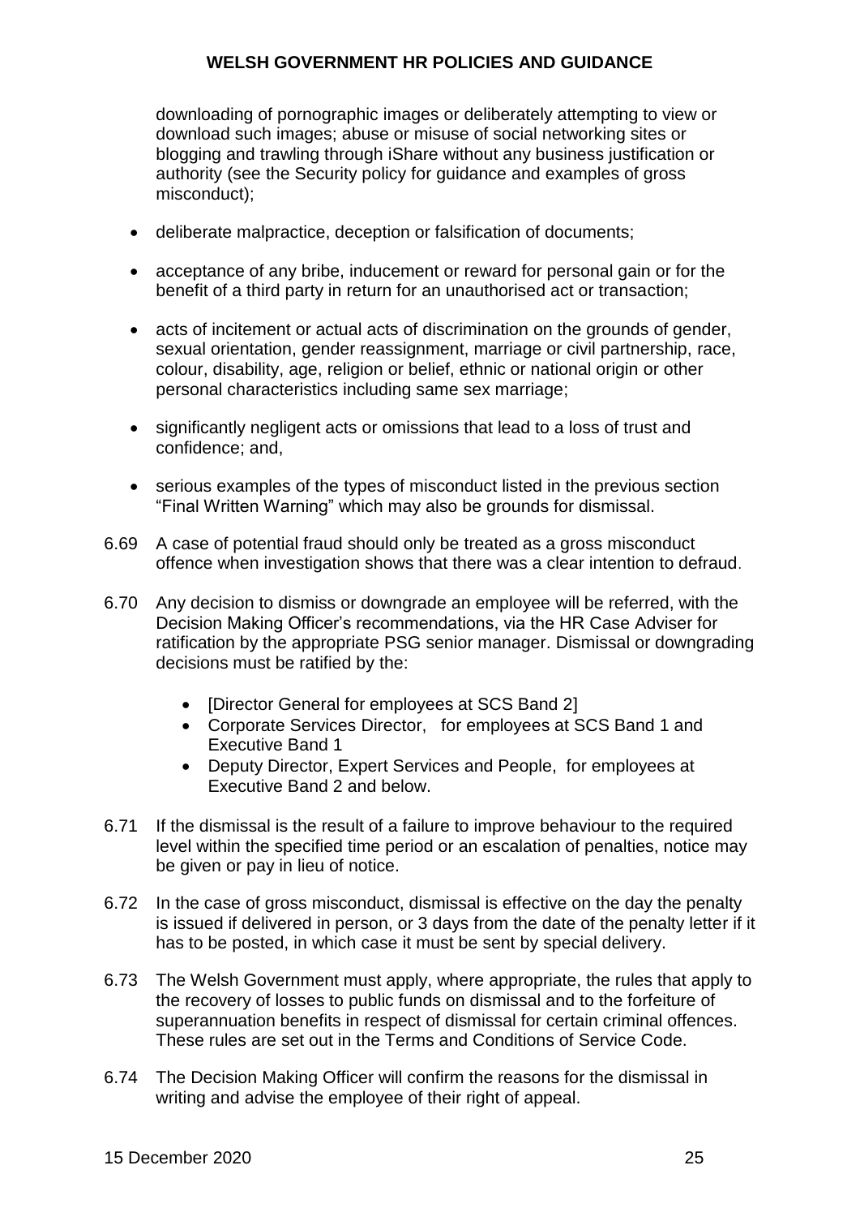downloading of pornographic images or deliberately attempting to view or download such images; abuse or misuse of social networking sites or blogging and trawling through iShare without any business justification or authority (see the Security policy for guidance and examples of gross misconduct);

- deliberate malpractice, deception or falsification of documents;
- acceptance of any bribe, inducement or reward for personal gain or for the benefit of a third party in return for an unauthorised act or transaction;
- acts of incitement or actual acts of discrimination on the grounds of gender, sexual orientation, gender reassignment, marriage or civil partnership, race, colour, disability, age, religion or belief, ethnic or national origin or other personal characteristics including same sex marriage;
- significantly negligent acts or omissions that lead to a loss of trust and confidence; and,
- serious examples of the types of misconduct listed in the previous section "Final Written Warning" which may also be grounds for dismissal.

6.69 A case of potential fraud should only be treated as a gross misconduct offence when investigation shows that there was a clear intention to defraud.

6.70 Any decision to dismiss or downgrade an employee will be referred, with the Decision Making Officer's recommendations, via the HR Case Adviser for ratification by the appropriate PSG senior manager. Dismissal or downgrading decisions must be ratified by the:

- [Director General for employees at SCS Band 2]
- Corporate Services Director, for employees at SCS Band 1 and Executive Band 1
- Deputy Director, Expert Services and People, for employees at Executive Band 2 and below.

6.71 If the dismissal is the result of a failure to improve behaviour to the required level within the specified time period or an escalation of penalties, notice may be given or pay in lieu of notice.

6.72 In the case of gross misconduct, dismissal is effective on the day the penalty is issued if delivered in person, or 3 days from the date of the penalty letter if it has to be posted, in which case it must be sent by special delivery.

6.73 The Welsh Government must apply, where appropriate, the rules that apply to the recovery of losses to public funds on dismissal and to the forfeiture of superannuation benefits in respect of dismissal for certain criminal offences. These rules are set out in the Terms and Conditions of Service Code.

6.74 The Decision Making Officer will confirm the reasons for the dismissal in writing and advise the employee of their right of appeal.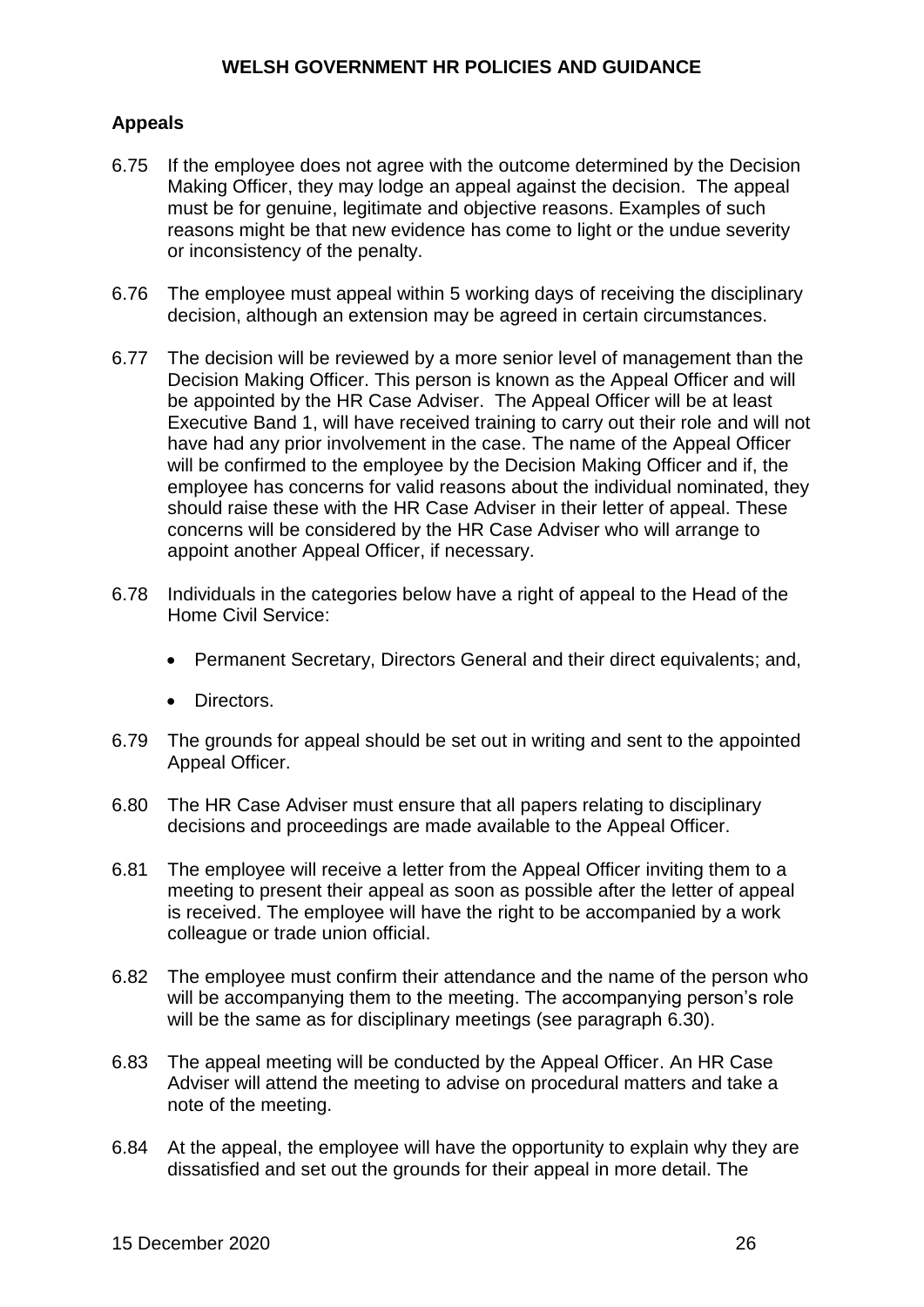## Appeals

6.75 If the employee does not agree with the outcome determined by the Decision Making Officer, they may lodge an appeal against the decision. The appeal must be for genuine, legitimate and objective reasons. Examples of such reasons might be that new evidence has come to light or the undue severity or inconsistency of the penalty.

6.76 The employee must appeal within 5 working days of receiving the disciplinary decision, although an extension may be agreed in certain circumstances.

6.77 The decision will be reviewed by a more senior level of management than the Decision Making Officer. This person is known as the Appeal Officer and will be appointed by the HR Case Adviser. The Appeal Officer will be at least Executive Band 1, will have received training to carry out their role and will not have had any prior involvement in the case. The name of the Appeal Officer will be confirmed to the employee by the Decision Making Officer and if, the employee has concerns for valid reasons about the individual nominated, they should raise these with the HR Case Adviser in their letter of appeal. These concerns will be considered by the HR Case Adviser who will arrange to appoint another Appeal Officer, if necessary.

6.78 Individuals in the categories below have a right of appeal to the Head of the Home Civil Service:

- Permanent Secretary, Directors General and their direct equivalents; and,
- Directors.

6.79 The grounds for appeal should be set out in writing and sent to the appointed Appeal Officer.

6.80 The HR Case Adviser must ensure that all papers relating to disciplinary decisions and proceedings are made available to the Appeal Officer.

6.81 The employee will receive a letter from the Appeal Officer inviting them to a meeting to present their appeal as soon as possible after the letter of appeal is received. The employee will have the right to be accompanied by a work colleague or trade union official.

6.82 The employee must confirm their attendance and the name of the person who will be accompanying them to the meeting. The accompanying person's role will be the same as for disciplinary meetings (see paragraph 6.30).

6.83 The appeal meeting will be conducted by the Appeal Officer. An HR Case Adviser will attend the meeting to advise on procedural matters and take a note of the meeting.

6.84 At the appeal, the employee will have the opportunity to explain why they are dissatisfied and set out the grounds for their appeal in more detail. The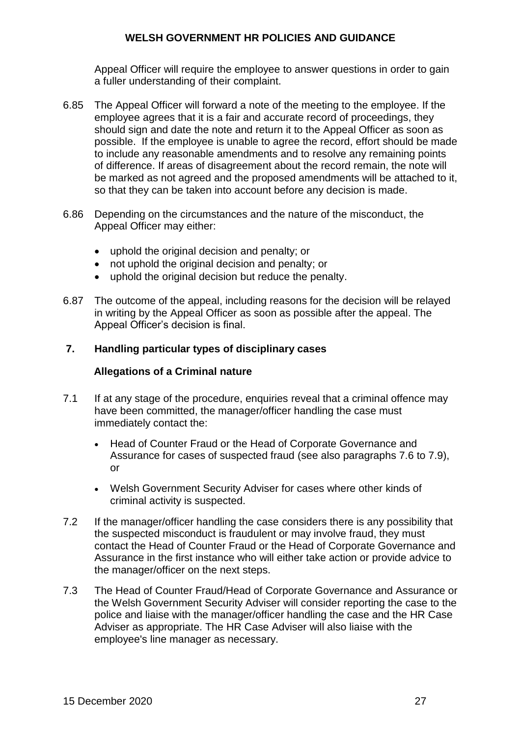Appeal Officer will require the employee to answer questions in order to gain a fuller understanding of their complaint.

6.85 The Appeal Officer will forward a note of the meeting to the employee. If the employee agrees that it is a fair and accurate record of proceedings, they should sign and date the note and return it to the Appeal Officer as soon as possible. If the employee is unable to agree the record, effort should be made to include any reasonable amendments and to resolve any remaining points of difference. If areas of disagreement about the record remain, the note will be marked as not agreed and the proposed amendments will be attached to it, so that they can be taken into account before any decision is made.

6.86 Depending on the circumstances and the nature of the misconduct, the Appeal Officer may either:

- uphold the original decision and penalty; or
- not uphold the original decision and penalty; or
- uphold the original decision but reduce the penalty.

6.87 The outcome of the appeal, including reasons for the decision will be relayed in writing by the Appeal Officer as soon as possible after the appeal. The Appeal Officer's decision is final.

## 7. Handling particular types of disciplinary cases

### Allegations of a Criminal nature

7.1 If at any stage of the procedure, enquiries reveal that a criminal offence may have been committed, the manager/officer handling the case must immediately contact the:

- Head of Counter Fraud or the Head of Corporate Governance and Assurance for cases of suspected fraud (see also paragraphs 7.6 to 7.9), or
- Welsh Government Security Adviser for cases where other kinds of criminal activity is suspected.

7.2 If the manager/officer handling the case considers there is any possibility that the suspected misconduct is fraudulent or may involve fraud, they must contact the Head of Counter Fraud or the Head of Corporate Governance and Assurance in the first instance who will either take action or provide advice to the manager/officer on the next steps.

7.3 The Head of Counter Fraud/Head of Corporate Governance and Assurance or the Welsh Government Security Adviser will consider reporting the case to the police and liaise with the manager/officer handling the case and the HR Case Adviser as appropriate. The HR Case Adviser will also liaise with the employee's line manager as necessary.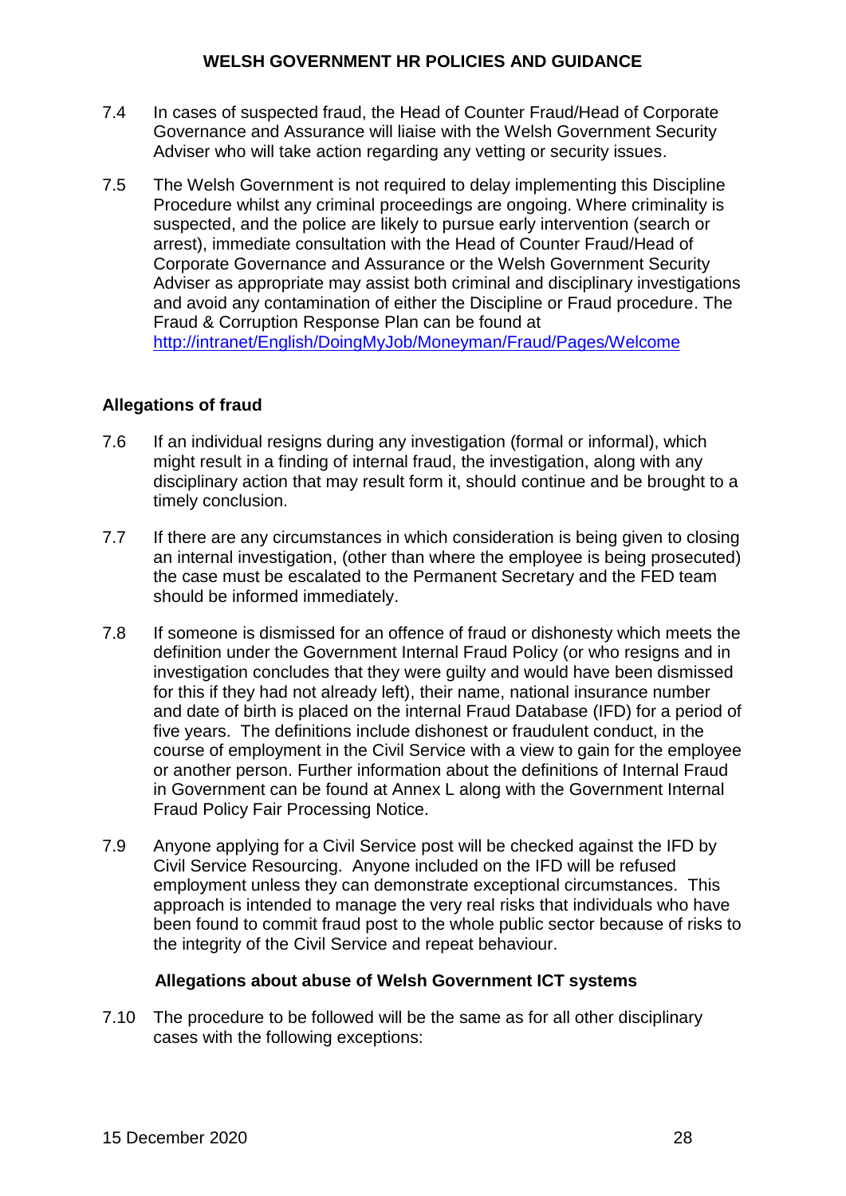7.4 In cases of suspected fraud, the Head of Counter Fraud/Head of Corporate Governance and Assurance will liaise with the Welsh Government Security Adviser who will take action regarding any vetting or security issues.

7.5 The Welsh Government is not required to delay implementing this Discipline Procedure whilst any criminal proceedings are ongoing. Where criminality is suspected, and the police are likely to pursue early intervention (search or arrest), immediate consultation with the Head of Counter Fraud/Head of Corporate Governance and Assurance or the Welsh Government Security Adviser as appropriate may assist both criminal and disciplinary investigations and avoid any contamination of either the Discipline or Fraud procedure. The Fraud & Corruption Response Plan can be found at http://intranet/English/DoingMyJob/Moneyman/Fraud/Pages/Welcome

**Allegations of fraud**

7.6 If an individual resigns during any investigation (formal or informal), which might result in a finding of internal fraud, the investigation, along with any disciplinary action that may result form it, should continue and be brought to a timely conclusion.

7.7 If there are any circumstances in which consideration is being given to closing an internal investigation, (other than where the employee is being prosecuted) the case must be escalated to the Permanent Secretary and the FED team should be informed immediately.

7.8 If someone is dismissed for an offence of fraud or dishonesty which meets the definition under the Government Internal Fraud Policy (or who resigns and in investigation concludes that they were guilty and would have been dismissed for this if they had not already left), their name, national insurance number and date of birth is placed on the internal Fraud Database (IFD) for a period of five years. The definitions include dishonest or fraudulent conduct, in the course of employment in the Civil Service with a view to gain for the employee or another person. Further information about the definitions of Internal Fraud in Government can be found at Annex L along with the Government Internal Fraud Policy Fair Processing Notice.

7.9 Anyone applying for a Civil Service post will be checked against the IFD by Civil Service Resourcing. Anyone included on the IFD will be refused employment unless they can demonstrate exceptional circumstances. This approach is intended to manage the very real risks that individuals who have been found to commit fraud post to the whole public sector because of risks to the integrity of the Civil Service and repeat behaviour.

**Allegations about abuse of Welsh Government ICT systems**

7.10 The procedure to be followed will be the same as for all other disciplinary cases with the following exceptions: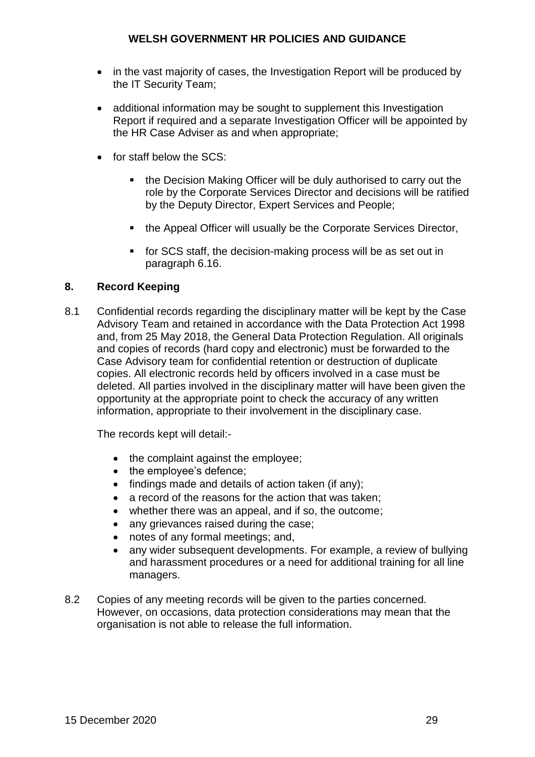- in the vast majority of cases, the Investigation Report will be produced by the IT Security Team;
- additional information may be sought to supplement this Investigation Report if required and a separate Investigation Officer will be appointed by the HR Case Adviser as and when appropriate;
- for staff below the SCS:
  - the Decision Making Officer will be duly authorised to carry out the role by the Corporate Services Director and decisions will be ratified by the Deputy Director, Expert Services and People;
  - the Appeal Officer will usually be the Corporate Services Director,
  - for SCS staff, the decision-making process will be as set out in paragraph 6.16.

## 8. Record Keeping

8.1 Confidential records regarding the disciplinary matter will be kept by the Case Advisory Team and retained in accordance with the Data Protection Act 1998 and, from 25 May 2018, the General Data Protection Regulation. All originals and copies of records (hard copy and electronic) must be forwarded to the Case Advisory team for confidential retention or destruction of duplicate copies. All electronic records held by officers involved in a case must be deleted. All parties involved in the disciplinary matter will have been given the opportunity at the appropriate point to check the accuracy of any written information, appropriate to their involvement in the disciplinary case.

The records kept will detail:-

- the complaint against the employee;
- the employee's defence;
- findings made and details of action taken (if any);
- a record of the reasons for the action that was taken;
- whether there was an appeal, and if so, the outcome;
- any grievances raised during the case;
- notes of any formal meetings; and,
- any wider subsequent developments. For example, a review of bullying and harassment procedures or a need for additional training for all line managers.

8.2 Copies of any meeting records will be given to the parties concerned. However, on occasions, data protection considerations may mean that the organisation is not able to release the full information.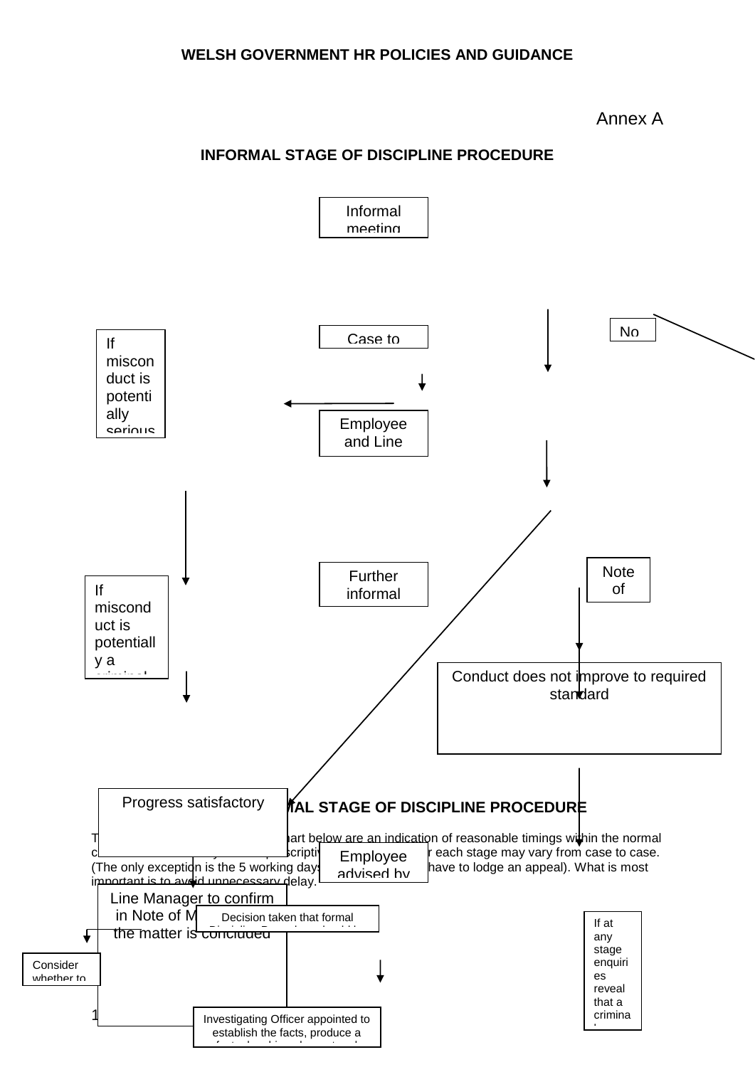## Annex A

### INFORMAL STAGE OF DISCIPLINE PROCEDURE

Informal meeting

No

Case to

If misconduct is potentially serious

Employee and Line

Further informal

Note of

If misconduct is potentially a criminal

Conduct does not improve to required standard

Progress satisfactory

### FORMAL STAGE OF DISCIPLINE PROCEDURE

The timings in the flowchart below are an indication of reasonable timings within the normal course of events. They are not prescriptive and the time taken for each stage may vary from case to case. (The only exception is the 5 working days employees have to lodge an appeal). What is most important is to avoid unnecessary delay.

Employee advised by

Line Manager to confirm in Note of Meeting that the matter is concluded

Decision taken that formal

If at any stage enquiries reveal that a criminal

Consider whether to

Investigating Officer appointed to establish the facts, produce a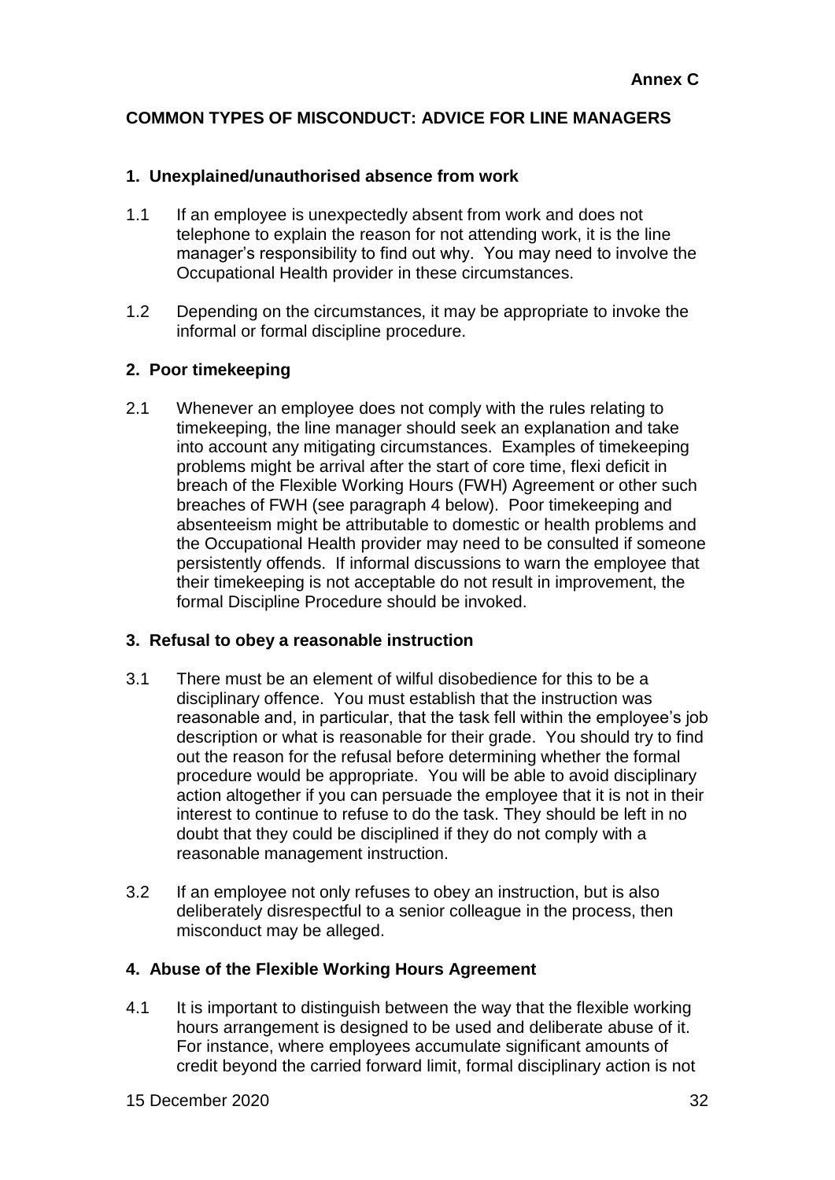**Annex C**

## COMMON TYPES OF MISCONDUCT: ADVICE FOR LINE MANAGERS

### 1. Unexplained/unauthorised absence from work

1.1 If an employee is unexpectedly absent from work and does not telephone to explain the reason for not attending work, it is the line manager's responsibility to find out why. You may need to involve the Occupational Health provider in these circumstances.

1.2 Depending on the circumstances, it may be appropriate to invoke the informal or formal discipline procedure.

### 2. Poor timekeeping

2.1 Whenever an employee does not comply with the rules relating to timekeeping, the line manager should seek an explanation and take into account any mitigating circumstances. Examples of timekeeping problems might be arrival after the start of core time, flexi deficit in breach of the Flexible Working Hours (FWH) Agreement or other such breaches of FWH (see paragraph 4 below). Poor timekeeping and absenteeism might be attributable to domestic or health problems and the Occupational Health provider may need to be consulted if someone persistently offends. If informal discussions to warn the employee that their timekeeping is not acceptable do not result in improvement, the formal Discipline Procedure should be invoked.

### 3. Refusal to obey a reasonable instruction

3.1 There must be an element of wilful disobedience for this to be a disciplinary offence. You must establish that the instruction was reasonable and, in particular, that the task fell within the employee's job description or what is reasonable for their grade. You should try to find out the reason for the refusal before determining whether the formal procedure would be appropriate. You will be able to avoid disciplinary action altogether if you can persuade the employee that it is not in their interest to continue to refuse to do the task. They should be left in no doubt that they could be disciplined if they do not comply with a reasonable management instruction.

3.2 If an employee not only refuses to obey an instruction, but is also deliberately disrespectful to a senior colleague in the process, then misconduct may be alleged.

### 4. Abuse of the Flexible Working Hours Agreement

4.1 It is important to distinguish between the way that the flexible working hours arrangement is designed to be used and deliberate abuse of it. For instance, where employees accumulate significant amounts of credit beyond the carried forward limit, formal disciplinary action is not

15 December 2020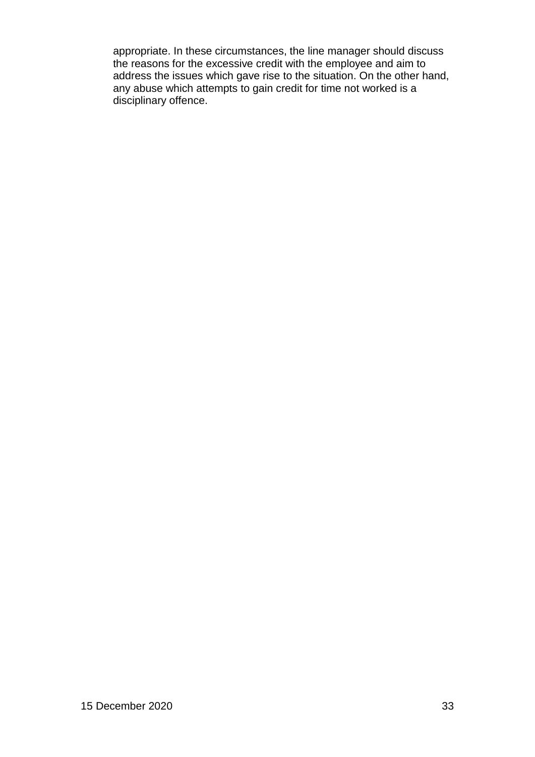appropriate. In these circumstances, the line manager should discuss the reasons for the excessive credit with the employee and aim to address the issues which gave rise to the situation. On the other hand, any abuse which attempts to gain credit for time not worked is a disciplinary offence.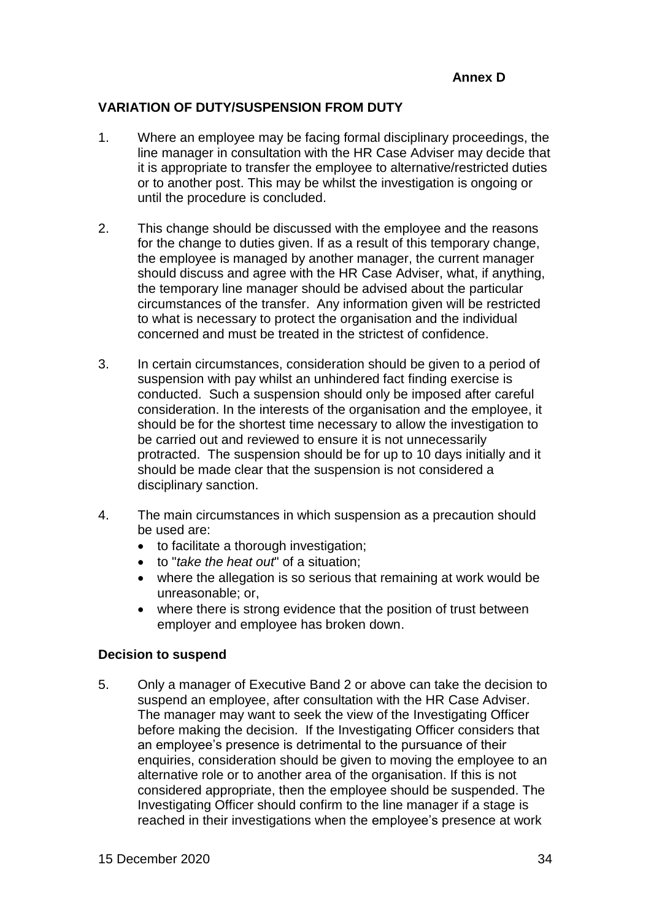**Annex D**

## VARIATION OF DUTY/SUSPENSION FROM DUTY

1. Where an employee may be facing formal disciplinary proceedings, the line manager in consultation with the HR Case Adviser may decide that it is appropriate to transfer the employee to alternative/restricted duties or to another post. This may be whilst the investigation is ongoing or until the procedure is concluded.

2. This change should be discussed with the employee and the reasons for the change to duties given. If as a result of this temporary change, the employee is managed by another manager, the current manager should discuss and agree with the HR Case Adviser, what, if anything, the temporary line manager should be advised about the particular circumstances of the transfer. Any information given will be restricted to what is necessary to protect the organisation and the individual concerned and must be treated in the strictest of confidence.

3. In certain circumstances, consideration should be given to a period of suspension with pay whilst an unhindered fact finding exercise is conducted. Such a suspension should only be imposed after careful consideration. In the interests of the organisation and the employee, it should be for the shortest time necessary to allow the investigation to be carried out and reviewed to ensure it is not unnecessarily protracted. The suspension should be for up to 10 days initially and it should be made clear that the suspension is not considered a disciplinary sanction.

4. The main circumstances in which suspension as a precaution should be used are:
   - to facilitate a thorough investigation;
   - to "*take the heat out*" of a situation;
   - where the allegation is so serious that remaining at work would be unreasonable; or,
   - where there is strong evidence that the position of trust between employer and employee has broken down.

### Decision to suspend

5. Only a manager of Executive Band 2 or above can take the decision to suspend an employee, after consultation with the HR Case Adviser. The manager may want to seek the view of the Investigating Officer before making the decision. If the Investigating Officer considers that an employee's presence is detrimental to the pursuance of their enquiries, consideration should be given to moving the employee to an alternative role or to another area of the organisation. If this is not considered appropriate, then the employee should be suspended. The Investigating Officer should confirm to the line manager if a stage is reached in their investigations when the employee's presence at work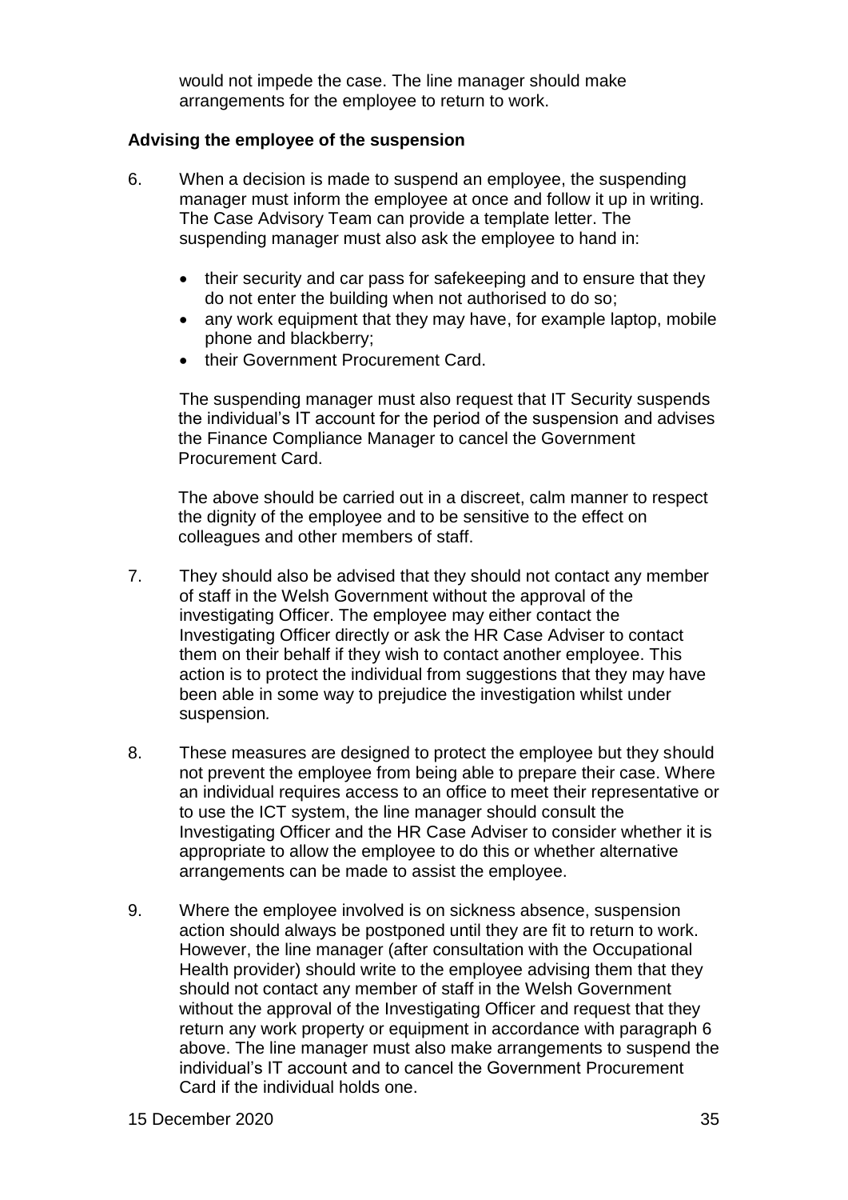would not impede the case. The line manager should make arrangements for the employee to return to work.

### Advising the employee of the suspension

6. When a decision is made to suspend an employee, the suspending manager must inform the employee at once and follow it up in writing. The Case Advisory Team can provide a template letter. The suspending manager must also ask the employee to hand in:

   - their security and car pass for safekeeping and to ensure that they do not enter the building when not authorised to do so;
   - any work equipment that they may have, for example laptop, mobile phone and blackberry;
   - their Government Procurement Card.

   The suspending manager must also request that IT Security suspends the individual's IT account for the period of the suspension and advises the Finance Compliance Manager to cancel the Government Procurement Card.

   The above should be carried out in a discreet, calm manner to respect the dignity of the employee and to be sensitive to the effect on colleagues and other members of staff.

7. They should also be advised that they should not contact any member of staff in the Welsh Government without the approval of the investigating Officer. The employee may either contact the Investigating Officer directly or ask the HR Case Adviser to contact them on their behalf if they wish to contact another employee. This action is to protect the individual from suggestions that they may have been able in some way to prejudice the investigation whilst under suspension.

8. These measures are designed to protect the employee but they should not prevent the employee from being able to prepare their case. Where an individual requires access to an office to meet their representative or to use the ICT system, the line manager should consult the Investigating Officer and the HR Case Adviser to consider whether it is appropriate to allow the employee to do this or whether alternative arrangements can be made to assist the employee.

9. Where the employee involved is on sickness absence, suspension action should always be postponed until they are fit to return to work. However, the line manager (after consultation with the Occupational Health provider) should write to the employee advising them that they should not contact any member of staff in the Welsh Government without the approval of the Investigating Officer and request that they return any work property or equipment in accordance with paragraph 6 above. The line manager must also make arrangements to suspend the individual's IT account and to cancel the Government Procurement Card if the individual holds one.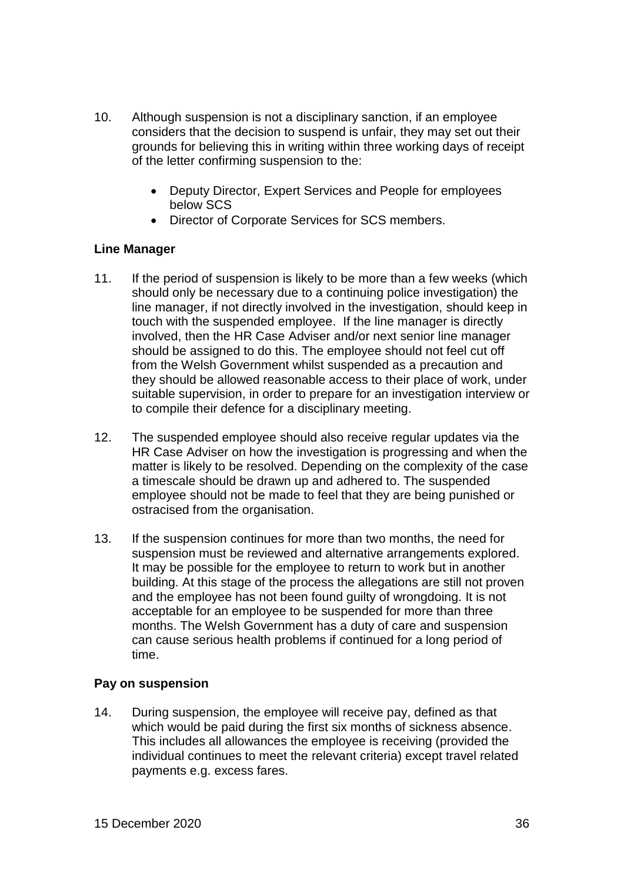10. Although suspension is not a disciplinary sanction, if an employee considers that the decision to suspend is unfair, they may set out their grounds for believing this in writing within three working days of receipt of the letter confirming suspension to the:

    - Deputy Director, Expert Services and People for employees below SCS
    - Director of Corporate Services for SCS members.

**Line Manager**

11. If the period of suspension is likely to be more than a few weeks (which should only be necessary due to a continuing police investigation) the line manager, if not directly involved in the investigation, should keep in touch with the suspended employee. If the line manager is directly involved, then the HR Case Adviser and/or next senior line manager should be assigned to do this. The employee should not feel cut off from the Welsh Government whilst suspended as a precaution and they should be allowed reasonable access to their place of work, under suitable supervision, in order to prepare for an investigation interview or to compile their defence for a disciplinary meeting.

12. The suspended employee should also receive regular updates via the HR Case Adviser on how the investigation is progressing and when the matter is likely to be resolved. Depending on the complexity of the case a timescale should be drawn up and adhered to. The suspended employee should not be made to feel that they are being punished or ostracised from the organisation.

13. If the suspension continues for more than two months, the need for suspension must be reviewed and alternative arrangements explored. It may be possible for the employee to return to work but in another building. At this stage of the process the allegations are still not proven and the employee has not been found guilty of wrongdoing. It is not acceptable for an employee to be suspended for more than three months. The Welsh Government has a duty of care and suspension can cause serious health problems if continued for a long period of time.

**Pay on suspension**

14. During suspension, the employee will receive pay, defined as that which would be paid during the first six months of sickness absence. This includes all allowances the employee is receiving (provided the individual continues to meet the relevant criteria) except travel related payments e.g. excess fares.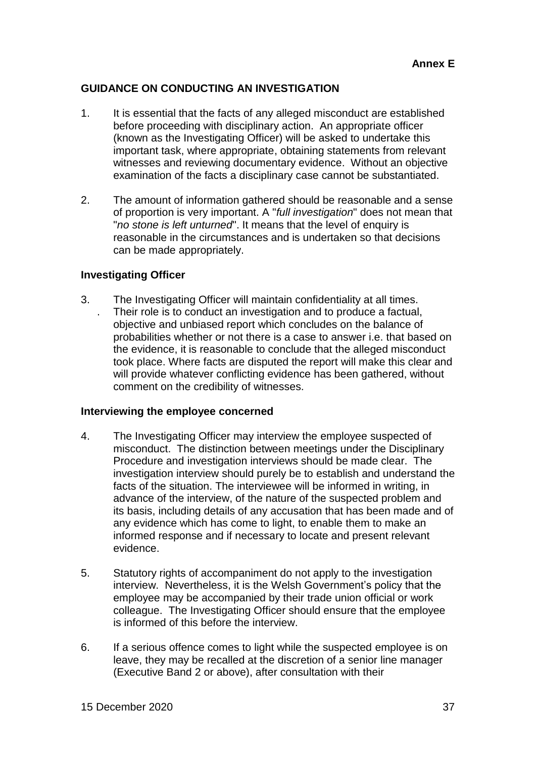**Annex E**

## GUIDANCE ON CONDUCTING AN INVESTIGATION

1. It is essential that the facts of any alleged misconduct are established before proceeding with disciplinary action. An appropriate officer (known as the Investigating Officer) will be asked to undertake this important task, where appropriate, obtaining statements from relevant witnesses and reviewing documentary evidence. Without an objective examination of the facts a disciplinary case cannot be substantiated.

2. The amount of information gathered should be reasonable and a sense of proportion is very important. A "*full investigation*" does not mean that "*no stone is left unturned*". It means that the level of enquiry is reasonable in the circumstances and is undertaken so that decisions can be made appropriately.

### Investigating Officer

3. The Investigating Officer will maintain confidentiality at all times. Their role is to conduct an investigation and to produce a factual, objective and unbiased report which concludes on the balance of probabilities whether or not there is a case to answer i.e. that based on the evidence, it is reasonable to conclude that the alleged misconduct took place. Where facts are disputed the report will make this clear and will provide whatever conflicting evidence has been gathered, without comment on the credibility of witnesses.

### Interviewing the employee concerned

4. The Investigating Officer may interview the employee suspected of misconduct. The distinction between meetings under the Disciplinary Procedure and investigation interviews should be made clear. The investigation interview should purely be to establish and understand the facts of the situation. The interviewee will be informed in writing, in advance of the interview, of the nature of the suspected problem and its basis, including details of any accusation that has been made and of any evidence which has come to light, to enable them to make an informed response and if necessary to locate and present relevant evidence.

5. Statutory rights of accompaniment do not apply to the investigation interview. Nevertheless, it is the Welsh Government's policy that the employee may be accompanied by their trade union official or work colleague. The Investigating Officer should ensure that the employee is informed of this before the interview.

6. If a serious offence comes to light while the suspected employee is on leave, they may be recalled at the discretion of a senior line manager (Executive Band 2 or above), after consultation with their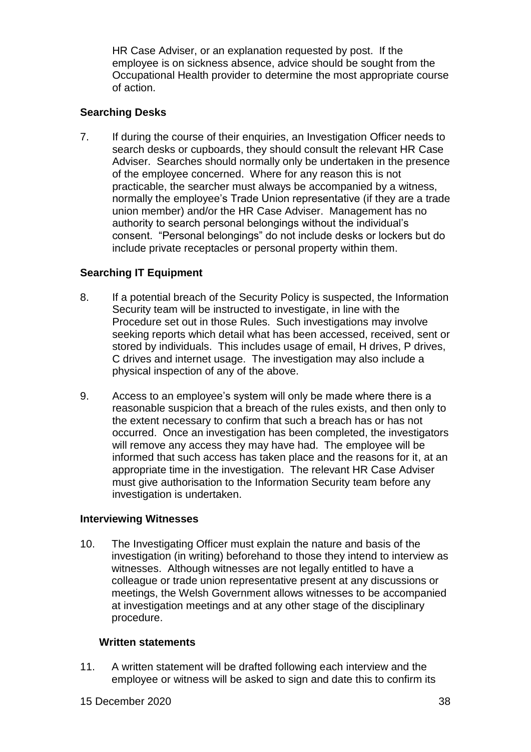HR Case Adviser, or an explanation requested by post. If the employee is on sickness absence, advice should be sought from the Occupational Health provider to determine the most appropriate course of action.

### Searching Desks

7. If during the course of their enquiries, an Investigation Officer needs to search desks or cupboards, they should consult the relevant HR Case Adviser. Searches should normally only be undertaken in the presence of the employee concerned. Where for any reason this is not practicable, the searcher must always be accompanied by a witness, normally the employee's Trade Union representative (if they are a trade union member) and/or the HR Case Adviser. Management has no authority to search personal belongings without the individual's consent. "Personal belongings" do not include desks or lockers but do include private receptacles or personal property within them.

### Searching IT Equipment

8. If a potential breach of the Security Policy is suspected, the Information Security team will be instructed to investigate, in line with the Procedure set out in those Rules. Such investigations may involve seeking reports which detail what has been accessed, received, sent or stored by individuals. This includes usage of email, H drives, P drives, C drives and internet usage. The investigation may also include a physical inspection of any of the above.

9. Access to an employee's system will only be made where there is a reasonable suspicion that a breach of the rules exists, and then only to the extent necessary to confirm that such a breach has or has not occurred. Once an investigation has been completed, the investigators will remove any access they may have had. The employee will be informed that such access has taken place and the reasons for it, at an appropriate time in the investigation. The relevant HR Case Adviser must give authorisation to the Information Security team before any investigation is undertaken.

### Interviewing Witnesses

10. The Investigating Officer must explain the nature and basis of the investigation (in writing) beforehand to those they intend to interview as witnesses. Although witnesses are not legally entitled to have a colleague or trade union representative present at any discussions or meetings, the Welsh Government allows witnesses to be accompanied at investigation meetings and at any other stage of the disciplinary procedure.

#### Written statements

11. A written statement will be drafted following each interview and the employee or witness will be asked to sign and date this to confirm its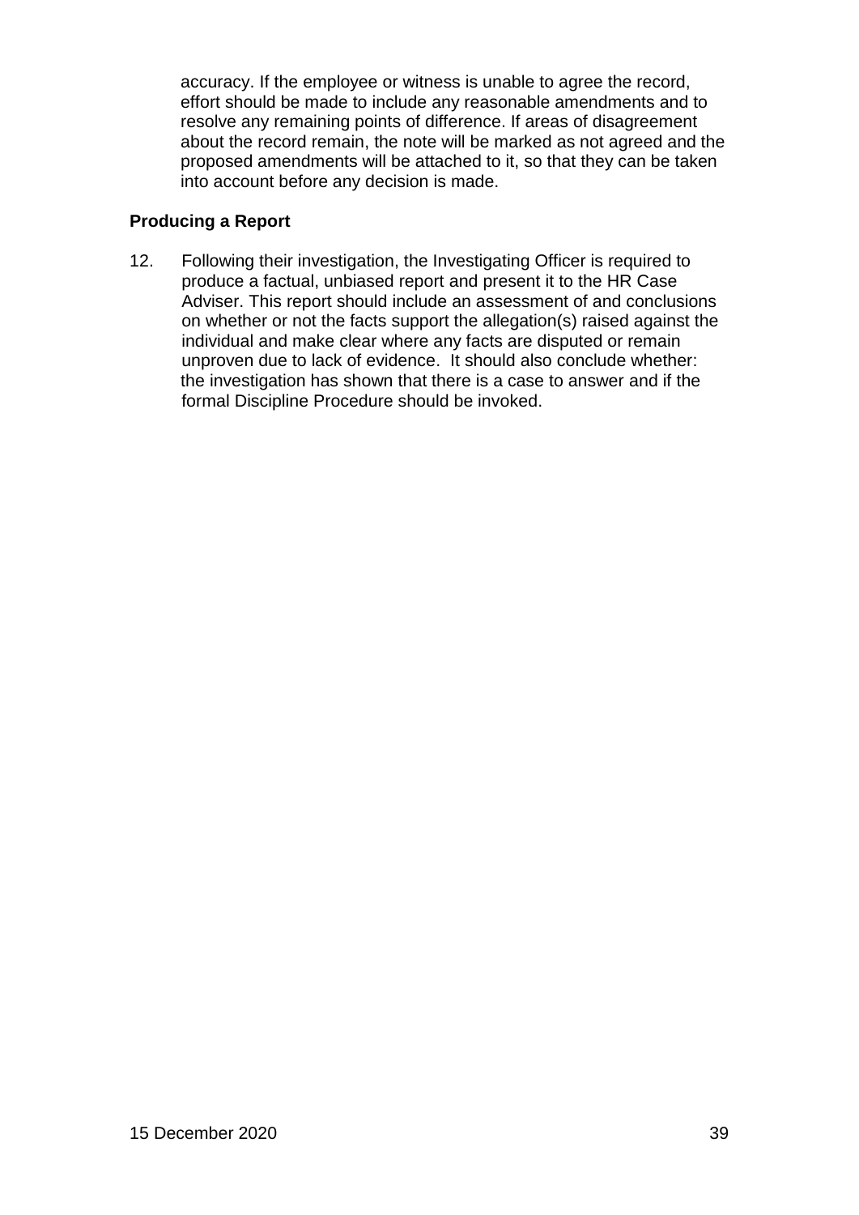accuracy. If the employee or witness is unable to agree the record, effort should be made to include any reasonable amendments and to resolve any remaining points of difference. If areas of disagreement about the record remain, the note will be marked as not agreed and the proposed amendments will be attached to it, so that they can be taken into account before any decision is made.

**Producing a Report**

12. Following their investigation, the Investigating Officer is required to produce a factual, unbiased report and present it to the HR Case Adviser. This report should include an assessment of and conclusions on whether or not the facts support the allegation(s) raised against the individual and make clear where any facts are disputed or remain unproven due to lack of evidence. It should also conclude whether: the investigation has shown that there is a case to answer and if the formal Discipline Procedure should be invoked.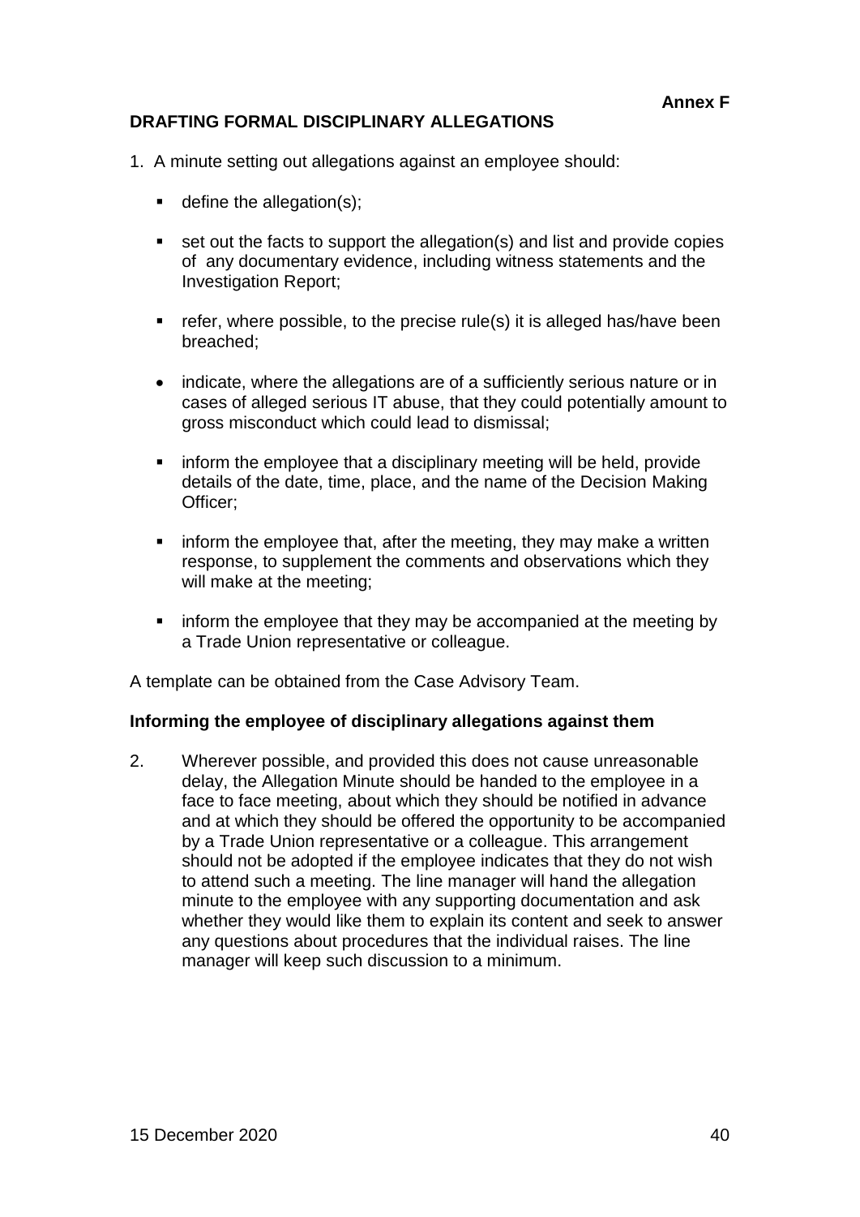**Annex F**

## DRAFTING FORMAL DISCIPLINARY ALLEGATIONS

1. A minute setting out allegations against an employee should:

   - define the allegation(s);
   - set out the facts to support the allegation(s) and list and provide copies of any documentary evidence, including witness statements and the Investigation Report;
   - refer, where possible, to the precise rule(s) it is alleged has/have been breached;
   - indicate, where the allegations are of a sufficiently serious nature or in cases of alleged serious IT abuse, that they could potentially amount to gross misconduct which could lead to dismissal;
   - inform the employee that a disciplinary meeting will be held, provide details of the date, time, place, and the name of the Decision Making Officer;
   - inform the employee that, after the meeting, they may make a written response, to supplement the comments and observations which they will make at the meeting;
   - inform the employee that they may be accompanied at the meeting by a Trade Union representative or colleague.

A template can be obtained from the Case Advisory Team.

### Informing the employee of disciplinary allegations against them

2. Wherever possible, and provided this does not cause unreasonable delay, the Allegation Minute should be handed to the employee in a face to face meeting, about which they should be notified in advance and at which they should be offered the opportunity to be accompanied by a Trade Union representative or a colleague. This arrangement should not be adopted if the employee indicates that they do not wish to attend such a meeting. The line manager will hand the allegation minute to the employee with any supporting documentation and ask whether they would like them to explain its content and seek to answer any questions about procedures that the individual raises. The line manager will keep such discussion to a minimum.

15 December 2020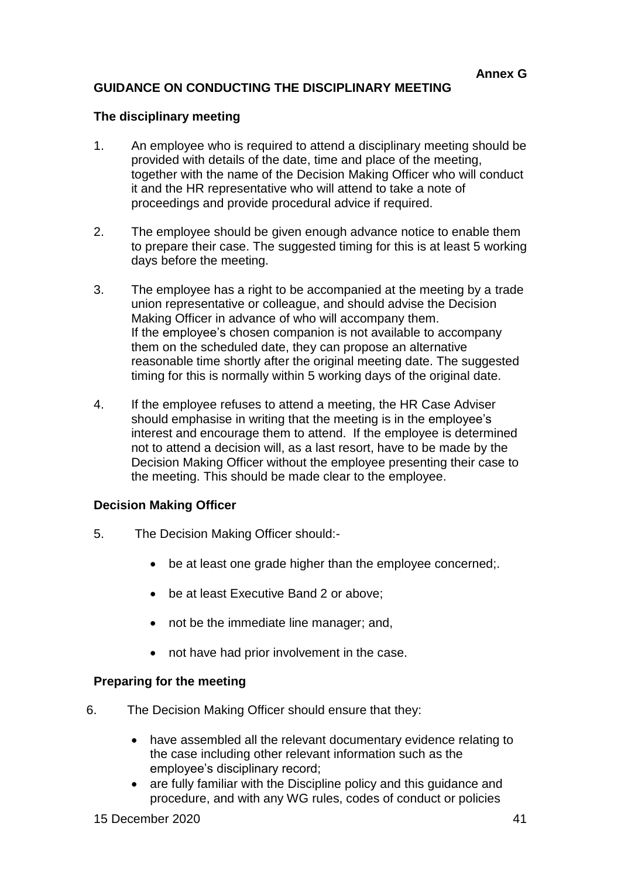**Annex G**

## GUIDANCE ON CONDUCTING THE DISCIPLINARY MEETING

### The disciplinary meeting

1. An employee who is required to attend a disciplinary meeting should be provided with details of the date, time and place of the meeting, together with the name of the Decision Making Officer who will conduct it and the HR representative who will attend to take a note of proceedings and provide procedural advice if required.

2. The employee should be given enough advance notice to enable them to prepare their case. The suggested timing for this is at least 5 working days before the meeting.

3. The employee has a right to be accompanied at the meeting by a trade union representative or colleague, and should advise the Decision Making Officer in advance of who will accompany them. If the employee's chosen companion is not available to accompany them on the scheduled date, they can propose an alternative reasonable time shortly after the original meeting date. The suggested timing for this is normally within 5 working days of the original date.

4. If the employee refuses to attend a meeting, the HR Case Adviser should emphasise in writing that the meeting is in the employee's interest and encourage them to attend. If the employee is determined not to attend a decision will, as a last resort, have to be made by the Decision Making Officer without the employee presenting their case to the meeting. This should be made clear to the employee.

### Decision Making Officer

5. The Decision Making Officer should:-

    - be at least one grade higher than the employee concerned;.
    - be at least Executive Band 2 or above;
    - not be the immediate line manager; and,
    - not have had prior involvement in the case.

### Preparing for the meeting

6. The Decision Making Officer should ensure that they:

    - have assembled all the relevant documentary evidence relating to the case including other relevant information such as the employee's disciplinary record;
    - are fully familiar with the Discipline policy and this guidance and procedure, and with any WG rules, codes of conduct or policies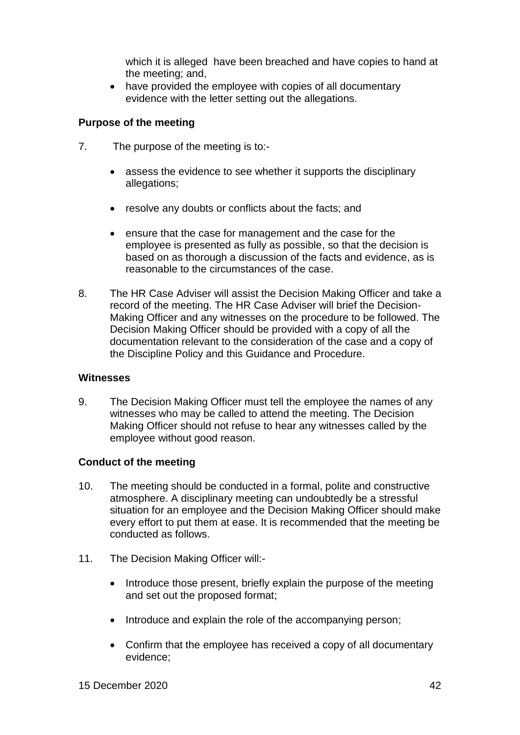which it is alleged have been breached and have copies to hand at the meeting; and,

- have provided the employee with copies of all documentary evidence with the letter setting out the allegations.

**Purpose of the meeting**

7. The purpose of the meeting is to:-

    - assess the evidence to see whether it supports the disciplinary allegations;
    - resolve any doubts or conflicts about the facts; and
    - ensure that the case for management and the case for the employee is presented as fully as possible, so that the decision is based on as thorough a discussion of the facts and evidence, as is reasonable to the circumstances of the case.

8. The HR Case Adviser will assist the Decision Making Officer and take a record of the meeting. The HR Case Adviser will brief the Decision-Making Officer and any witnesses on the procedure to be followed. The Decision Making Officer should be provided with a copy of all the documentation relevant to the consideration of the case and a copy of the Discipline Policy and this Guidance and Procedure.

**Witnesses**

9. The Decision Making Officer must tell the employee the names of any witnesses who may be called to attend the meeting. The Decision Making Officer should not refuse to hear any witnesses called by the employee without good reason.

**Conduct of the meeting**

10. The meeting should be conducted in a formal, polite and constructive atmosphere. A disciplinary meeting can undoubtedly be a stressful situation for an employee and the Decision Making Officer should make every effort to put them at ease. It is recommended that the meeting be conducted as follows.

11. The Decision Making Officer will:-

    - Introduce those present, briefly explain the purpose of the meeting and set out the proposed format;
    - Introduce and explain the role of the accompanying person;
    - Confirm that the employee has received a copy of all documentary evidence;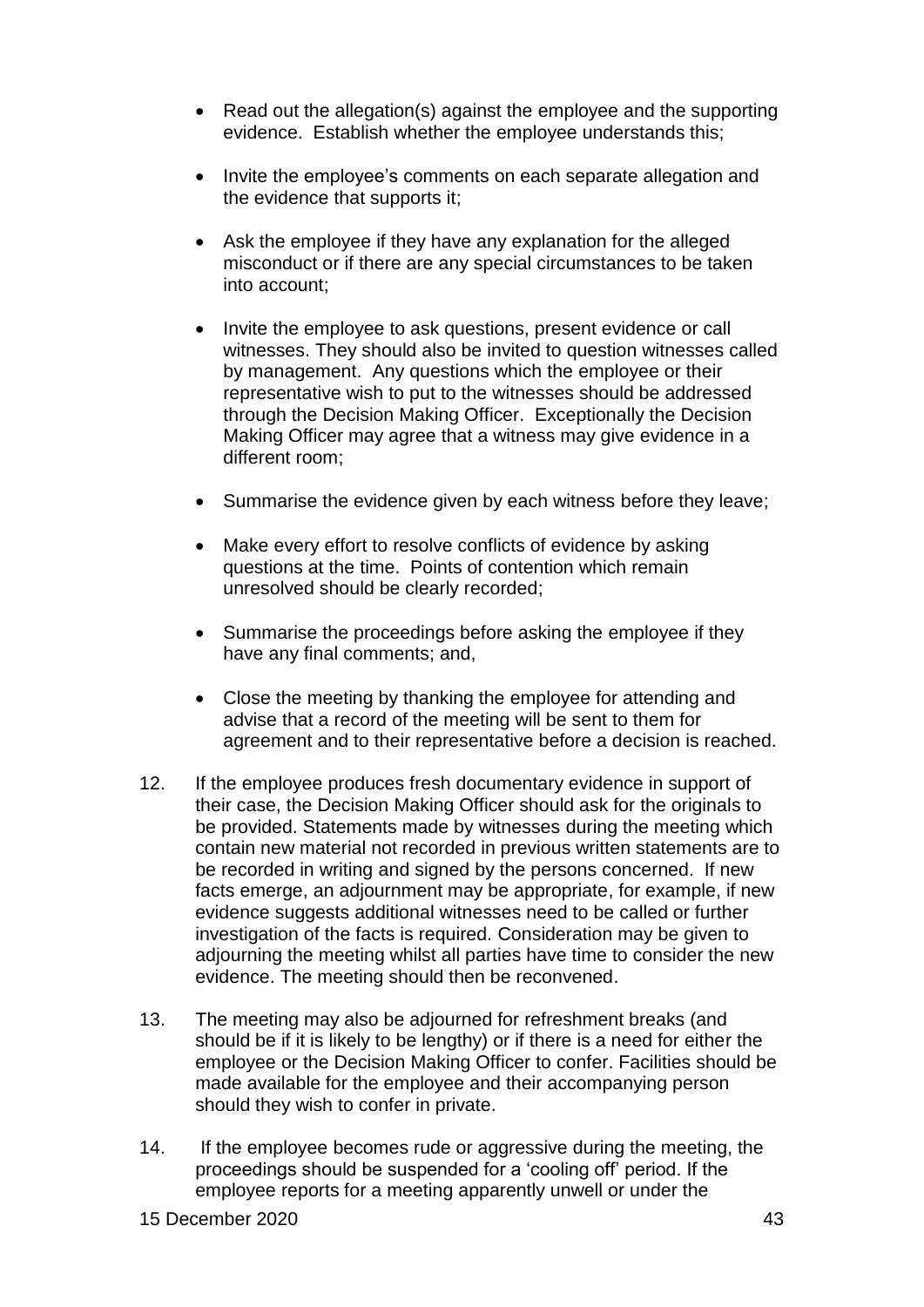- Read out the allegation(s) against the employee and the supporting evidence. Establish whether the employee understands this;

- Invite the employee's comments on each separate allegation and the evidence that supports it;

- Ask the employee if they have any explanation for the alleged misconduct or if there are any special circumstances to be taken into account;

- Invite the employee to ask questions, present evidence or call witnesses. They should also be invited to question witnesses called by management. Any questions which the employee or their representative wish to put to the witnesses should be addressed through the Decision Making Officer. Exceptionally the Decision Making Officer may agree that a witness may give evidence in a different room;

- Summarise the evidence given by each witness before they leave;

- Make every effort to resolve conflicts of evidence by asking questions at the time. Points of contention which remain unresolved should be clearly recorded;

- Summarise the proceedings before asking the employee if they have any final comments; and,

- Close the meeting by thanking the employee for attending and advise that a record of the meeting will be sent to them for agreement and to their representative before a decision is reached.

12. If the employee produces fresh documentary evidence in support of their case, the Decision Making Officer should ask for the originals to be provided. Statements made by witnesses during the meeting which contain new material not recorded in previous written statements are to be recorded in writing and signed by the persons concerned. If new facts emerge, an adjournment may be appropriate, for example, if new evidence suggests additional witnesses need to be called or further investigation of the facts is required. Consideration may be given to adjourning the meeting whilst all parties have time to consider the new evidence. The meeting should then be reconvened.

13. The meeting may also be adjourned for refreshment breaks (and should be if it is likely to be lengthy) or if there is a need for either the employee or the Decision Making Officer to confer. Facilities should be made available for the employee and their accompanying person should they wish to confer in private.

14. If the employee becomes rude or aggressive during the meeting, the proceedings should be suspended for a 'cooling off' period. If the employee reports for a meeting apparently unwell or under the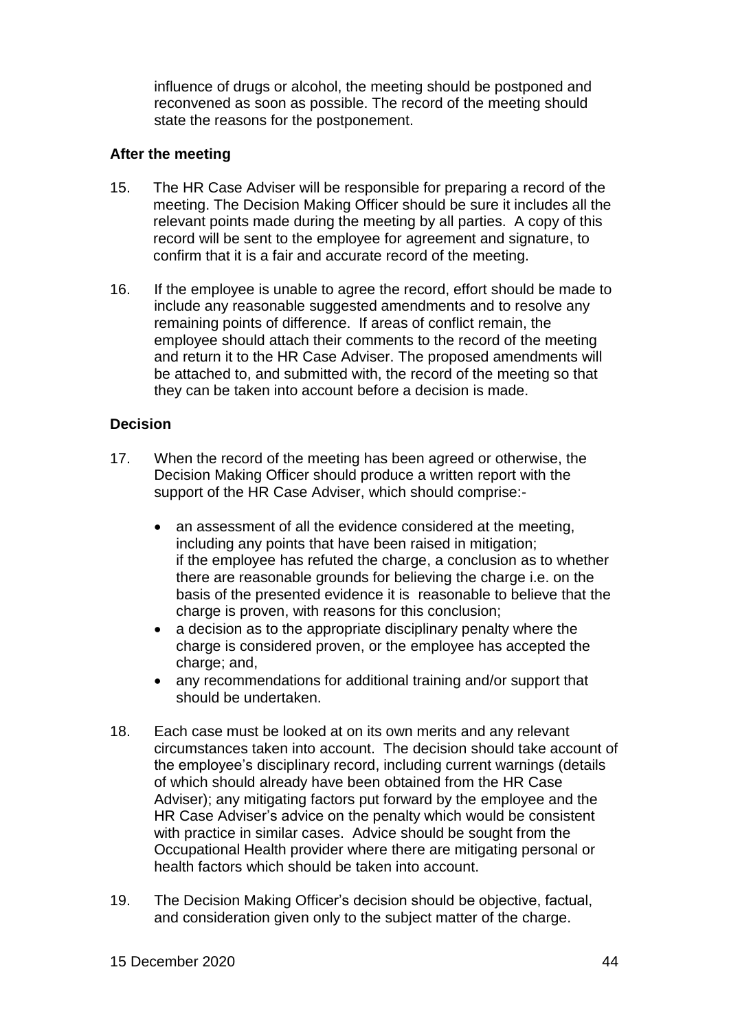influence of drugs or alcohol, the meeting should be postponed and reconvened as soon as possible. The record of the meeting should state the reasons for the postponement.

**After the meeting**

15. The HR Case Adviser will be responsible for preparing a record of the meeting. The Decision Making Officer should be sure it includes all the relevant points made during the meeting by all parties. A copy of this record will be sent to the employee for agreement and signature, to confirm that it is a fair and accurate record of the meeting.

16. If the employee is unable to agree the record, effort should be made to include any reasonable suggested amendments and to resolve any remaining points of difference. If areas of conflict remain, the employee should attach their comments to the record of the meeting and return it to the HR Case Adviser. The proposed amendments will be attached to, and submitted with, the record of the meeting so that they can be taken into account before a decision is made.

**Decision**

17. When the record of the meeting has been agreed or otherwise, the Decision Making Officer should produce a written report with the support of the HR Case Adviser, which should comprise:-

    - an assessment of all the evidence considered at the meeting, including any points that have been raised in mitigation;
      if the employee has refuted the charge, a conclusion as to whether there are reasonable grounds for believing the charge i.e. on the basis of the presented evidence it is reasonable to believe that the charge is proven, with reasons for this conclusion;
    - a decision as to the appropriate disciplinary penalty where the charge is considered proven, or the employee has accepted the charge; and,
    - any recommendations for additional training and/or support that should be undertaken.

18. Each case must be looked at on its own merits and any relevant circumstances taken into account. The decision should take account of the employee's disciplinary record, including current warnings (details of which should already have been obtained from the HR Case Adviser); any mitigating factors put forward by the employee and the HR Case Adviser's advice on the penalty which would be consistent with practice in similar cases. Advice should be sought from the Occupational Health provider where there are mitigating personal or health factors which should be taken into account.

19. The Decision Making Officer's decision should be objective, factual, and consideration given only to the subject matter of the charge.

15 December 2020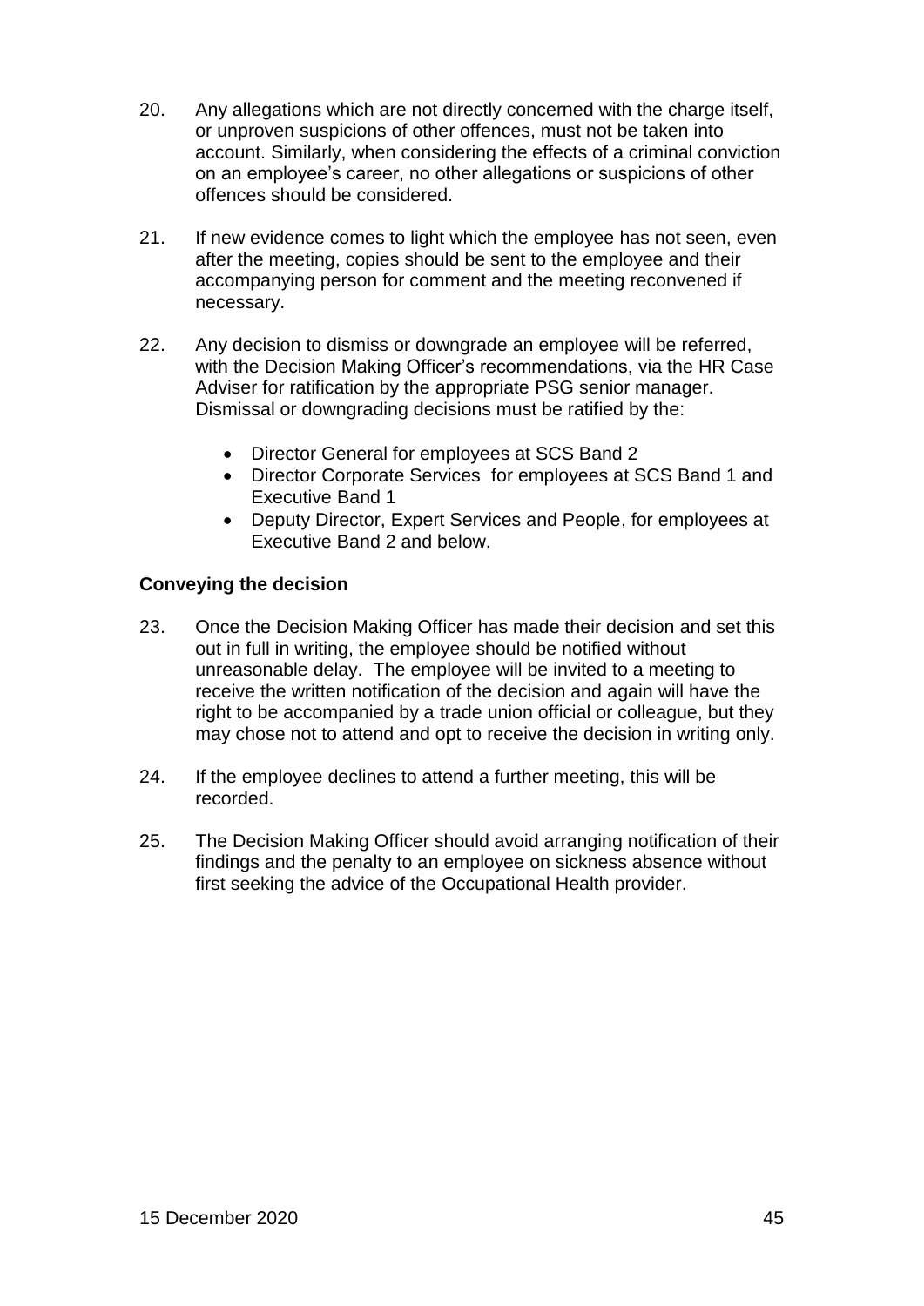20. Any allegations which are not directly concerned with the charge itself, or unproven suspicions of other offences, must not be taken into account. Similarly, when considering the effects of a criminal conviction on an employee's career, no other allegations or suspicions of other offences should be considered.

21. If new evidence comes to light which the employee has not seen, even after the meeting, copies should be sent to the employee and their accompanying person for comment and the meeting reconvened if necessary.

22. Any decision to dismiss or downgrade an employee will be referred, with the Decision Making Officer's recommendations, via the HR Case Adviser for ratification by the appropriate PSG senior manager. Dismissal or downgrading decisions must be ratified by the:

    - Director General for employees at SCS Band 2
    - Director Corporate Services for employees at SCS Band 1 and Executive Band 1
    - Deputy Director, Expert Services and People, for employees at Executive Band 2 and below.

**Conveying the decision**

23. Once the Decision Making Officer has made their decision and set this out in full in writing, the employee should be notified without unreasonable delay. The employee will be invited to a meeting to receive the written notification of the decision and again will have the right to be accompanied by a trade union official or colleague, but they may chose not to attend and opt to receive the decision in writing only.

24. If the employee declines to attend a further meeting, this will be recorded.

25. The Decision Making Officer should avoid arranging notification of their findings and the penalty to an employee on sickness absence without first seeking the advice of the Occupational Health provider.

15 December 2020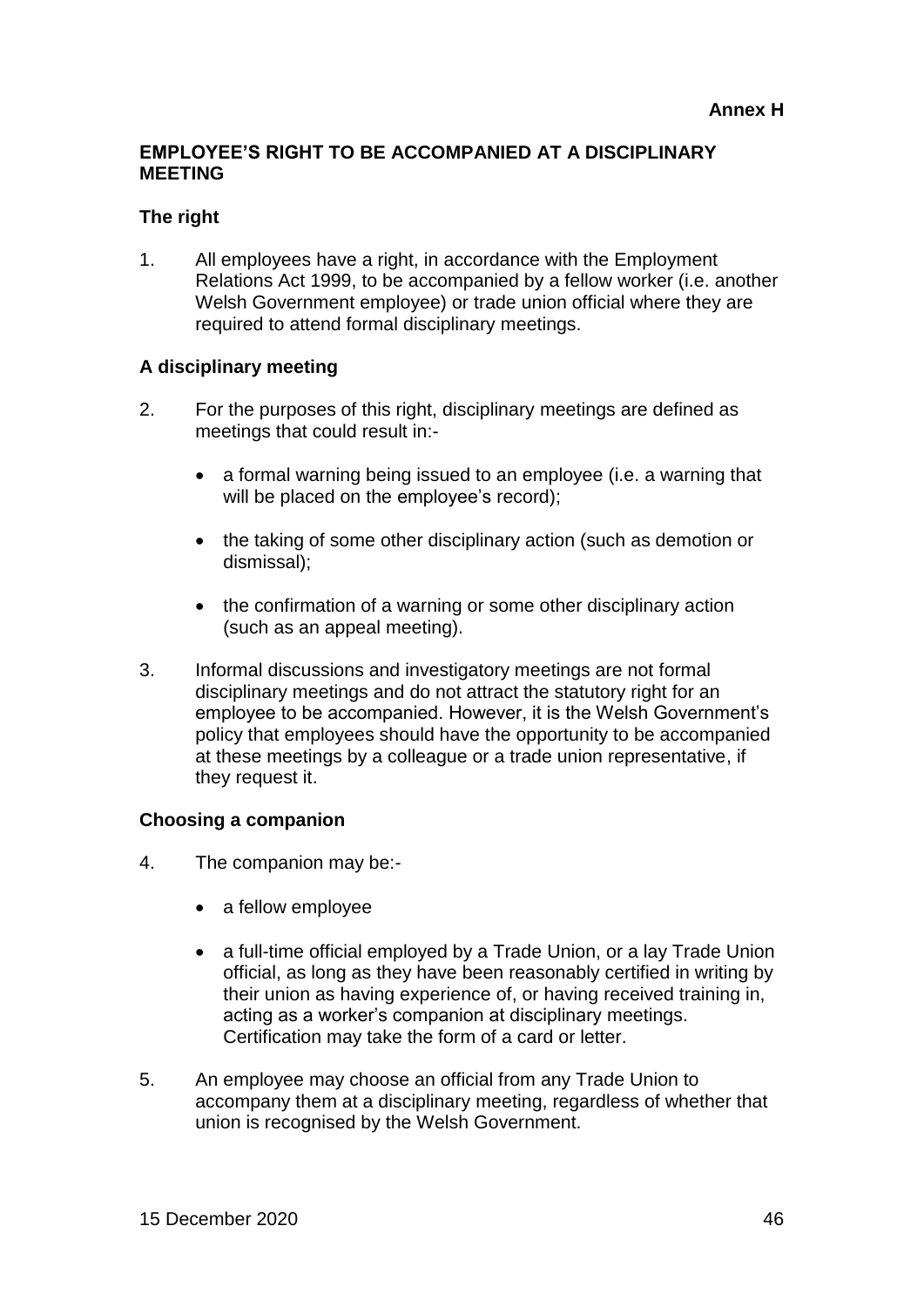**Annex H**

## EMPLOYEE'S RIGHT TO BE ACCOMPANIED AT A DISCIPLINARY MEETING

### The right

1. All employees have a right, in accordance with the Employment Relations Act 1999, to be accompanied by a fellow worker (i.e. another Welsh Government employee) or trade union official where they are required to attend formal disciplinary meetings.

### A disciplinary meeting

2. For the purposes of this right, disciplinary meetings are defined as meetings that could result in:-

   - a formal warning being issued to an employee (i.e. a warning that will be placed on the employee's record);
   - the taking of some other disciplinary action (such as demotion or dismissal);
   - the confirmation of a warning or some other disciplinary action (such as an appeal meeting).

3. Informal discussions and investigatory meetings are not formal disciplinary meetings and do not attract the statutory right for an employee to be accompanied. However, it is the Welsh Government's policy that employees should have the opportunity to be accompanied at these meetings by a colleague or a trade union representative, if they request it.

### Choosing a companion

4. The companion may be:-

   - a fellow employee
   - a full-time official employed by a Trade Union, or a lay Trade Union official, as long as they have been reasonably certified in writing by their union as having experience of, or having received training in, acting as a worker's companion at disciplinary meetings. Certification may take the form of a card or letter.

5. An employee may choose an official from any Trade Union to accompany them at a disciplinary meeting, regardless of whether that union is recognised by the Welsh Government.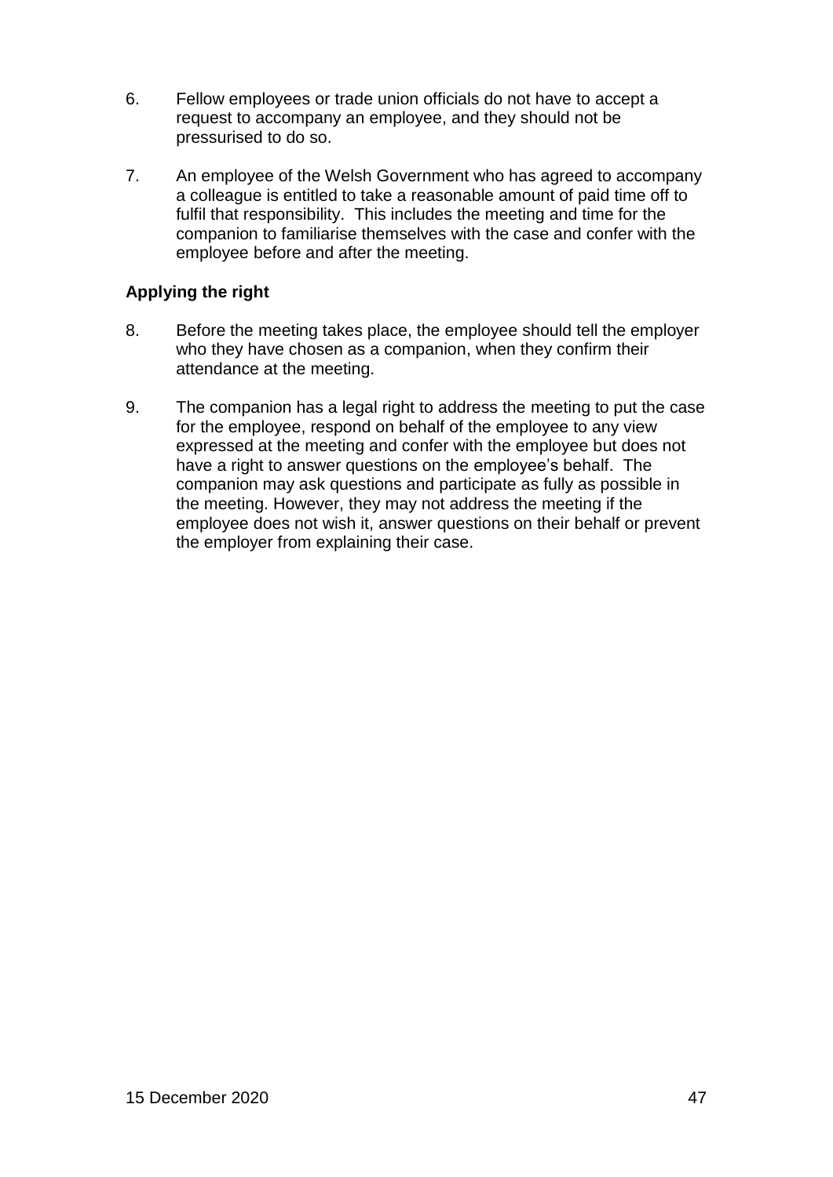6. Fellow employees or trade union officials do not have to accept a request to accompany an employee, and they should not be pressurised to do so.

7. An employee of the Welsh Government who has agreed to accompany a colleague is entitled to take a reasonable amount of paid time off to fulfil that responsibility. This includes the meeting and time for the companion to familiarise themselves with the case and confer with the employee before and after the meeting.

**Applying the right**

8. Before the meeting takes place, the employee should tell the employer who they have chosen as a companion, when they confirm their attendance at the meeting.

9. The companion has a legal right to address the meeting to put the case for the employee, respond on behalf of the employee to any view expressed at the meeting and confer with the employee but does not have a right to answer questions on the employee's behalf. The companion may ask questions and participate as fully as possible in the meeting. However, they may not address the meeting if the employee does not wish it, answer questions on their behalf or prevent the employer from explaining their case.

15 December 2020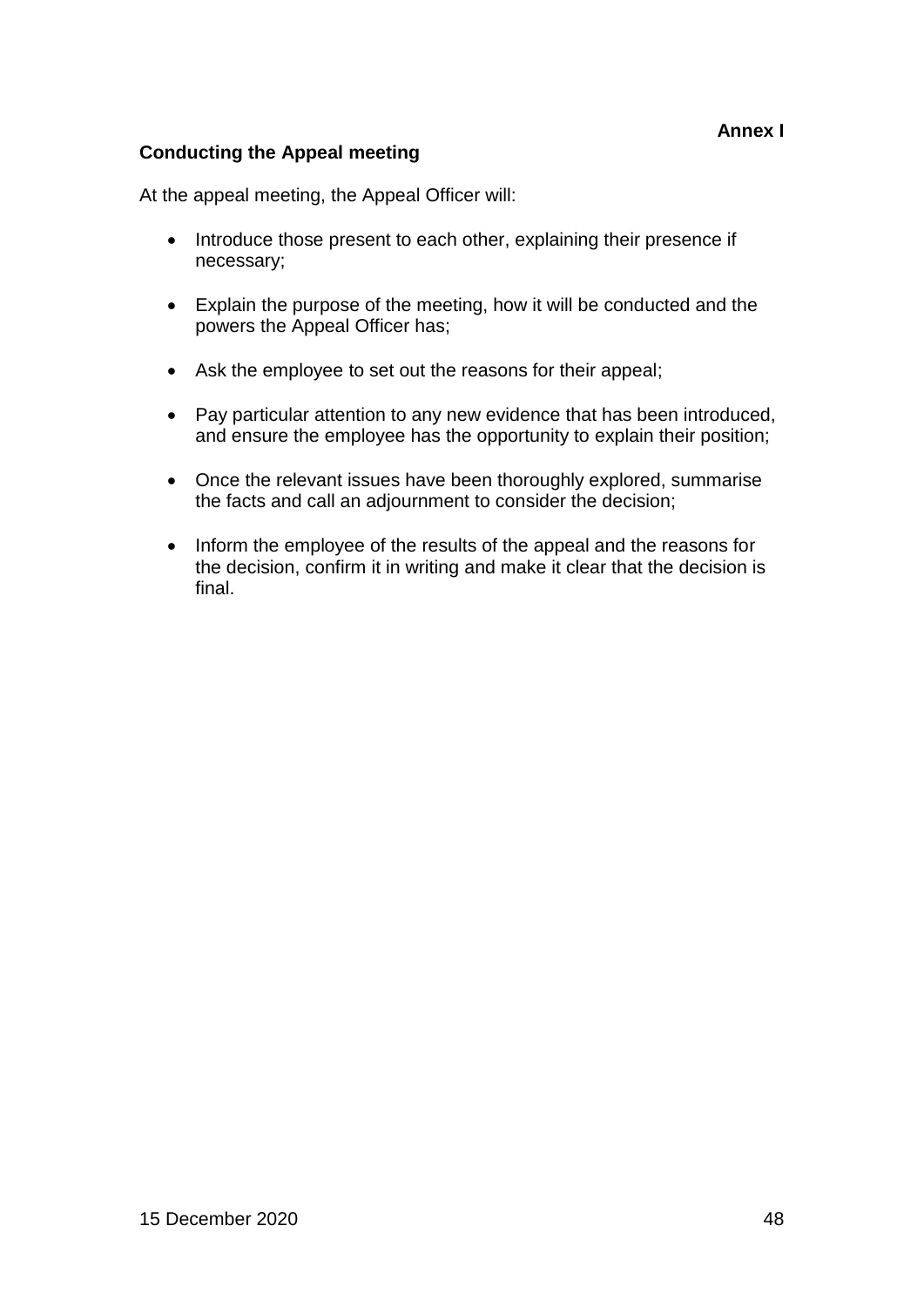**Annex I**

**Conducting the Appeal meeting**

At the appeal meeting, the Appeal Officer will:

- Introduce those present to each other, explaining their presence if necessary;
- Explain the purpose of the meeting, how it will be conducted and the powers the Appeal Officer has;
- Ask the employee to set out the reasons for their appeal;
- Pay particular attention to any new evidence that has been introduced, and ensure the employee has the opportunity to explain their position;
- Once the relevant issues have been thoroughly explored, summarise the facts and call an adjournment to consider the decision;
- Inform the employee of the results of the appeal and the reasons for the decision, confirm it in writing and make it clear that the decision is final.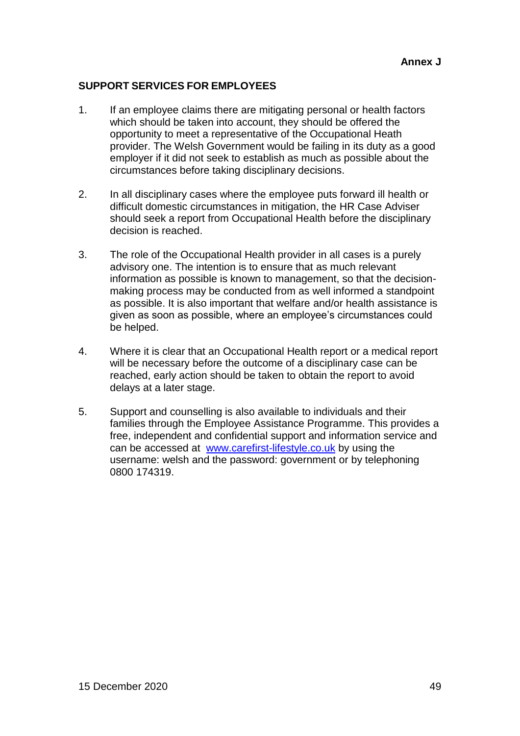**Annex J**

## SUPPORT SERVICES FOR EMPLOYEES

1. If an employee claims there are mitigating personal or health factors which should be taken into account, they should be offered the opportunity to meet a representative of the Occupational Heath provider. The Welsh Government would be failing in its duty as a good employer if it did not seek to establish as much as possible about the circumstances before taking disciplinary decisions.

2. In all disciplinary cases where the employee puts forward ill health or difficult domestic circumstances in mitigation, the HR Case Adviser should seek a report from Occupational Health before the disciplinary decision is reached.

3. The role of the Occupational Health provider in all cases is a purely advisory one. The intention is to ensure that as much relevant information as possible is known to management, so that the decision-making process may be conducted from as well informed a standpoint as possible. It is also important that welfare and/or health assistance is given as soon as possible, where an employee's circumstances could be helped.

4. Where it is clear that an Occupational Health report or a medical report will be necessary before the outcome of a disciplinary case can be reached, early action should be taken to obtain the report to avoid delays at a later stage.

5. Support and counselling is also available to individuals and their families through the Employee Assistance Programme. This provides a free, independent and confidential support and information service and can be accessed at [www.carefirst-lifestyle.co.uk](http://www.carefirst-lifestyle.co.uk) by using the username: welsh and the password: government or by telephoning 0800 174319.

15 December 2020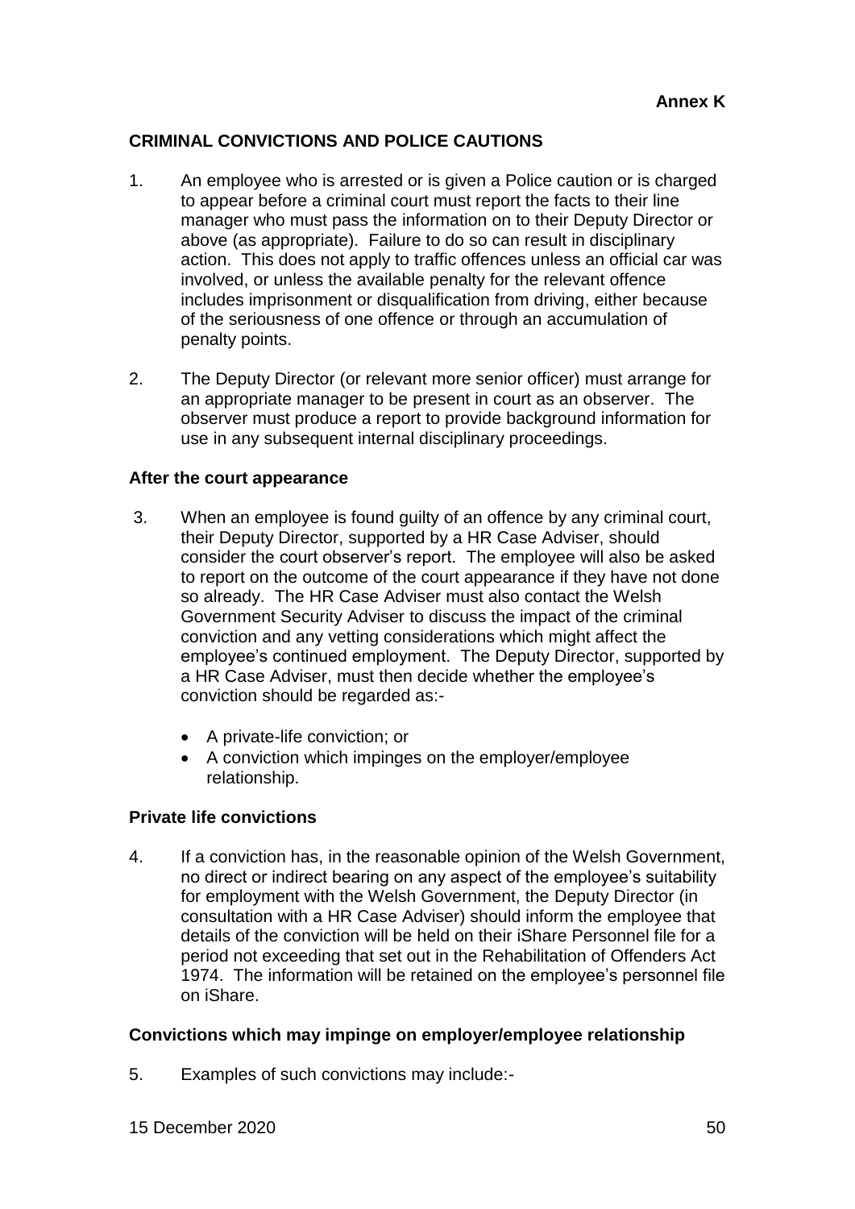**Annex K**

## CRIMINAL CONVICTIONS AND POLICE CAUTIONS

1. An employee who is arrested or is given a Police caution or is charged to appear before a criminal court must report the facts to their line manager who must pass the information on to their Deputy Director or above (as appropriate). Failure to do so can result in disciplinary action. This does not apply to traffic offences unless an official car was involved, or unless the available penalty for the relevant offence includes imprisonment or disqualification from driving, either because of the seriousness of one offence or through an accumulation of penalty points.

2. The Deputy Director (or relevant more senior officer) must arrange for an appropriate manager to be present in court as an observer. The observer must produce a report to provide background information for use in any subsequent internal disciplinary proceedings.

### After the court appearance

3. When an employee is found guilty of an offence by any criminal court, their Deputy Director, supported by a HR Case Adviser, should consider the court observer's report. The employee will also be asked to report on the outcome of the court appearance if they have not done so already. The HR Case Adviser must also contact the Welsh Government Security Adviser to discuss the impact of the criminal conviction and any vetting considerations which might affect the employee's continued employment. The Deputy Director, supported by a HR Case Adviser, must then decide whether the employee's conviction should be regarded as:-

   - A private-life conviction; or
   - A conviction which impinges on the employer/employee relationship.

### Private life convictions

4. If a conviction has, in the reasonable opinion of the Welsh Government, no direct or indirect bearing on any aspect of the employee's suitability for employment with the Welsh Government, the Deputy Director (in consultation with a HR Case Adviser) should inform the employee that details of the conviction will be held on their iShare Personnel file for a period not exceeding that set out in the Rehabilitation of Offenders Act 1974. The information will be retained on the employee's personnel file on iShare.

### Convictions which may impinge on employer/employee relationship

5. Examples of such convictions may include:-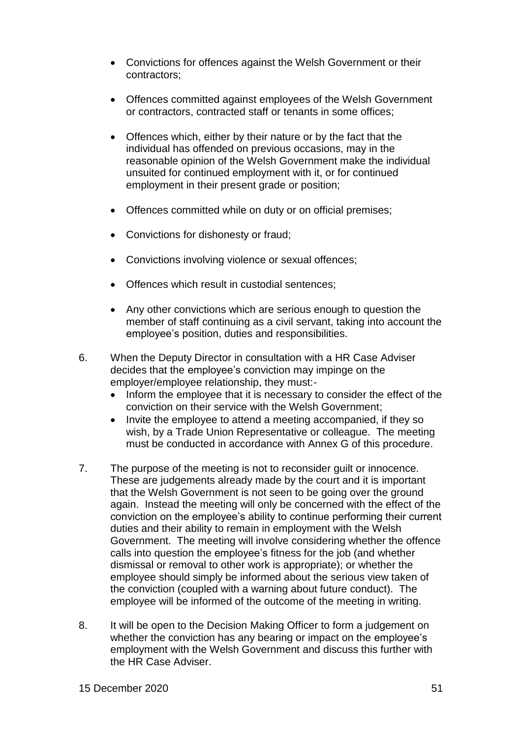- Convictions for offences against the Welsh Government or their contractors;
- Offences committed against employees of the Welsh Government or contractors, contracted staff or tenants in some offices;
- Offences which, either by their nature or by the fact that the individual has offended on previous occasions, may in the reasonable opinion of the Welsh Government make the individual unsuited for continued employment with it, or for continued employment in their present grade or position;
- Offences committed while on duty or on official premises;
- Convictions for dishonesty or fraud;
- Convictions involving violence or sexual offences;
- Offences which result in custodial sentences;
- Any other convictions which are serious enough to question the member of staff continuing as a civil servant, taking into account the employee's position, duties and responsibilities.

6. When the Deputy Director in consultation with a HR Case Adviser decides that the employee's conviction may impinge on the employer/employee relationship, they must:-
   - Inform the employee that it is necessary to consider the effect of the conviction on their service with the Welsh Government;
   - Invite the employee to attend a meeting accompanied, if they so wish, by a Trade Union Representative or colleague. The meeting must be conducted in accordance with Annex G of this procedure.

7. The purpose of the meeting is not to reconsider guilt or innocence. These are judgements already made by the court and it is important that the Welsh Government is not seen to be going over the ground again. Instead the meeting will only be concerned with the effect of the conviction on the employee's ability to continue performing their current duties and their ability to remain in employment with the Welsh Government. The meeting will involve considering whether the offence calls into question the employee's fitness for the job (and whether dismissal or removal to other work is appropriate); or whether the employee should simply be informed about the serious view taken of the conviction (coupled with a warning about future conduct). The employee will be informed of the outcome of the meeting in writing.

8. It will be open to the Decision Making Officer to form a judgement on whether the conviction has any bearing or impact on the employee's employment with the Welsh Government and discuss this further with the HR Case Adviser.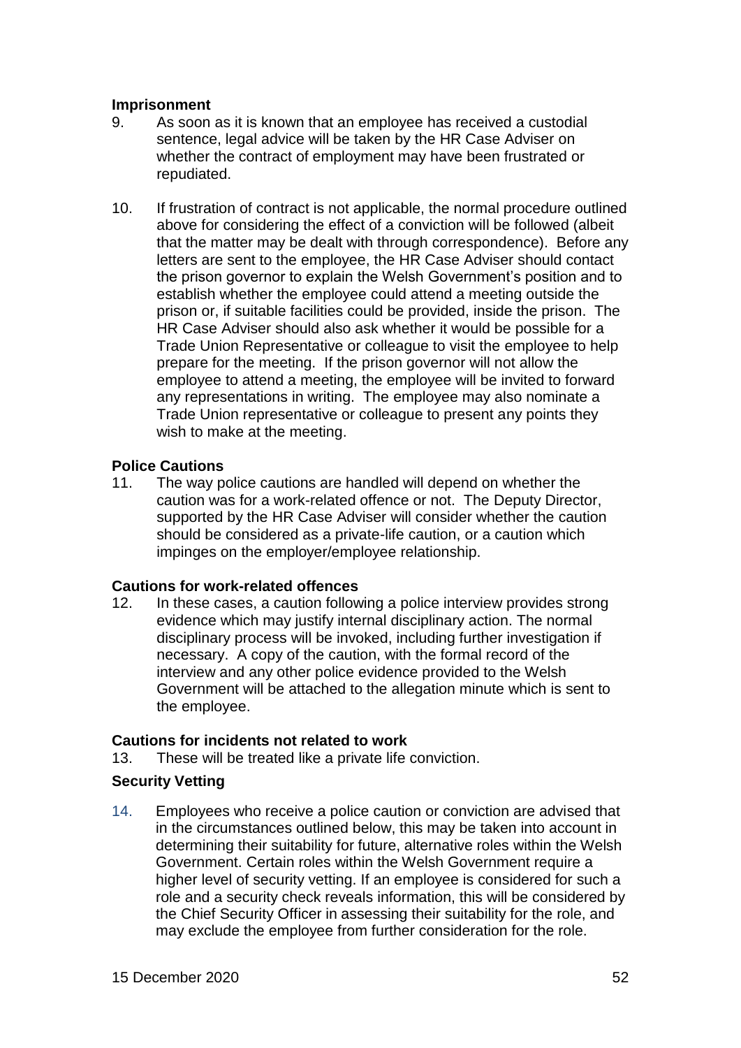**Imprisonment**

9. As soon as it is known that an employee has received a custodial sentence, legal advice will be taken by the HR Case Adviser on whether the contract of employment may have been frustrated or repudiated.

10. If frustration of contract is not applicable, the normal procedure outlined above for considering the effect of a conviction will be followed (albeit that the matter may be dealt with through correspondence). Before any letters are sent to the employee, the HR Case Adviser should contact the prison governor to explain the Welsh Government's position and to establish whether the employee could attend a meeting outside the prison or, if suitable facilities could be provided, inside the prison. The HR Case Adviser should also ask whether it would be possible for a Trade Union Representative or colleague to visit the employee to help prepare for the meeting. If the prison governor will not allow the employee to attend a meeting, the employee will be invited to forward any representations in writing. The employee may also nominate a Trade Union representative or colleague to present any points they wish to make at the meeting.

**Police Cautions**

11. The way police cautions are handled will depend on whether the caution was for a work-related offence or not. The Deputy Director, supported by the HR Case Adviser will consider whether the caution should be considered as a private-life caution, or a caution which impinges on the employer/employee relationship.

**Cautions for work-related offences**

12. In these cases, a caution following a police interview provides strong evidence which may justify internal disciplinary action. The normal disciplinary process will be invoked, including further investigation if necessary. A copy of the caution, with the formal record of the interview and any other police evidence provided to the Welsh Government will be attached to the allegation minute which is sent to the employee.

**Cautions for incidents not related to work**

13. These will be treated like a private life conviction.

**Security Vetting**

14. Employees who receive a police caution or conviction are advised that in the circumstances outlined below, this may be taken into account in determining their suitability for future, alternative roles within the Welsh Government. Certain roles within the Welsh Government require a higher level of security vetting. If an employee is considered for such a role and a security check reveals information, this will be considered by the Chief Security Officer in assessing their suitability for the role, and may exclude the employee from further consideration for the role.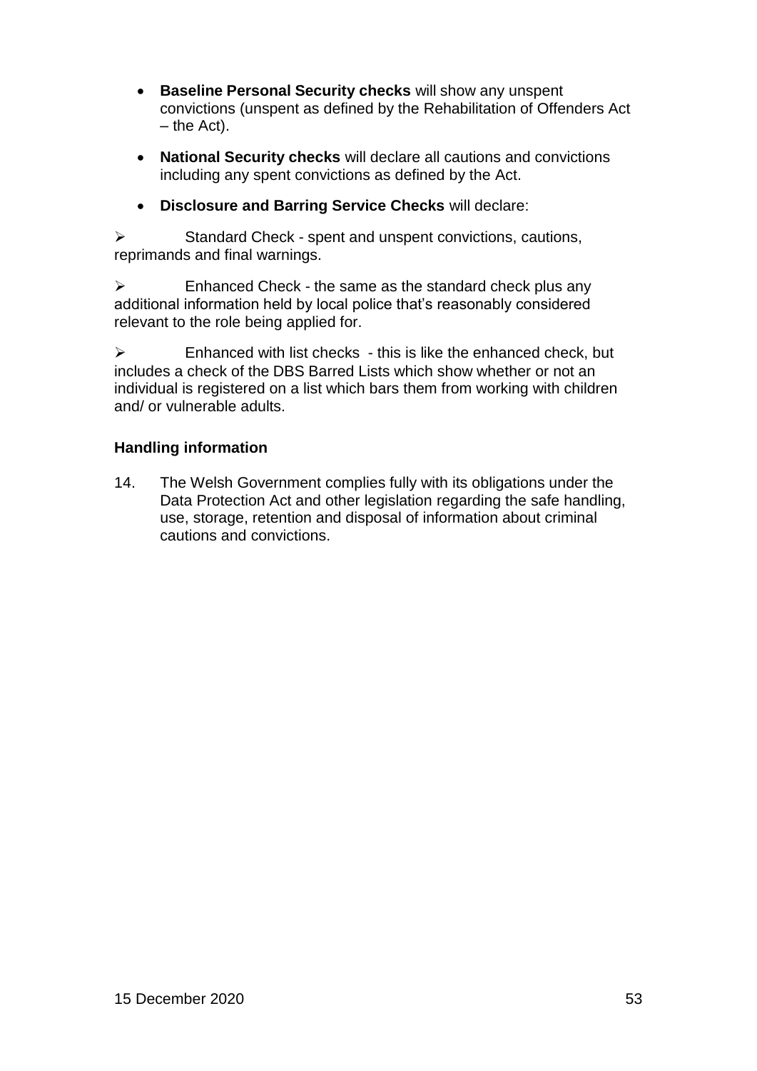- **Baseline Personal Security checks** will show any unspent convictions (unspent as defined by the Rehabilitation of Offenders Act – the Act).

- **National Security checks** will declare all cautions and convictions including any spent convictions as defined by the Act.

- **Disclosure and Barring Service Checks** will declare:

➢ Standard Check - spent and unspent convictions, cautions, reprimands and final warnings.

➢ Enhanced Check - the same as the standard check plus any additional information held by local police that's reasonably considered relevant to the role being applied for.

➢ Enhanced with list checks - this is like the enhanced check, but includes a check of the DBS Barred Lists which show whether or not an individual is registered on a list which bars them from working with children and/ or vulnerable adults.

### Handling information

14. The Welsh Government complies fully with its obligations under the Data Protection Act and other legislation regarding the safe handling, use, storage, retention and disposal of information about criminal cautions and convictions.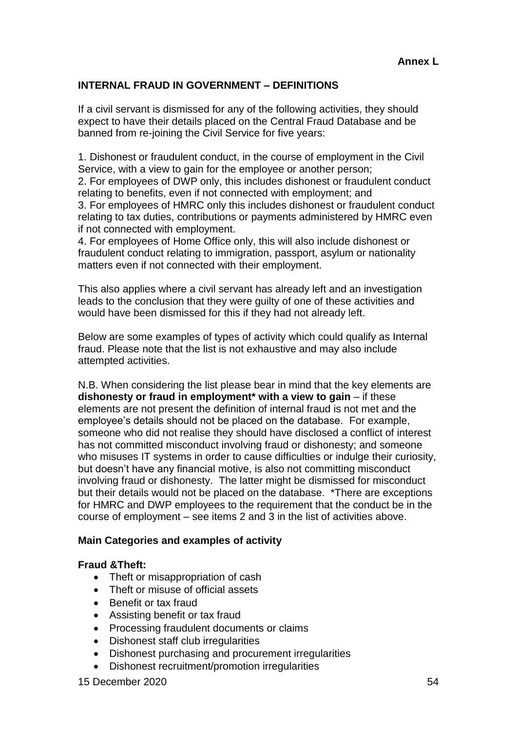**Annex L**

## INTERNAL FRAUD IN GOVERNMENT – DEFINITIONS

If a civil servant is dismissed for any of the following activities, they should expect to have their details placed on the Central Fraud Database and be banned from re-joining the Civil Service for five years:

1. Dishonest or fraudulent conduct, in the course of employment in the Civil Service, with a view to gain for the employee or another person;
2. For employees of DWP only, this includes dishonest or fraudulent conduct relating to benefits, even if not connected with employment; and
3. For employees of HMRC only this includes dishonest or fraudulent conduct relating to tax duties, contributions or payments administered by HMRC even if not connected with employment.
4. For employees of Home Office only, this will also include dishonest or fraudulent conduct relating to immigration, passport, asylum or nationality matters even if not connected with their employment.

This also applies where a civil servant has already left and an investigation leads to the conclusion that they were guilty of one of these activities and would have been dismissed for this if they had not already left.

Below are some examples of types of activity which could qualify as Internal fraud. Please note that the list is not exhaustive and may also include attempted activities.

N.B. When considering the list please bear in mind that the key elements are **dishonesty or fraud in employment* with a view to gain** – if these elements are not present the definition of internal fraud is not met and the employee's details should not be placed on the database. For example, someone who did not realise they should have disclosed a conflict of interest has not committed misconduct involving fraud or dishonesty; and someone who misuses IT systems in order to cause difficulties or indulge their curiosity, but doesn't have any financial motive, is also not committing misconduct involving fraud or dishonesty. The latter might be dismissed for misconduct but their details would not be placed on the database. *There are exceptions for HMRC and DWP employees to the requirement that the conduct be in the course of employment – see items 2 and 3 in the list of activities above.

### Main Categories and examples of activity

**Fraud &Theft:**

- Theft or misappropriation of cash
- Theft or misuse of official assets
- Benefit or tax fraud
- Assisting benefit or tax fraud
- Processing fraudulent documents or claims
- Dishonest staff club irregularities
- Dishonest purchasing and procurement irregularities
- Dishonest recruitment/promotion irregularities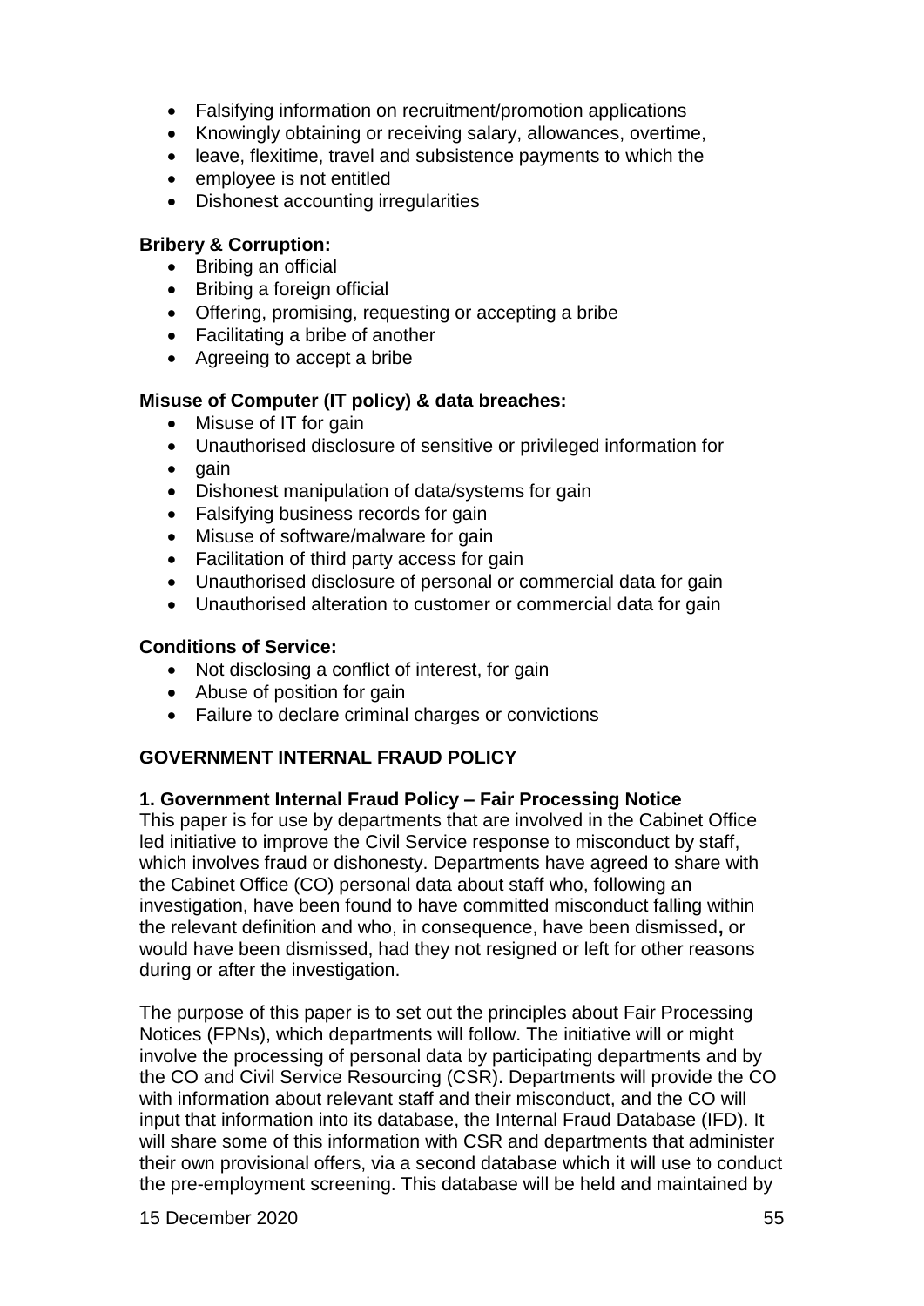- Falsifying information on recruitment/promotion applications
- Knowingly obtaining or receiving salary, allowances, overtime,
- leave, flexitime, travel and subsistence payments to which the
- employee is not entitled
- Dishonest accounting irregularities

**Bribery & Corruption:**

- Bribing an official
- Bribing a foreign official
- Offering, promising, requesting or accepting a bribe
- Facilitating a bribe of another
- Agreeing to accept a bribe

**Misuse of Computer (IT policy) & data breaches:**

- Misuse of IT for gain
- Unauthorised disclosure of sensitive or privileged information for
- gain
- Dishonest manipulation of data/systems for gain
- Falsifying business records for gain
- Misuse of software/malware for gain
- Facilitation of third party access for gain
- Unauthorised disclosure of personal or commercial data for gain
- Unauthorised alteration to customer or commercial data for gain

**Conditions of Service:**

- Not disclosing a conflict of interest, for gain
- Abuse of position for gain
- Failure to declare criminal charges or convictions

## GOVERNMENT INTERNAL FRAUD POLICY

### 1. Government Internal Fraud Policy – Fair Processing Notice

This paper is for use by departments that are involved in the Cabinet Office led initiative to improve the Civil Service response to misconduct by staff, which involves fraud or dishonesty. Departments have agreed to share with the Cabinet Office (CO) personal data about staff who, following an investigation, have been found to have committed misconduct falling within the relevant definition and who, in consequence, have been dismissed**,** or would have been dismissed, had they not resigned or left for other reasons during or after the investigation.

The purpose of this paper is to set out the principles about Fair Processing Notices (FPNs), which departments will follow. The initiative will or might involve the processing of personal data by participating departments and by the CO and Civil Service Resourcing (CSR). Departments will provide the CO with information about relevant staff and their misconduct, and the CO will input that information into its database, the Internal Fraud Database (IFD). It will share some of this information with CSR and departments that administer their own provisional offers, via a second database which it will use to conduct the pre-employment screening. This database will be held and maintained by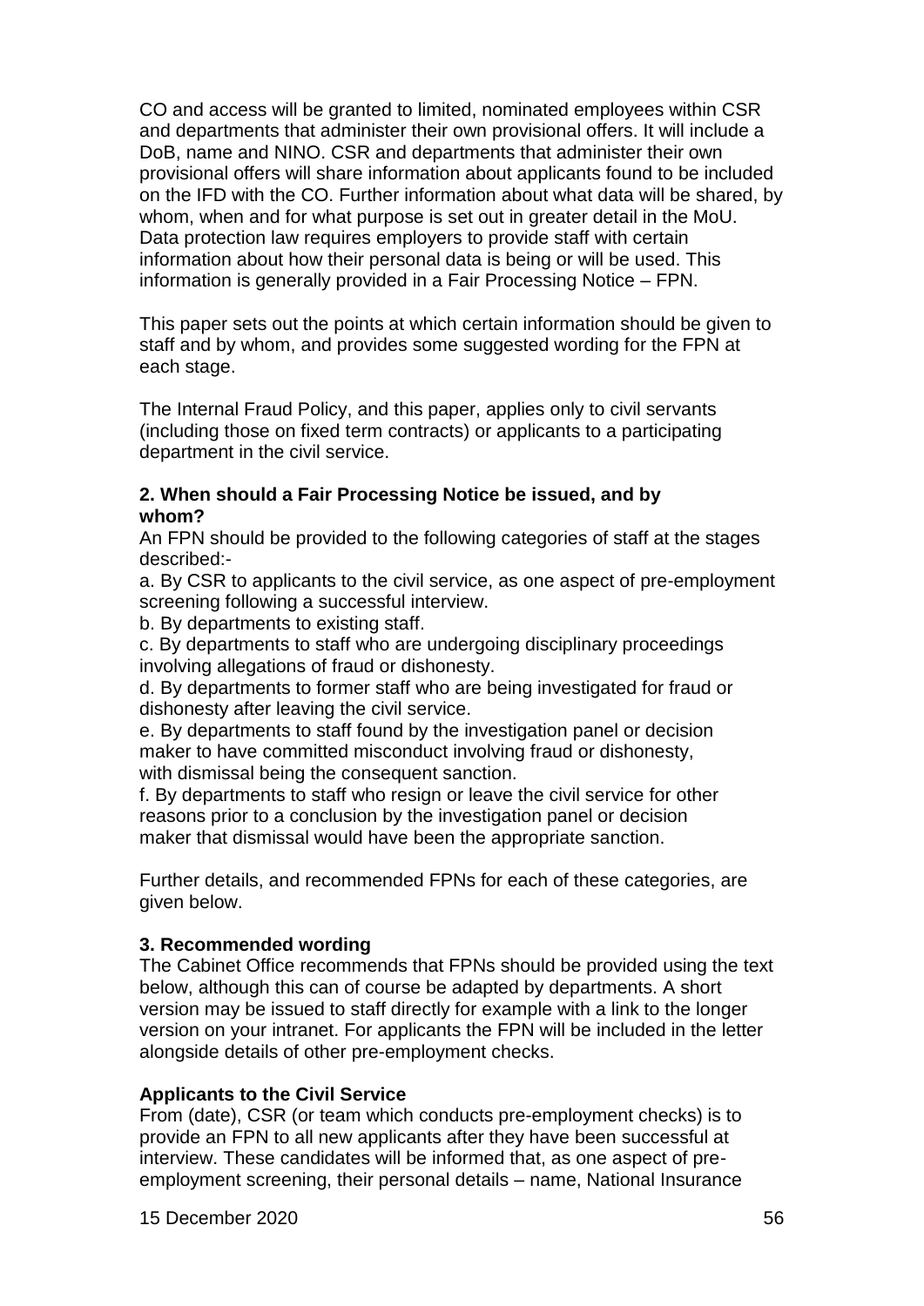CO and access will be granted to limited, nominated employees within CSR and departments that administer their own provisional offers. It will include a DoB, name and NINO. CSR and departments that administer their own provisional offers will share information about applicants found to be included on the IFD with the CO. Further information about what data will be shared, by whom, when and for what purpose is set out in greater detail in the MoU. Data protection law requires employers to provide staff with certain information about how their personal data is being or will be used. This information is generally provided in a Fair Processing Notice – FPN.

This paper sets out the points at which certain information should be given to staff and by whom, and provides some suggested wording for the FPN at each stage.

The Internal Fraud Policy, and this paper, applies only to civil servants (including those on fixed term contracts) or applicants to a participating department in the civil service.

**2. When should a Fair Processing Notice be issued, and by whom?**

An FPN should be provided to the following categories of staff at the stages described:-

a. By CSR to applicants to the civil service, as one aspect of pre-employment screening following a successful interview.

b. By departments to existing staff.

c. By departments to staff who are undergoing disciplinary proceedings involving allegations of fraud or dishonesty.

d. By departments to former staff who are being investigated for fraud or dishonesty after leaving the civil service.

e. By departments to staff found by the investigation panel or decision maker to have committed misconduct involving fraud or dishonesty, with dismissal being the consequent sanction.

f. By departments to staff who resign or leave the civil service for other reasons prior to a conclusion by the investigation panel or decision maker that dismissal would have been the appropriate sanction.

Further details, and recommended FPNs for each of these categories, are given below.

**3. Recommended wording**

The Cabinet Office recommends that FPNs should be provided using the text below, although this can of course be adapted by departments. A short version may be issued to staff directly for example with a link to the longer version on your intranet. For applicants the FPN will be included in the letter alongside details of other pre-employment checks.

**Applicants to the Civil Service**

From (date), CSR (or team which conducts pre-employment checks) is to provide an FPN to all new applicants after they have been successful at interview. These candidates will be informed that, as one aspect of pre-employment screening, their personal details – name, National Insurance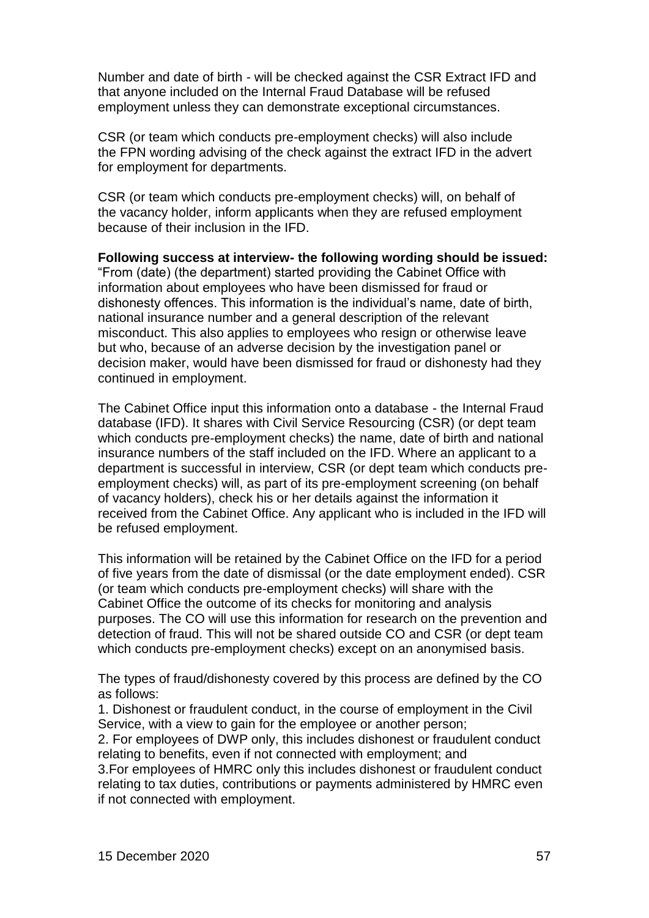Number and date of birth - will be checked against the CSR Extract IFD and that anyone included on the Internal Fraud Database will be refused employment unless they can demonstrate exceptional circumstances.

CSR (or team which conducts pre-employment checks) will also include the FPN wording advising of the check against the extract IFD in the advert for employment for departments.

CSR (or team which conducts pre-employment checks) will, on behalf of the vacancy holder, inform applicants when they are refused employment because of their inclusion in the IFD.

**Following success at interview- the following wording should be issued:**
"From (date) (the department) started providing the Cabinet Office with information about employees who have been dismissed for fraud or dishonesty offences. This information is the individual's name, date of birth, national insurance number and a general description of the relevant misconduct. This also applies to employees who resign or otherwise leave but who, because of an adverse decision by the investigation panel or decision maker, would have been dismissed for fraud or dishonesty had they continued in employment.

The Cabinet Office input this information onto a database - the Internal Fraud database (IFD). It shares with Civil Service Resourcing (CSR) (or dept team which conducts pre-employment checks) the name, date of birth and national insurance numbers of the staff included on the IFD. Where an applicant to a department is successful in interview, CSR (or dept team which conducts pre-employment checks) will, as part of its pre-employment screening (on behalf of vacancy holders), check his or her details against the information it received from the Cabinet Office. Any applicant who is included in the IFD will be refused employment.

This information will be retained by the Cabinet Office on the IFD for a period of five years from the date of dismissal (or the date employment ended). CSR (or team which conducts pre-employment checks) will share with the Cabinet Office the outcome of its checks for monitoring and analysis purposes. The CO will use this information for research on the prevention and detection of fraud. This will not be shared outside CO and CSR (or dept team which conducts pre-employment checks) except on an anonymised basis.

The types of fraud/dishonesty covered by this process are defined by the CO as follows:

1. Dishonest or fraudulent conduct, in the course of employment in the Civil Service, with a view to gain for the employee or another person;
2. For employees of DWP only, this includes dishonest or fraudulent conduct relating to benefits, even if not connected with employment; and
3. For employees of HMRC only this includes dishonest or fraudulent conduct relating to tax duties, contributions or payments administered by HMRC even if not connected with employment.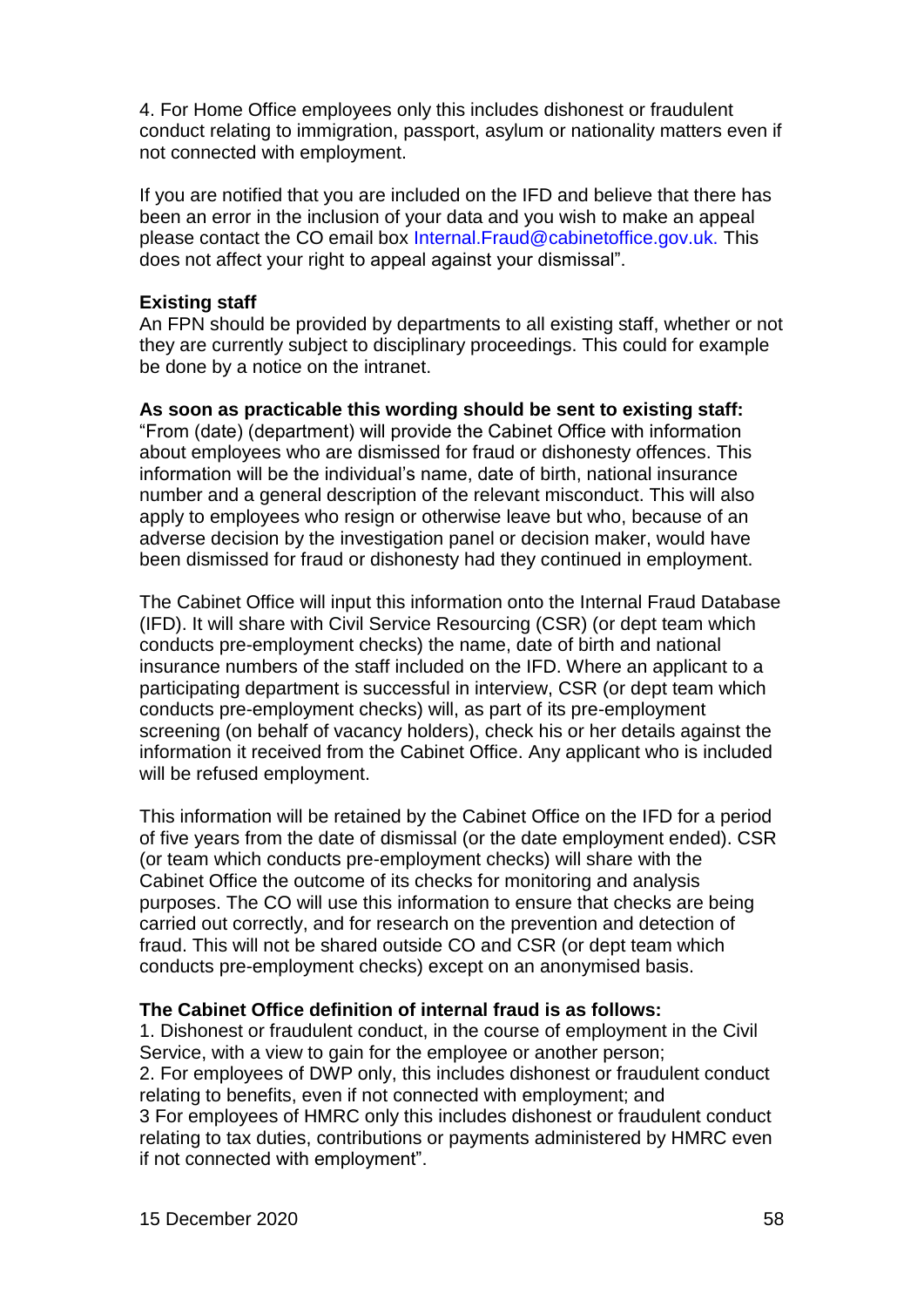4. For Home Office employees only this includes dishonest or fraudulent conduct relating to immigration, passport, asylum or nationality matters even if not connected with employment.

If you are notified that you are included on the IFD and believe that there has been an error in the inclusion of your data and you wish to make an appeal please contact the CO email box Internal.Fraud@cabinetoffice.gov.uk. This does not affect your right to appeal against your dismissal".

**Existing staff**

An FPN should be provided by departments to all existing staff, whether or not they are currently subject to disciplinary proceedings. This could for example be done by a notice on the intranet.

**As soon as practicable this wording should be sent to existing staff:**

"From (date) (department) will provide the Cabinet Office with information about employees who are dismissed for fraud or dishonesty offences. This information will be the individual's name, date of birth, national insurance number and a general description of the relevant misconduct. This will also apply to employees who resign or otherwise leave but who, because of an adverse decision by the investigation panel or decision maker, would have been dismissed for fraud or dishonesty had they continued in employment.

The Cabinet Office will input this information onto the Internal Fraud Database (IFD). It will share with Civil Service Resourcing (CSR) (or dept team which conducts pre-employment checks) the name, date of birth and national insurance numbers of the staff included on the IFD. Where an applicant to a participating department is successful in interview, CSR (or dept team which conducts pre-employment checks) will, as part of its pre-employment screening (on behalf of vacancy holders), check his or her details against the information it received from the Cabinet Office. Any applicant who is included will be refused employment.

This information will be retained by the Cabinet Office on the IFD for a period of five years from the date of dismissal (or the date employment ended). CSR (or team which conducts pre-employment checks) will share with the Cabinet Office the outcome of its checks for monitoring and analysis purposes. The CO will use this information to ensure that checks are being carried out correctly, and for research on the prevention and detection of fraud. This will not be shared outside CO and CSR (or dept team which conducts pre-employment checks) except on an anonymised basis.

**The Cabinet Office definition of internal fraud is as follows:**

1. Dishonest or fraudulent conduct, in the course of employment in the Civil Service, with a view to gain for the employee or another person;
2. For employees of DWP only, this includes dishonest or fraudulent conduct relating to benefits, even if not connected with employment; and
3 For employees of HMRC only this includes dishonest or fraudulent conduct relating to tax duties, contributions or payments administered by HMRC even if not connected with employment".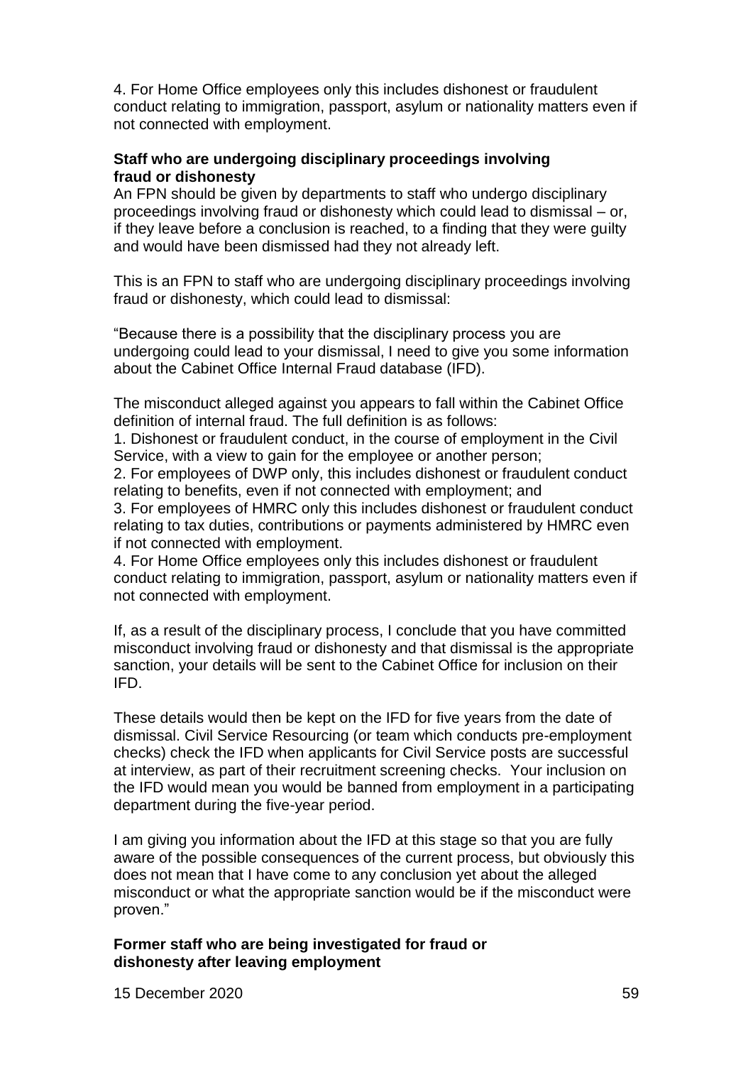4. For Home Office employees only this includes dishonest or fraudulent conduct relating to immigration, passport, asylum or nationality matters even if not connected with employment.

**Staff who are undergoing disciplinary proceedings involving fraud or dishonesty**

An FPN should be given by departments to staff who undergo disciplinary proceedings involving fraud or dishonesty which could lead to dismissal – or, if they leave before a conclusion is reached, to a finding that they were guilty and would have been dismissed had they not already left.

This is an FPN to staff who are undergoing disciplinary proceedings involving fraud or dishonesty, which could lead to dismissal:

"Because there is a possibility that the disciplinary process you are undergoing could lead to your dismissal, I need to give you some information about the Cabinet Office Internal Fraud database (IFD).

The misconduct alleged against you appears to fall within the Cabinet Office definition of internal fraud. The full definition is as follows:

1. Dishonest or fraudulent conduct, in the course of employment in the Civil Service, with a view to gain for the employee or another person;
2. For employees of DWP only, this includes dishonest or fraudulent conduct relating to benefits, even if not connected with employment; and
3. For employees of HMRC only this includes dishonest or fraudulent conduct relating to tax duties, contributions or payments administered by HMRC even if not connected with employment.
4. For Home Office employees only this includes dishonest or fraudulent conduct relating to immigration, passport, asylum or nationality matters even if not connected with employment.

If, as a result of the disciplinary process, I conclude that you have committed misconduct involving fraud or dishonesty and that dismissal is the appropriate sanction, your details will be sent to the Cabinet Office for inclusion on their IFD.

These details would then be kept on the IFD for five years from the date of dismissal. Civil Service Resourcing (or team which conducts pre-employment checks) check the IFD when applicants for Civil Service posts are successful at interview, as part of their recruitment screening checks. Your inclusion on the IFD would mean you would be banned from employment in a participating department during the five-year period.

I am giving you information about the IFD at this stage so that you are fully aware of the possible consequences of the current process, but obviously this does not mean that I have come to any conclusion yet about the alleged misconduct or what the appropriate sanction would be if the misconduct were proven."

**Former staff who are being investigated for fraud or dishonesty after leaving employment**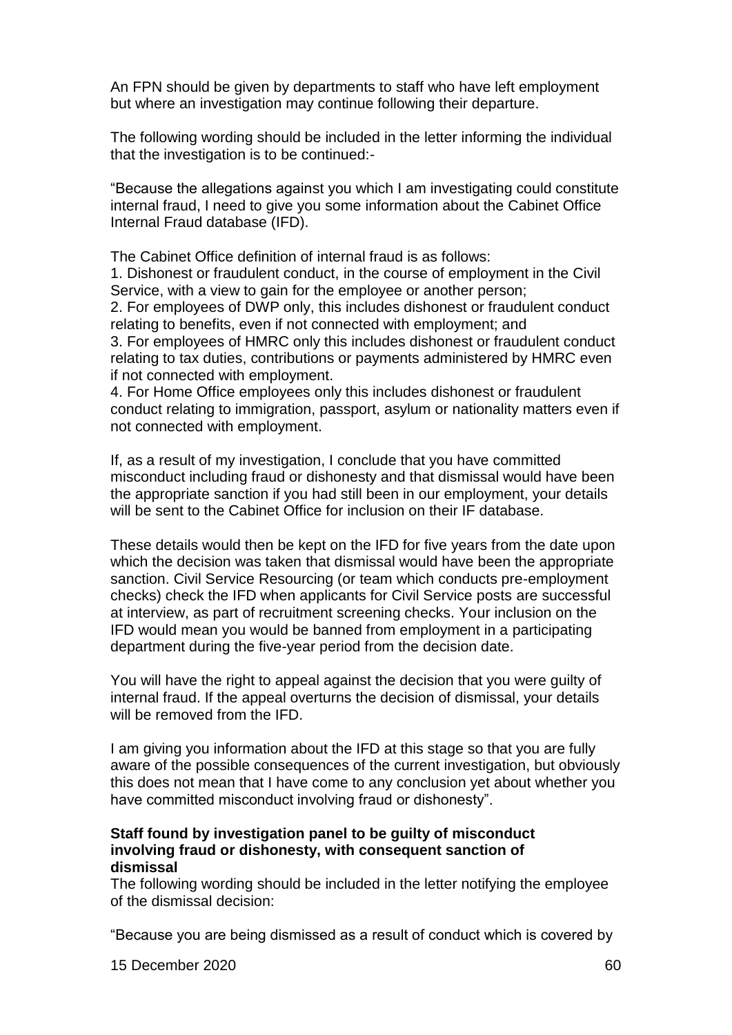An FPN should be given by departments to staff who have left employment but where an investigation may continue following their departure.

The following wording should be included in the letter informing the individual that the investigation is to be continued:-

"Because the allegations against you which I am investigating could constitute internal fraud, I need to give you some information about the Cabinet Office Internal Fraud database (IFD).

The Cabinet Office definition of internal fraud is as follows:

1. Dishonest or fraudulent conduct, in the course of employment in the Civil Service, with a view to gain for the employee or another person;
2. For employees of DWP only, this includes dishonest or fraudulent conduct relating to benefits, even if not connected with employment; and
3. For employees of HMRC only this includes dishonest or fraudulent conduct relating to tax duties, contributions or payments administered by HMRC even if not connected with employment.
4. For Home Office employees only this includes dishonest or fraudulent conduct relating to immigration, passport, asylum or nationality matters even if not connected with employment.

If, as a result of my investigation, I conclude that you have committed misconduct including fraud or dishonesty and that dismissal would have been the appropriate sanction if you had still been in our employment, your details will be sent to the Cabinet Office for inclusion on their IF database.

These details would then be kept on the IFD for five years from the date upon which the decision was taken that dismissal would have been the appropriate sanction. Civil Service Resourcing (or team which conducts pre-employment checks) check the IFD when applicants for Civil Service posts are successful at interview, as part of recruitment screening checks. Your inclusion on the IFD would mean you would be banned from employment in a participating department during the five-year period from the decision date.

You will have the right to appeal against the decision that you were guilty of internal fraud. If the appeal overturns the decision of dismissal, your details will be removed from the IFD.

I am giving you information about the IFD at this stage so that you are fully aware of the possible consequences of the current investigation, but obviously this does not mean that I have come to any conclusion yet about whether you have committed misconduct involving fraud or dishonesty".

**Staff found by investigation panel to be guilty of misconduct involving fraud or dishonesty, with consequent sanction of dismissal**

The following wording should be included in the letter notifying the employee of the dismissal decision:

"Because you are being dismissed as a result of conduct which is covered by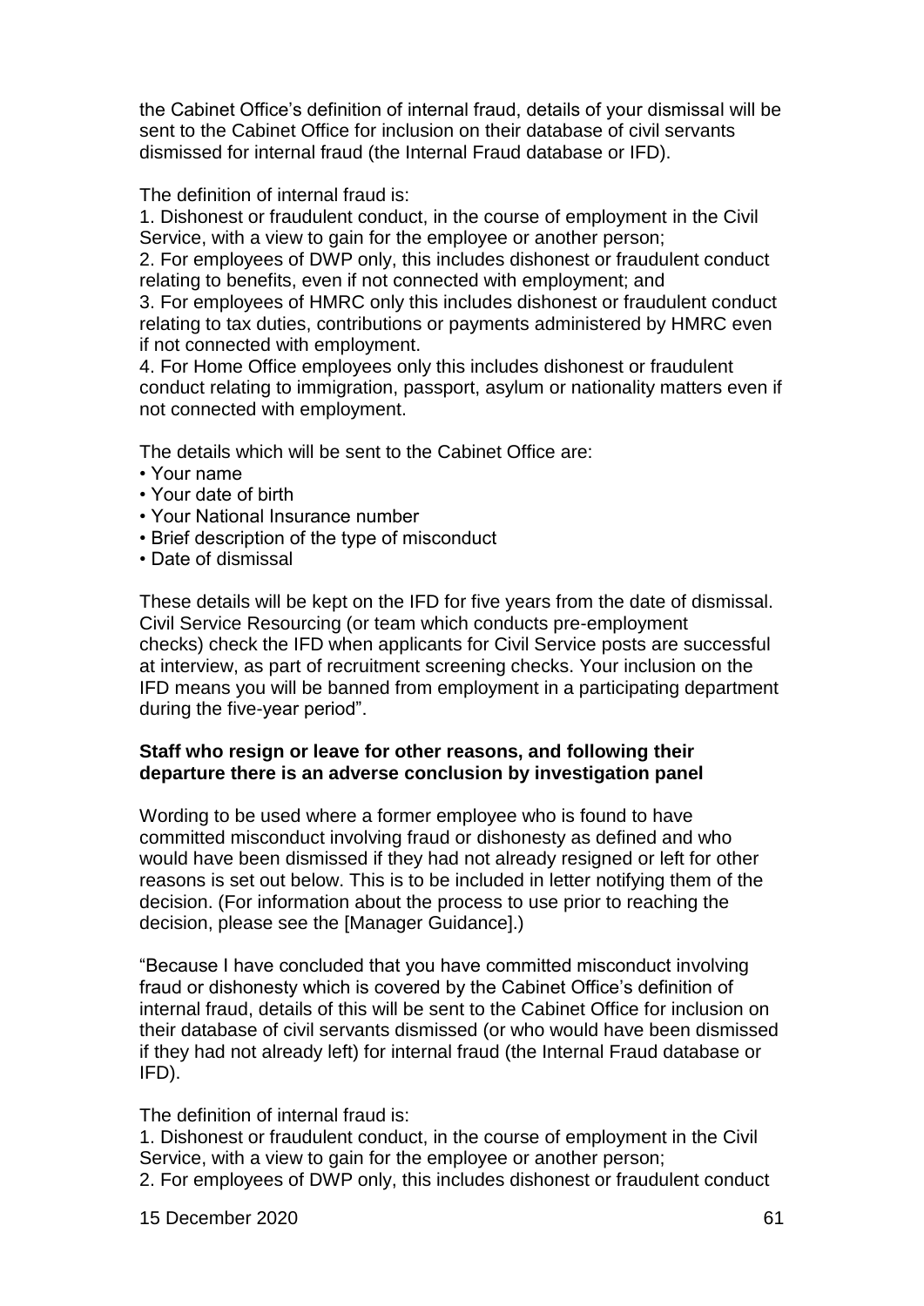the Cabinet Office's definition of internal fraud, details of your dismissal will be sent to the Cabinet Office for inclusion on their database of civil servants dismissed for internal fraud (the Internal Fraud database or IFD).

The definition of internal fraud is:

1. Dishonest or fraudulent conduct, in the course of employment in the Civil Service, with a view to gain for the employee or another person;
2. For employees of DWP only, this includes dishonest or fraudulent conduct relating to benefits, even if not connected with employment; and
3. For employees of HMRC only this includes dishonest or fraudulent conduct relating to tax duties, contributions or payments administered by HMRC even if not connected with employment.
4. For Home Office employees only this includes dishonest or fraudulent conduct relating to immigration, passport, asylum or nationality matters even if not connected with employment.

The details which will be sent to the Cabinet Office are:

- Your name
- Your date of birth
- Your National Insurance number
- Brief description of the type of misconduct
- Date of dismissal

These details will be kept on the IFD for five years from the date of dismissal. Civil Service Resourcing (or team which conducts pre-employment checks) check the IFD when applicants for Civil Service posts are successful at interview, as part of recruitment screening checks. Your inclusion on the IFD means you will be banned from employment in a participating department during the five-year period".

**Staff who resign or leave for other reasons, and following their departure there is an adverse conclusion by investigation panel**

Wording to be used where a former employee who is found to have committed misconduct involving fraud or dishonesty as defined and who would have been dismissed if they had not already resigned or left for other reasons is set out below. This is to be included in letter notifying them of the decision. (For information about the process to use prior to reaching the decision, please see the [Manager Guidance].)

"Because I have concluded that you have committed misconduct involving fraud or dishonesty which is covered by the Cabinet Office's definition of internal fraud, details of this will be sent to the Cabinet Office for inclusion on their database of civil servants dismissed (or who would have been dismissed if they had not already left) for internal fraud (the Internal Fraud database or IFD).

The definition of internal fraud is:

1. Dishonest or fraudulent conduct, in the course of employment in the Civil Service, with a view to gain for the employee or another person;
2. For employees of DWP only, this includes dishonest or fraudulent conduct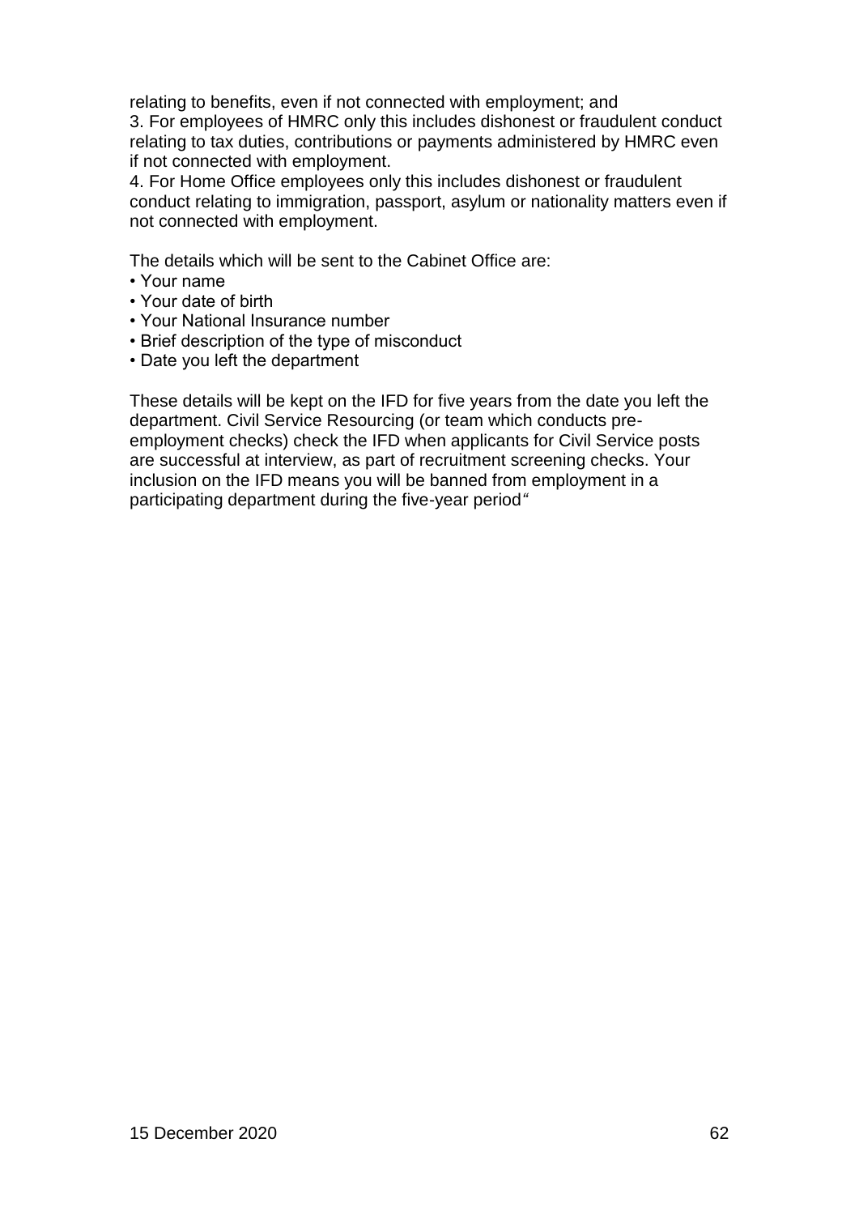relating to benefits, even if not connected with employment; and

3. For employees of HMRC only this includes dishonest or fraudulent conduct relating to tax duties, contributions or payments administered by HMRC even if not connected with employment.

4. For Home Office employees only this includes dishonest or fraudulent conduct relating to immigration, passport, asylum or nationality matters even if not connected with employment.

The details which will be sent to the Cabinet Office are:

- Your name
- Your date of birth
- Your National Insurance number
- Brief description of the type of misconduct
- Date you left the department

These details will be kept on the IFD for five years from the date you left the department. Civil Service Resourcing (or team which conducts pre-employment checks) check the IFD when applicants for Civil Service posts are successful at interview, as part of recruitment screening checks. Your inclusion on the IFD means you will be banned from employment in a participating department during the five-year period"